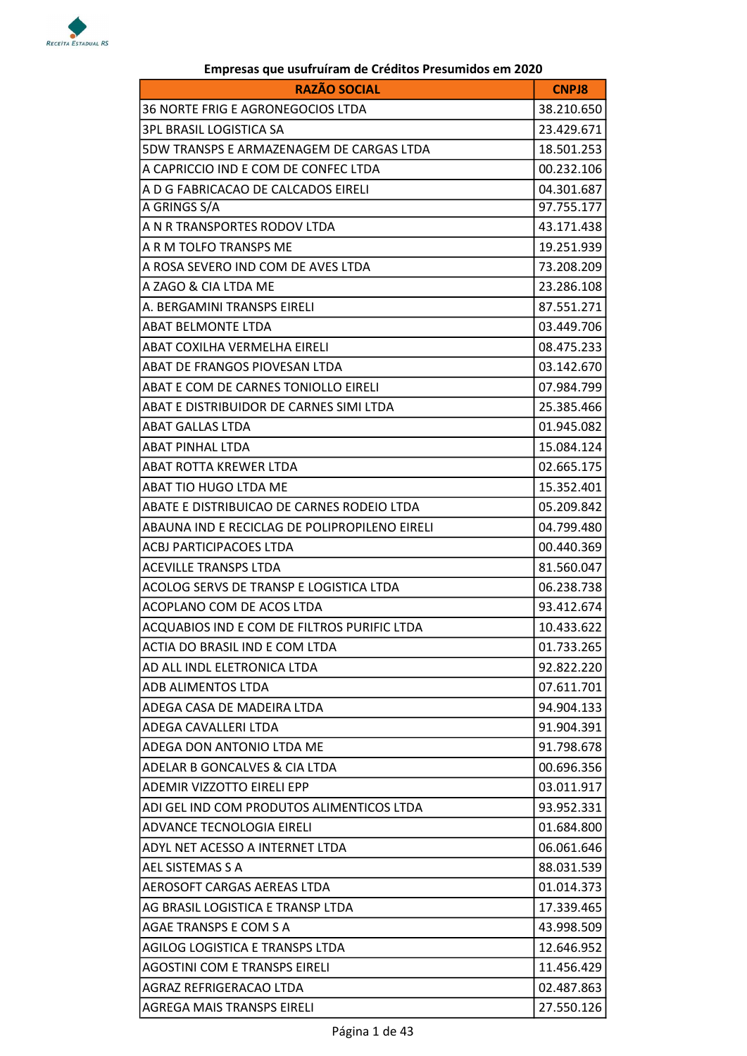**Empresas que usufruíram de Créditos Presumidos em 2020**

| RAZÃO SOCIAL | CNPJ8 |
|---|---|
| 36 NORTE FRIG E AGRONEGOCIOS LTDA | 38.210.650 |
| 3PL BRASIL LOGISTICA SA | 23.429.671 |
| 5DW TRANSPS E ARMAZENAGEM DE CARGAS LTDA | 18.501.253 |
| A CAPRICCIO IND E COM DE CONFEC LTDA | 00.232.106 |
| A D G FABRICACAO DE CALCADOS EIRELI | 04.301.687 |
| A GRINGS S/A | 97.755.177 |
| A N R TRANSPORTES RODOV LTDA | 43.171.438 |
| A R M TOLFO TRANSPS ME | 19.251.939 |
| A ROSA SEVERO IND COM DE AVES LTDA | 73.208.209 |
| A ZAGO & CIA LTDA ME | 23.286.108 |
| A. BERGAMINI TRANSPS EIRELI | 87.551.271 |
| ABAT BELMONTE LTDA | 03.449.706 |
| ABAT COXILHA VERMELHA EIRELI | 08.475.233 |
| ABAT DE FRANGOS PIOVESAN LTDA | 03.142.670 |
| ABAT E COM DE CARNES TONIOLLO EIRELI | 07.984.799 |
| ABAT E DISTRIBUIDOR DE CARNES SIMI LTDA | 25.385.466 |
| ABAT GALLAS LTDA | 01.945.082 |
| ABAT PINHAL LTDA | 15.084.124 |
| ABAT ROTTA KREWER LTDA | 02.665.175 |
| ABAT TIO HUGO LTDA ME | 15.352.401 |
| ABATE E DISTRIBUICAO DE CARNES RODEIO LTDA | 05.209.842 |
| ABAUNA IND E RECICLAG DE POLIPROPILENO EIRELI | 04.799.480 |
| ACBJ PARTICIPACOES LTDA | 00.440.369 |
| ACEVILLE TRANSPS LTDA | 81.560.047 |
| ACOLOG SERVS DE TRANSP E LOGISTICA LTDA | 06.238.738 |
| ACOPLANO COM DE ACOS LTDA | 93.412.674 |
| ACQUABIOS IND E COM DE FILTROS PURIFIC LTDA | 10.433.622 |
| ACTIA DO BRASIL IND E COM LTDA | 01.733.265 |
| AD ALL INDL ELETRONICA LTDA | 92.822.220 |
| ADB ALIMENTOS LTDA | 07.611.701 |
| ADEGA CASA DE MADEIRA LTDA | 94.904.133 |
| ADEGA CAVALLERI LTDA | 91.904.391 |
| ADEGA DON ANTONIO LTDA ME | 91.798.678 |
| ADELAR B GONCALVES & CIA LTDA | 00.696.356 |
| ADEMIR VIZZOTTO EIRELI EPP | 03.011.917 |
| ADI GEL IND COM PRODUTOS ALIMENTICOS LTDA | 93.952.331 |
| ADVANCE TECNOLOGIA EIRELI | 01.684.800 |
| ADYL NET ACESSO A INTERNET LTDA | 06.061.646 |
| AEL SISTEMAS S A | 88.031.539 |
| AEROSOFT CARGAS AEREAS LTDA | 01.014.373 |
| AG BRASIL LOGISTICA E TRANSP LTDA | 17.339.465 |
| AGAE TRANSPS E COM S A | 43.998.509 |
| AGILOG LOGISTICA E TRANSPS LTDA | 12.646.952 |
| AGOSTINI COM E TRANSPS EIRELI | 11.456.429 |
| AGRAZ REFRIGERACAO LTDA | 02.487.863 |
| AGREGA MAIS TRANSPS EIRELI | 27.550.126 |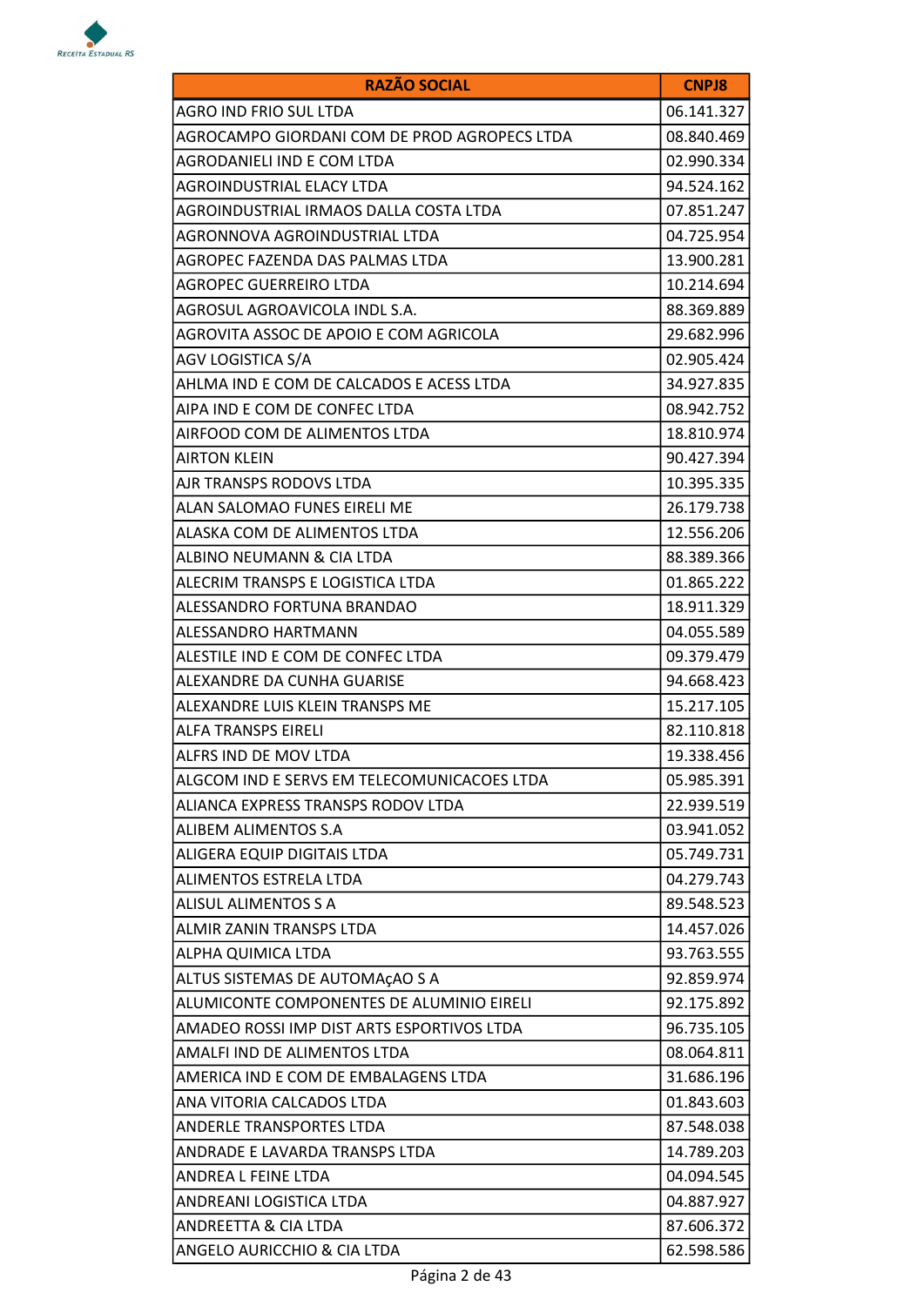| RAZÃO SOCIAL | CNPJ8 |
|---|---|
| AGRO IND FRIO SUL LTDA | 06.141.327 |
| AGROCAMPO GIORDANI COM DE PROD AGROPECS LTDA | 08.840.469 |
| AGRODANIELI IND E COM LTDA | 02.990.334 |
| AGROINDUSTRIAL ELACY LTDA | 94.524.162 |
| AGROINDUSTRIAL IRMAOS DALLA COSTA LTDA | 07.851.247 |
| AGRONNOVA AGROINDUSTRIAL LTDA | 04.725.954 |
| AGROPEC FAZENDA DAS PALMAS LTDA | 13.900.281 |
| AGROPEC GUERREIRO LTDA | 10.214.694 |
| AGROSUL AGROAVICOLA INDL S.A. | 88.369.889 |
| AGROVITA ASSOC DE APOIO E COM AGRICOLA | 29.682.996 |
| AGV LOGISTICA S/A | 02.905.424 |
| AHLMA IND E COM DE CALCADOS E ACESS LTDA | 34.927.835 |
| AIPA IND E COM DE CONFEC LTDA | 08.942.752 |
| AIRFOOD COM DE ALIMENTOS LTDA | 18.810.974 |
| AIRTON KLEIN | 90.427.394 |
| AJR TRANSPS RODOVS LTDA | 10.395.335 |
| ALAN SALOMAO FUNES EIRELI ME | 26.179.738 |
| ALASKA COM DE ALIMENTOS LTDA | 12.556.206 |
| ALBINO NEUMANN & CIA LTDA | 88.389.366 |
| ALECRIM TRANSPS E LOGISTICA LTDA | 01.865.222 |
| ALESSANDRO FORTUNA BRANDAO | 18.911.329 |
| ALESSANDRO HARTMANN | 04.055.589 |
| ALESTILE IND E COM DE CONFEC LTDA | 09.379.479 |
| ALEXANDRE DA CUNHA GUARISE | 94.668.423 |
| ALEXANDRE LUIS KLEIN TRANSPS ME | 15.217.105 |
| ALFA TRANSPS EIRELI | 82.110.818 |
| ALFRS IND DE MOV LTDA | 19.338.456 |
| ALGCOM IND E SERVS EM TELECOMUNICACOES LTDA | 05.985.391 |
| ALIANCA EXPRESS TRANSPS RODOV LTDA | 22.939.519 |
| ALIBEM ALIMENTOS S.A | 03.941.052 |
| ALIGERA EQUIP DIGITAIS LTDA | 05.749.731 |
| ALIMENTOS ESTRELA LTDA | 04.279.743 |
| ALISUL ALIMENTOS S A | 89.548.523 |
| ALMIR ZANIN TRANSPS LTDA | 14.457.026 |
| ALPHA QUIMICA LTDA | 93.763.555 |
| ALTUS SISTEMAS DE AUTOMAçAO S A | 92.859.974 |
| ALUMICONTE COMPONENTES DE ALUMINIO EIRELI | 92.175.892 |
| AMADEO ROSSI IMP DIST ARTS ESPORTIVOS LTDA | 96.735.105 |
| AMALFI IND DE ALIMENTOS LTDA | 08.064.811 |
| AMERICA IND E COM DE EMBALAGENS LTDA | 31.686.196 |
| ANA VITORIA CALCADOS LTDA | 01.843.603 |
| ANDERLE TRANSPORTES LTDA | 87.548.038 |
| ANDRADE E LAVARDA TRANSPS LTDA | 14.789.203 |
| ANDREA L FEINE LTDA | 04.094.545 |
| ANDREANI LOGISTICA LTDA | 04.887.927 |
| ANDREETTA & CIA LTDA | 87.606.372 |
| ANGELO AURICCHIO & CIA LTDA | 62.598.586 |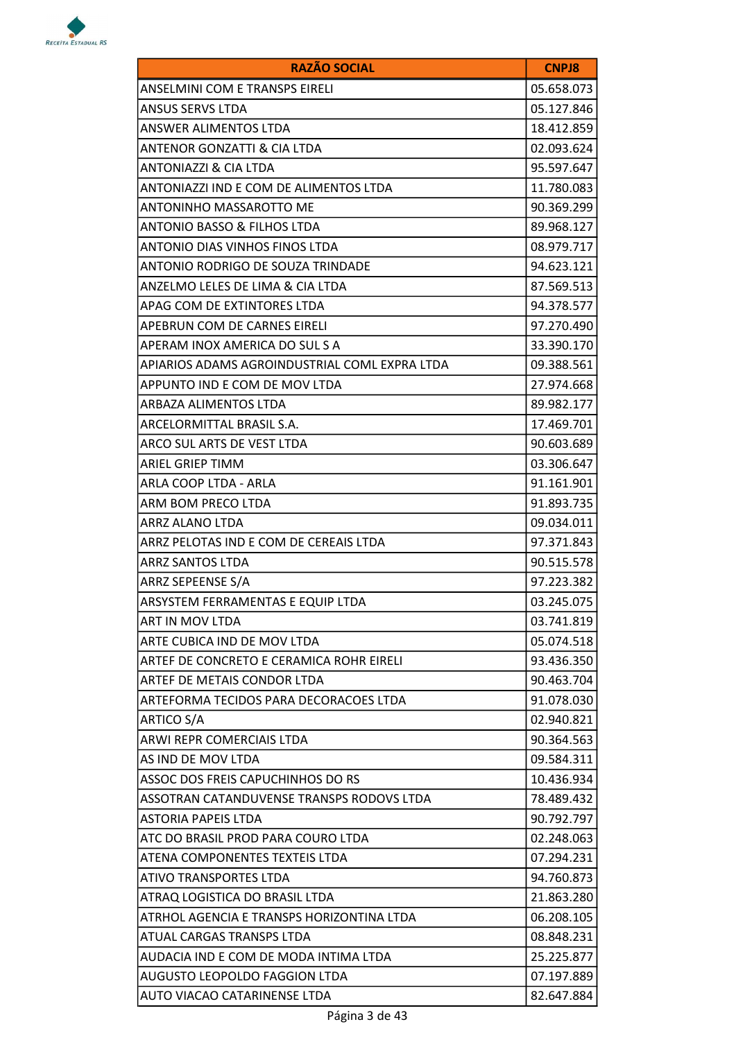| RAZÃO SOCIAL | CNPJ8 |
|---|---|
| ANSELMINI COM E TRANSPS EIRELI | 05.658.073 |
| ANSUS SERVS LTDA | 05.127.846 |
| ANSWER ALIMENTOS LTDA | 18.412.859 |
| ANTENOR GONZATTI & CIA LTDA | 02.093.624 |
| ANTONIAZZI & CIA LTDA | 95.597.647 |
| ANTONIAZZI IND E COM DE ALIMENTOS LTDA | 11.780.083 |
| ANTONINHO MASSAROTTO ME | 90.369.299 |
| ANTONIO BASSO & FILHOS LTDA | 89.968.127 |
| ANTONIO DIAS VINHOS FINOS LTDA | 08.979.717 |
| ANTONIO RODRIGO DE SOUZA TRINDADE | 94.623.121 |
| ANZELMO LELES DE LIMA & CIA LTDA | 87.569.513 |
| APAG COM DE EXTINTORES LTDA | 94.378.577 |
| APEBRUN COM DE CARNES EIRELI | 97.270.490 |
| APERAM INOX AMERICA DO SUL S A | 33.390.170 |
| APIARIOS ADAMS AGROINDUSTRIAL COML EXPRA LTDA | 09.388.561 |
| APPUNTO IND E COM DE MOV LTDA | 27.974.668 |
| ARBAZA ALIMENTOS LTDA | 89.982.177 |
| ARCELORMITTAL BRASIL S.A. | 17.469.701 |
| ARCO SUL ARTS DE VEST LTDA | 90.603.689 |
| ARIEL GRIEP TIMM | 03.306.647 |
| ARLA COOP LTDA - ARLA | 91.161.901 |
| ARM BOM PRECO LTDA | 91.893.735 |
| ARRZ ALANO LTDA | 09.034.011 |
| ARRZ PELOTAS IND E COM DE CEREAIS LTDA | 97.371.843 |
| ARRZ SANTOS LTDA | 90.515.578 |
| ARRZ SEPEENSE S/A | 97.223.382 |
| ARSYSTEM FERRAMENTAS E EQUIP LTDA | 03.245.075 |
| ART IN MOV LTDA | 03.741.819 |
| ARTE CUBICA IND DE MOV LTDA | 05.074.518 |
| ARTEF DE CONCRETO E CERAMICA ROHR EIRELI | 93.436.350 |
| ARTEF DE METAIS CONDOR LTDA | 90.463.704 |
| ARTEFORMA TECIDOS PARA DECORACOES LTDA | 91.078.030 |
| ARTICO S/A | 02.940.821 |
| ARWI REPR COMERCIAIS LTDA | 90.364.563 |
| AS IND DE MOV LTDA | 09.584.311 |
| ASSOC DOS FREIS CAPUCHINHOS DO RS | 10.436.934 |
| ASSOTRAN CATANDUVENSE TRANSPS RODOVS LTDA | 78.489.432 |
| ASTORIA PAPEIS LTDA | 90.792.797 |
| ATC DO BRASIL PROD PARA COURO LTDA | 02.248.063 |
| ATENA COMPONENTES TEXTEIS LTDA | 07.294.231 |
| ATIVO TRANSPORTES LTDA | 94.760.873 |
| ATRAQ LOGISTICA DO BRASIL LTDA | 21.863.280 |
| ATRHOL AGENCIA E TRANSPS HORIZONTINA LTDA | 06.208.105 |
| ATUAL CARGAS TRANSPS LTDA | 08.848.231 |
| AUDACIA IND E COM DE MODA INTIMA LTDA | 25.225.877 |
| AUGUSTO LEOPOLDO FAGGION LTDA | 07.197.889 |
| AUTO VIACAO CATARINENSE LTDA | 82.647.884 |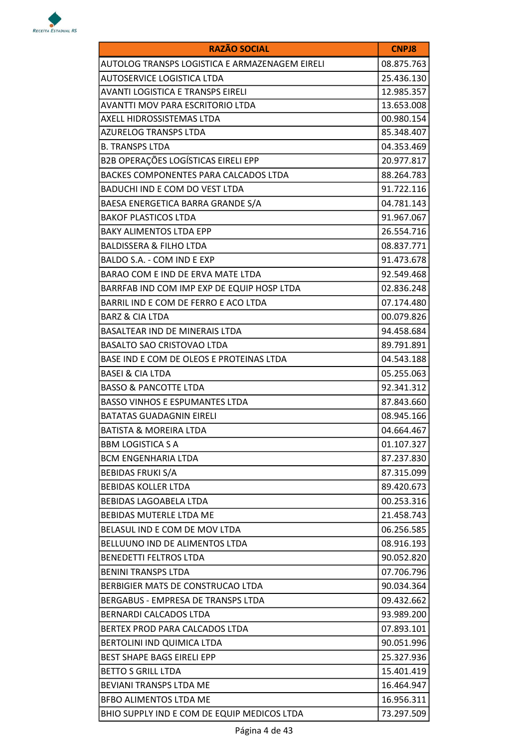| RAZÃO SOCIAL | CNPJ8 |
|---|---|
| AUTOLOG TRANSPS LOGISTICA E ARMAZENAGEM EIRELI | 08.875.763 |
| AUTOSERVICE LOGISTICA LTDA | 25.436.130 |
| AVANTI LOGISTICA E TRANSPS EIRELI | 12.985.357 |
| AVANTTI MOV PARA ESCRITORIO LTDA | 13.653.008 |
| AXELL HIDROSSISTEMAS LTDA | 00.980.154 |
| AZURELOG TRANSPS LTDA | 85.348.407 |
| B. TRANSPS LTDA | 04.353.469 |
| B2B OPERAÇÕES LOGÍSTICAS EIRELI EPP | 20.977.817 |
| BACKES COMPONENTES PARA CALCADOS LTDA | 88.264.783 |
| BADUCHI IND E COM DO VEST LTDA | 91.722.116 |
| BAESA ENERGETICA BARRA GRANDE S/A | 04.781.143 |
| BAKOF PLASTICOS LTDA | 91.967.067 |
| BAKY ALIMENTOS LTDA EPP | 26.554.716 |
| BALDISSERA & FILHO LTDA | 08.837.771 |
| BALDO S.A. - COM IND E EXP | 91.473.678 |
| BARAO COM E IND DE ERVA MATE LTDA | 92.549.468 |
| BARRFAB IND COM IMP EXP DE EQUIP HOSP LTDA | 02.836.248 |
| BARRIL IND E COM DE FERRO E ACO LTDA | 07.174.480 |
| BARZ & CIA LTDA | 00.079.826 |
| BASALTEAR IND DE MINERAIS LTDA | 94.458.684 |
| BASALTO SAO CRISTOVAO LTDA | 89.791.891 |
| BASE IND E COM DE OLEOS E PROTEINAS LTDA | 04.543.188 |
| BASEI & CIA LTDA | 05.255.063 |
| BASSO & PANCOTTE LTDA | 92.341.312 |
| BASSO VINHOS E ESPUMANTES LTDA | 87.843.660 |
| BATATAS GUADAGNIN EIRELI | 08.945.166 |
| BATISTA & MOREIRA LTDA | 04.664.467 |
| BBM LOGISTICA S A | 01.107.327 |
| BCM ENGENHARIA LTDA | 87.237.830 |
| BEBIDAS FRUKI S/A | 87.315.099 |
| BEBIDAS KOLLER LTDA | 89.420.673 |
| BEBIDAS LAGOABELA LTDA | 00.253.316 |
| BEBIDAS MUTERLE LTDA ME | 21.458.743 |
| BELASUL IND E COM DE MOV LTDA | 06.256.585 |
| BELLUUNO IND DE ALIMENTOS LTDA | 08.916.193 |
| BENEDETTI FELTROS LTDA | 90.052.820 |
| BENINI TRANSPS LTDA | 07.706.796 |
| BERBIGIER MATS DE CONSTRUCAO LTDA | 90.034.364 |
| BERGABUS - EMPRESA DE TRANSPS LTDA | 09.432.662 |
| BERNARDI CALCADOS LTDA | 93.989.200 |
| BERTEX PROD PARA CALCADOS LTDA | 07.893.101 |
| BERTOLINI IND QUIMICA LTDA | 90.051.996 |
| BEST SHAPE BAGS EIRELI EPP | 25.327.936 |
| BETTO S GRILL LTDA | 15.401.419 |
| BEVIANI TRANSPS LTDA ME | 16.464.947 |
| BFBO ALIMENTOS LTDA ME | 16.956.311 |
| BHIO SUPPLY IND E COM DE EQUIP MEDICOS LTDA | 73.297.509 |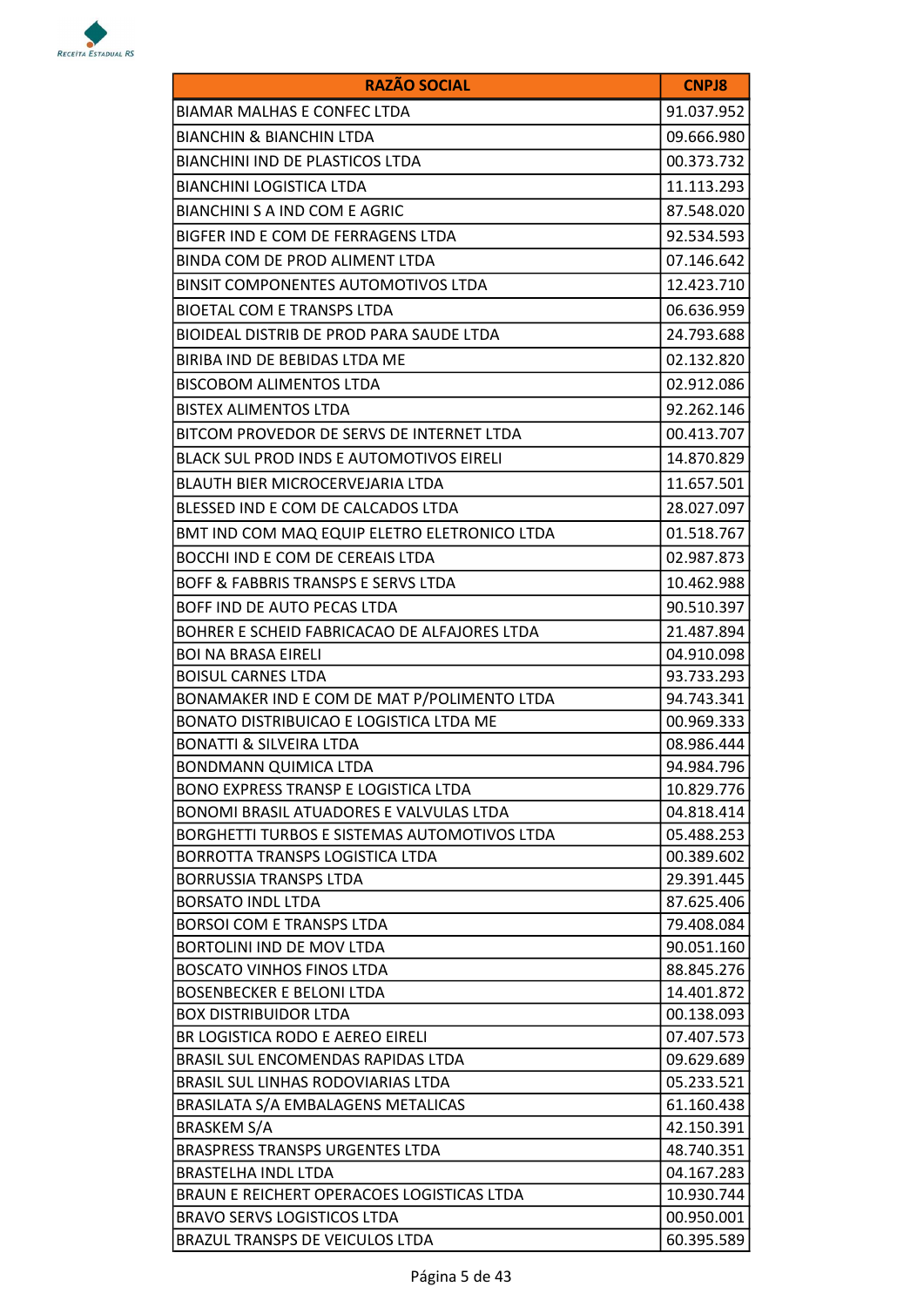| RAZÃO SOCIAL | CNPJ8 |
|---|---|
| BIAMAR MALHAS E CONFEC LTDA | 91.037.952 |
| BIANCHIN & BIANCHIN LTDA | 09.666.980 |
| BIANCHINI IND DE PLASTICOS LTDA | 00.373.732 |
| BIANCHINI LOGISTICA LTDA | 11.113.293 |
| BIANCHINI S A IND COM E AGRIC | 87.548.020 |
| BIGFER IND E COM DE FERRAGENS LTDA | 92.534.593 |
| BINDA COM DE PROD ALIMENT LTDA | 07.146.642 |
| BINSIT COMPONENTES AUTOMOTIVOS LTDA | 12.423.710 |
| BIOETAL COM E TRANSPS LTDA | 06.636.959 |
| BIOIDEAL DISTRIB DE PROD PARA SAUDE LTDA | 24.793.688 |
| BIRIBA IND DE BEBIDAS LTDA ME | 02.132.820 |
| BISCOBOM ALIMENTOS LTDA | 02.912.086 |
| BISTEX ALIMENTOS LTDA | 92.262.146 |
| BITCOM PROVEDOR DE SERVS DE INTERNET LTDA | 00.413.707 |
| BLACK SUL PROD INDS E AUTOMOTIVOS EIRELI | 14.870.829 |
| BLAUTH BIER MICROCERVEJARIA LTDA | 11.657.501 |
| BLESSED IND E COM DE CALCADOS LTDA | 28.027.097 |
| BMT IND COM MAQ EQUIP ELETRO ELETRONICO LTDA | 01.518.767 |
| BOCCHI IND E COM DE CEREAIS LTDA | 02.987.873 |
| BOFF & FABBRIS TRANSPS E SERVS LTDA | 10.462.988 |
| BOFF IND DE AUTO PECAS LTDA | 90.510.397 |
| BOHRER E SCHEID FABRICACAO DE ALFAJORES LTDA | 21.487.894 |
| BOI NA BRASA EIRELI | 04.910.098 |
| BOISUL CARNES LTDA | 93.733.293 |
| BONAMAKER IND E COM DE MAT P/POLIMENTO LTDA | 94.743.341 |
| BONATO DISTRIBUICAO E LOGISTICA LTDA ME | 00.969.333 |
| BONATTI & SILVEIRA LTDA | 08.986.444 |
| BONDMANN QUIMICA LTDA | 94.984.796 |
| BONO EXPRESS TRANSP E LOGISTICA LTDA | 10.829.776 |
| BONOMI BRASIL ATUADORES E VALVULAS LTDA | 04.818.414 |
| BORGHETTI TURBOS E SISTEMAS AUTOMOTIVOS LTDA | 05.488.253 |
| BORROTTA TRANSPS LOGISTICA LTDA | 00.389.602 |
| BORRUSSIA TRANSPS LTDA | 29.391.445 |
| BORSATO INDL LTDA | 87.625.406 |
| BORSOI COM E TRANSPS LTDA | 79.408.084 |
| BORTOLINI IND DE MOV LTDA | 90.051.160 |
| BOSCATO VINHOS FINOS LTDA | 88.845.276 |
| BOSENBECKER E BELONI LTDA | 14.401.872 |
| BOX DISTRIBUIDOR LTDA | 00.138.093 |
| BR LOGISTICA RODO E AEREO EIRELI | 07.407.573 |
| BRASIL SUL ENCOMENDAS RAPIDAS LTDA | 09.629.689 |
| BRASIL SUL LINHAS RODOVIARIAS LTDA | 05.233.521 |
| BRASILATA S/A EMBALAGENS METALICAS | 61.160.438 |
| BRASKEM S/A | 42.150.391 |
| BRASPRESS TRANSPS URGENTES LTDA | 48.740.351 |
| BRASTELHA INDL LTDA | 04.167.283 |
| BRAUN E REICHERT OPERACOES LOGISTICAS LTDA | 10.930.744 |
| BRAVO SERVS LOGISTICOS LTDA | 00.950.001 |
| BRAZUL TRANSPS DE VEICULOS LTDA | 60.395.589 |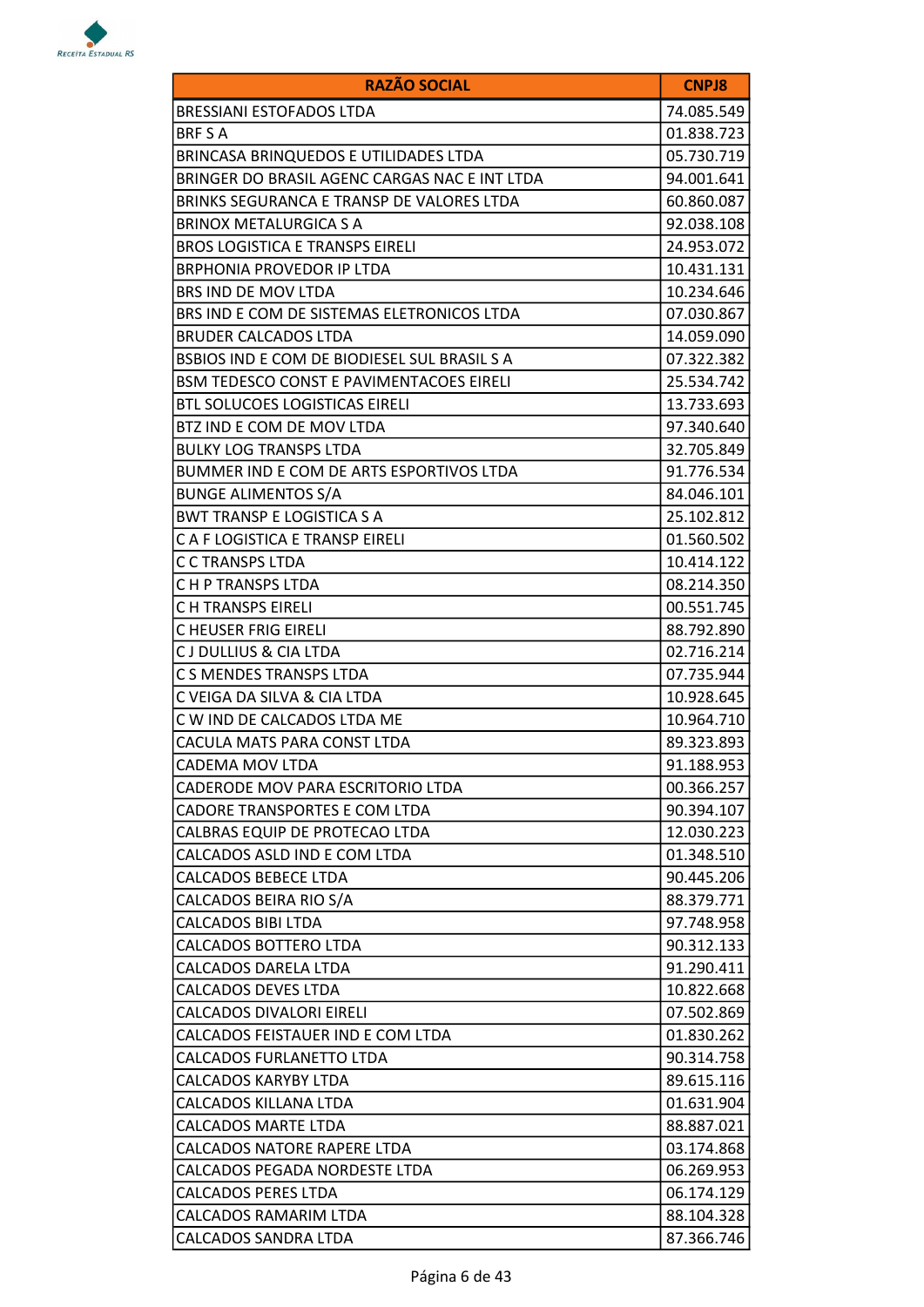| RAZÃO SOCIAL | CNPJ8 |
|---|---|
| BRESSIANI ESTOFADOS LTDA | 74.085.549 |
| BRF S A | 01.838.723 |
| BRINCASA BRINQUEDOS E UTILIDADES LTDA | 05.730.719 |
| BRINGER DO BRASIL AGENC CARGAS NAC E INT LTDA | 94.001.641 |
| BRINKS SEGURANCA E TRANSP DE VALORES LTDA | 60.860.087 |
| BRINOX METALURGICA S A | 92.038.108 |
| BROS LOGISTICA E TRANSPS EIRELI | 24.953.072 |
| BRPHONIA PROVEDOR IP LTDA | 10.431.131 |
| BRS IND DE MOV LTDA | 10.234.646 |
| BRS IND E COM DE SISTEMAS ELETRONICOS LTDA | 07.030.867 |
| BRUDER CALCADOS LTDA | 14.059.090 |
| BSBIOS IND E COM DE BIODIESEL SUL BRASIL S A | 07.322.382 |
| BSM TEDESCO CONST E PAVIMENTACOES EIRELI | 25.534.742 |
| BTL SOLUCOES LOGISTICAS EIRELI | 13.733.693 |
| BTZ IND E COM DE MOV LTDA | 97.340.640 |
| BULKY LOG TRANSPS LTDA | 32.705.849 |
| BUMMER IND E COM DE ARTS ESPORTIVOS LTDA | 91.776.534 |
| BUNGE ALIMENTOS S/A | 84.046.101 |
| BWT TRANSP E LOGISTICA S A | 25.102.812 |
| C A F LOGISTICA E TRANSP EIRELI | 01.560.502 |
| C C TRANSPS LTDA | 10.414.122 |
| C H P TRANSPS LTDA | 08.214.350 |
| C H TRANSPS EIRELI | 00.551.745 |
| C HEUSER FRIG EIRELI | 88.792.890 |
| C J DULLIUS & CIA LTDA | 02.716.214 |
| C S MENDES TRANSPS LTDA | 07.735.944 |
| C VEIGA DA SILVA & CIA LTDA | 10.928.645 |
| C W IND DE CALCADOS LTDA ME | 10.964.710 |
| CACULA MATS PARA CONST LTDA | 89.323.893 |
| CADEMA MOV LTDA | 91.188.953 |
| CADERODE MOV PARA ESCRITORIO LTDA | 00.366.257 |
| CADORE TRANSPORTES E COM LTDA | 90.394.107 |
| CALBRAS EQUIP DE PROTECAO LTDA | 12.030.223 |
| CALCADOS ASLD IND E COM LTDA | 01.348.510 |
| CALCADOS BEBECE LTDA | 90.445.206 |
| CALCADOS BEIRA RIO S/A | 88.379.771 |
| CALCADOS BIBI LTDA | 97.748.958 |
| CALCADOS BOTTERO LTDA | 90.312.133 |
| CALCADOS DARELA LTDA | 91.290.411 |
| CALCADOS DEVES LTDA | 10.822.668 |
| CALCADOS DIVALORI EIRELI | 07.502.869 |
| CALCADOS FEISTAUER IND E COM LTDA | 01.830.262 |
| CALCADOS FURLANETTO LTDA | 90.314.758 |
| CALCADOS KARYBY LTDA | 89.615.116 |
| CALCADOS KILLANA LTDA | 01.631.904 |
| CALCADOS MARTE LTDA | 88.887.021 |
| CALCADOS NATORE RAPERE LTDA | 03.174.868 |
| CALCADOS PEGADA NORDESTE LTDA | 06.269.953 |
| CALCADOS PERES LTDA | 06.174.129 |
| CALCADOS RAMARIM LTDA | 88.104.328 |
| CALCADOS SANDRA LTDA | 87.366.746 |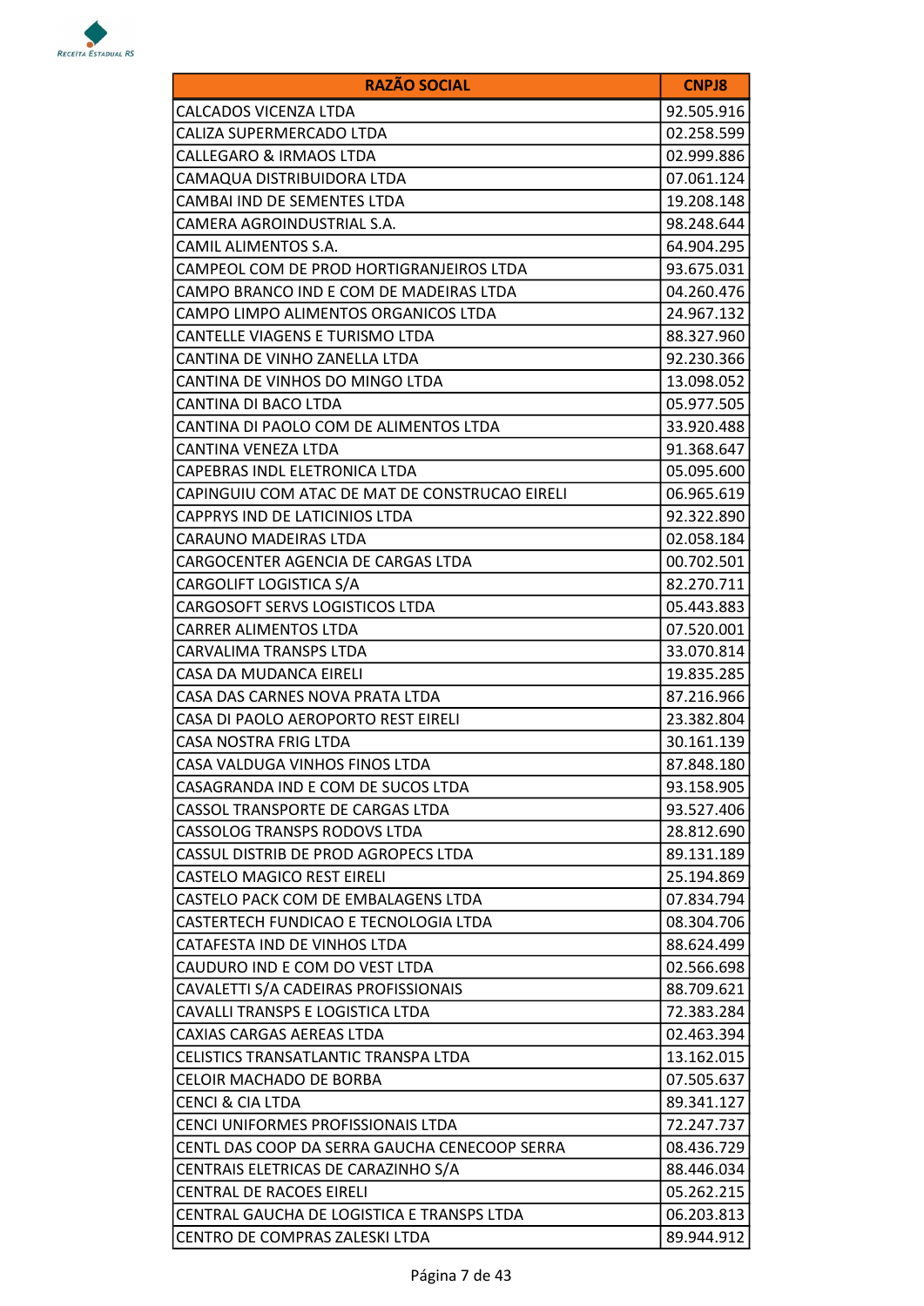| RAZÃO SOCIAL | CNPJ8 |
|---|---|
| CALCADOS VICENZA LTDA | 92.505.916 |
| CALIZA SUPERMERCADO LTDA | 02.258.599 |
| CALLEGARO & IRMAOS LTDA | 02.999.886 |
| CAMAQUA DISTRIBUIDORA LTDA | 07.061.124 |
| CAMBAI IND DE SEMENTES LTDA | 19.208.148 |
| CAMERA AGROINDUSTRIAL S.A. | 98.248.644 |
| CAMIL ALIMENTOS S.A. | 64.904.295 |
| CAMPEOL COM DE PROD HORTIGRANJEIROS LTDA | 93.675.031 |
| CAMPO BRANCO IND E COM DE MADEIRAS LTDA | 04.260.476 |
| CAMPO LIMPO ALIMENTOS ORGANICOS LTDA | 24.967.132 |
| CANTELLE VIAGENS E TURISMO LTDA | 88.327.960 |
| CANTINA DE VINHO ZANELLA LTDA | 92.230.366 |
| CANTINA DE VINHOS DO MINGO LTDA | 13.098.052 |
| CANTINA DI BACO LTDA | 05.977.505 |
| CANTINA DI PAOLO COM DE ALIMENTOS LTDA | 33.920.488 |
| CANTINA VENEZA LTDA | 91.368.647 |
| CAPEBRAS INDL ELETRONICA LTDA | 05.095.600 |
| CAPINGUIU COM ATAC DE MAT DE CONSTRUCAO EIRELI | 06.965.619 |
| CAPPRYS IND DE LATICINIOS LTDA | 92.322.890 |
| CARAUNO MADEIRAS LTDA | 02.058.184 |
| CARGOCENTER AGENCIA DE CARGAS LTDA | 00.702.501 |
| CARGOLIFT LOGISTICA S/A | 82.270.711 |
| CARGOSOFT SERVS LOGISTICOS LTDA | 05.443.883 |
| CARRER ALIMENTOS LTDA | 07.520.001 |
| CARVALIMA TRANSPS LTDA | 33.070.814 |
| CASA DA MUDANCA EIRELI | 19.835.285 |
| CASA DAS CARNES NOVA PRATA LTDA | 87.216.966 |
| CASA DI PAOLO AEROPORTO REST EIRELI | 23.382.804 |
| CASA NOSTRA FRIG LTDA | 30.161.139 |
| CASA VALDUGA VINHOS FINOS LTDA | 87.848.180 |
| CASAGRANDA IND E COM DE SUCOS LTDA | 93.158.905 |
| CASSOL TRANSPORTE DE CARGAS LTDA | 93.527.406 |
| CASSOLOG TRANSPS RODOVS LTDA | 28.812.690 |
| CASSUL DISTRIB DE PROD AGROPECS LTDA | 89.131.189 |
| CASTELO MAGICO REST EIRELI | 25.194.869 |
| CASTELO PACK COM DE EMBALAGENS LTDA | 07.834.794 |
| CASTERTECH FUNDICAO E TECNOLOGIA LTDA | 08.304.706 |
| CATAFESTA IND DE VINHOS LTDA | 88.624.499 |
| CAUDURO IND E COM DO VEST LTDA | 02.566.698 |
| CAVALETTI S/A CADEIRAS PROFISSIONAIS | 88.709.621 |
| CAVALLI TRANSPS E LOGISTICA LTDA | 72.383.284 |
| CAXIAS CARGAS AEREAS LTDA | 02.463.394 |
| CELISTICS TRANSATLANTIC TRANSPA LTDA | 13.162.015 |
| CELOIR MACHADO DE BORBA | 07.505.637 |
| CENCI & CIA LTDA | 89.341.127 |
| CENCI UNIFORMES PROFISSIONAIS LTDA | 72.247.737 |
| CENTL DAS COOP DA SERRA GAUCHA CENECOOP SERRA | 08.436.729 |
| CENTRAIS ELETRICAS DE CARAZINHO S/A | 88.446.034 |
| CENTRAL DE RACOES EIRELI | 05.262.215 |
| CENTRAL GAUCHA DE LOGISTICA E TRANSPS LTDA | 06.203.813 |
| CENTRO DE COMPRAS ZALESKI LTDA | 89.944.912 |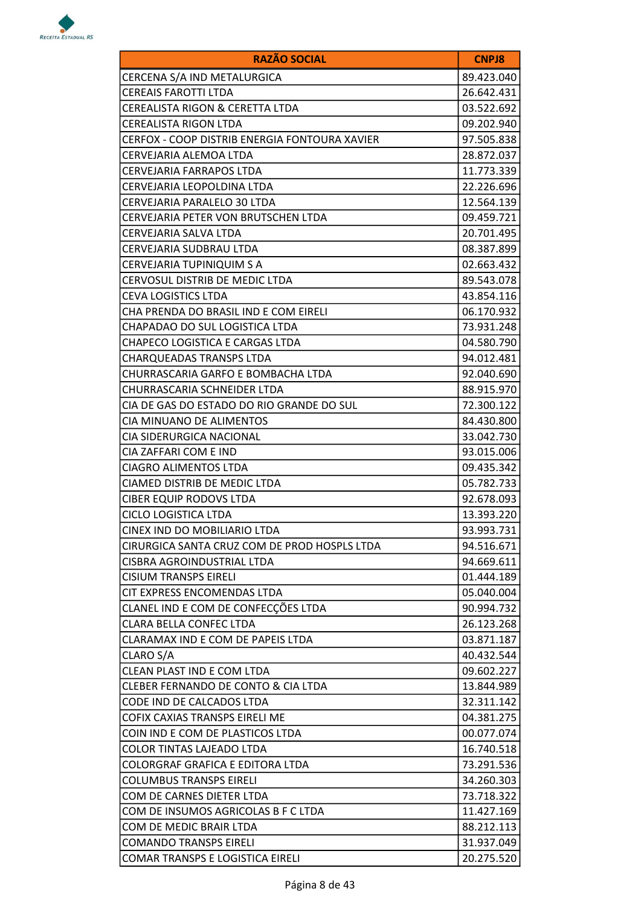| RAZÃO SOCIAL | CNPJ8 |
|---|---|
| CERCENA S/A IND METALURGICA | 89.423.040 |
| CEREAIS FAROTTI LTDA | 26.642.431 |
| CEREALISTA RIGON & CERETTA LTDA | 03.522.692 |
| CEREALISTA RIGON LTDA | 09.202.940 |
| CERFOX - COOP DISTRIB ENERGIA FONTOURA XAVIER | 97.505.838 |
| CERVEJARIA ALEMOA LTDA | 28.872.037 |
| CERVEJARIA FARRAPOS LTDA | 11.773.339 |
| CERVEJARIA LEOPOLDINA LTDA | 22.226.696 |
| CERVEJARIA PARALELO 30 LTDA | 12.564.139 |
| CERVEJARIA PETER VON BRUTSCHEN LTDA | 09.459.721 |
| CERVEJARIA SALVA LTDA | 20.701.495 |
| CERVEJARIA SUDBRAU LTDA | 08.387.899 |
| CERVEJARIA TUPINIQUIM S A | 02.663.432 |
| CERVOSUL DISTRIB DE MEDIC LTDA | 89.543.078 |
| CEVA LOGISTICS LTDA | 43.854.116 |
| CHA PRENDA DO BRASIL IND E COM EIRELI | 06.170.932 |
| CHAPADAO DO SUL LOGISTICA LTDA | 73.931.248 |
| CHAPECO LOGISTICA E CARGAS LTDA | 04.580.790 |
| CHARQUEADAS TRANSPS LTDA | 94.012.481 |
| CHURRASCARIA GARFO E BOMBACHA LTDA | 92.040.690 |
| CHURRASCARIA SCHNEIDER LTDA | 88.915.970 |
| CIA DE GAS DO ESTADO DO RIO GRANDE DO SUL | 72.300.122 |
| CIA MINUANO DE ALIMENTOS | 84.430.800 |
| CIA SIDERURGICA NACIONAL | 33.042.730 |
| CIA ZAFFARI COM E IND | 93.015.006 |
| CIAGRO ALIMENTOS LTDA | 09.435.342 |
| CIAMED DISTRIB DE MEDIC LTDA | 05.782.733 |
| CIBER EQUIP RODOVS LTDA | 92.678.093 |
| CICLO LOGISTICA LTDA | 13.393.220 |
| CINEX IND DO MOBILIARIO LTDA | 93.993.731 |
| CIRURGICA SANTA CRUZ COM DE PROD HOSPLS LTDA | 94.516.671 |
| CISBRA AGROINDUSTRIAL LTDA | 94.669.611 |
| CISIUM TRANSPS EIRELI | 01.444.189 |
| CIT EXPRESS ENCOMENDAS LTDA | 05.040.004 |
| CLANEL IND E COM DE CONFECÇÕES LTDA | 90.994.732 |
| CLARA BELLA CONFEC LTDA | 26.123.268 |
| CLARAMAX IND E COM DE PAPEIS LTDA | 03.871.187 |
| CLARO S/A | 40.432.544 |
| CLEAN PLAST IND E COM LTDA | 09.602.227 |
| CLEBER FERNANDO DE CONTO & CIA LTDA | 13.844.989 |
| CODE IND DE CALCADOS LTDA | 32.311.142 |
| COFIX CAXIAS TRANSPS EIRELI ME | 04.381.275 |
| COIN IND E COM DE PLASTICOS LTDA | 00.077.074 |
| COLOR TINTAS LAJEADO LTDA | 16.740.518 |
| COLORGRAF GRAFICA E EDITORA LTDA | 73.291.536 |
| COLUMBUS TRANSPS EIRELI | 34.260.303 |
| COM DE CARNES DIETER LTDA | 73.718.322 |
| COM DE INSUMOS AGRICOLAS B F C LTDA | 11.427.169 |
| COM DE MEDIC BRAIR LTDA | 88.212.113 |
| COMANDO TRANSPS EIRELI | 31.937.049 |
| COMAR TRANSPS E LOGISTICA EIRELI | 20.275.520 |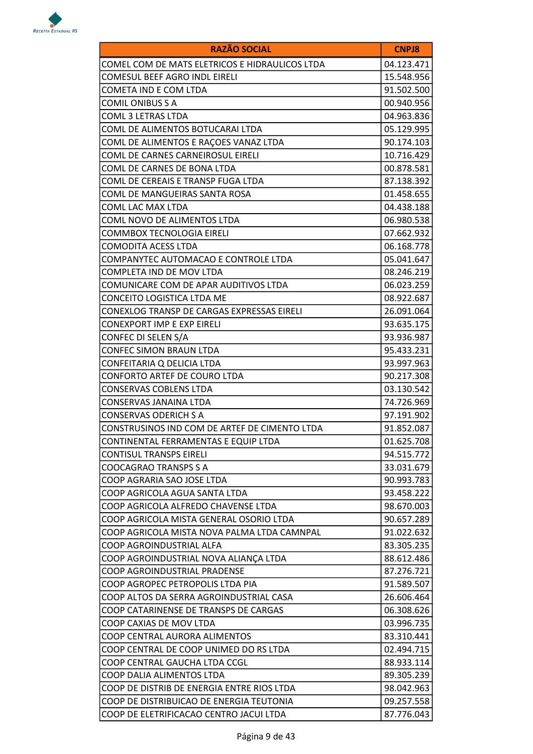| RAZÃO SOCIAL | CNPJ8 |
|---|---|
| COMEL COM DE MATS ELETRICOS E HIDRAULICOS LTDA | 04.123.471 |
| COMESUL BEEF AGRO INDL EIRELI | 15.548.956 |
| COMETA IND E COM LTDA | 91.502.500 |
| COMIL ONIBUS S A | 00.940.956 |
| COML 3 LETRAS LTDA | 04.963.836 |
| COML DE ALIMENTOS BOTUCARAI LTDA | 05.129.995 |
| COML DE ALIMENTOS E RAÇOES VANAZ LTDA | 90.174.103 |
| COML DE CARNES CARNEIROSUL EIRELI | 10.716.429 |
| COML DE CARNES DE BONA LTDA | 00.878.581 |
| COML DE CEREAIS E TRANSP FUGA LTDA | 87.138.392 |
| COML DE MANGUEIRAS SANTA ROSA | 01.458.655 |
| COML LAC MAX LTDA | 04.438.188 |
| COML NOVO DE ALIMENTOS LTDA | 06.980.538 |
| COMMBOX TECNOLOGIA EIRELI | 07.662.932 |
| COMODITA ACESS LTDA | 06.168.778 |
| COMPANYTEC AUTOMACAO E CONTROLE LTDA | 05.041.647 |
| COMPLETA IND DE MOV LTDA | 08.246.219 |
| COMUNICARE COM DE APAR AUDITIVOS LTDA | 06.023.259 |
| CONCEITO LOGISTICA LTDA ME | 08.922.687 |
| CONEXLOG TRANSP DE CARGAS EXPRESSAS EIRELI | 26.091.064 |
| CONEXPORT IMP E EXP EIRELI | 93.635.175 |
| CONFEC DI SELEN S/A | 93.936.987 |
| CONFEC SIMON BRAUN LTDA | 95.433.231 |
| CONFEITARIA Q DELICIA LTDA | 93.997.963 |
| CONFORTO ARTEF DE COURO LTDA | 90.217.308 |
| CONSERVAS COBLENS LTDA | 03.130.542 |
| CONSERVAS JANAINA LTDA | 74.726.969 |
| CONSERVAS ODERICH S A | 97.191.902 |
| CONSTRUSINOS IND COM DE ARTEF DE CIMENTO LTDA | 91.852.087 |
| CONTINENTAL FERRAMENTAS E EQUIP LTDA | 01.625.708 |
| CONTISUL TRANSPS EIRELI | 94.515.772 |
| COOCAGRAO TRANSPS S A | 33.031.679 |
| COOP AGRARIA SAO JOSE LTDA | 90.993.783 |
| COOP AGRICOLA AGUA SANTA LTDA | 93.458.222 |
| COOP AGRICOLA ALFREDO CHAVENSE LTDA | 98.670.003 |
| COOP AGRICOLA MISTA GENERAL OSORIO LTDA | 90.657.289 |
| COOP AGRICOLA MISTA NOVA PALMA LTDA CAMNPAL | 91.022.632 |
| COOP AGROINDUSTRIAL ALFA | 83.305.235 |
| COOP AGROINDUSTRIAL NOVA ALIANÇA LTDA | 88.612.486 |
| COOP AGROINDUSTRIAL PRADENSE | 87.276.721 |
| COOP AGROPEC PETROPOLIS LTDA PIA | 91.589.507 |
| COOP ALTOS DA SERRA AGROINDUSTRIAL CASA | 26.606.464 |
| COOP CATARINENSE DE TRANSPS DE CARGAS | 06.308.626 |
| COOP CAXIAS DE MOV LTDA | 03.996.735 |
| COOP CENTRAL AURORA ALIMENTOS | 83.310.441 |
| COOP CENTRAL DE COOP UNIMED DO RS LTDA | 02.494.715 |
| COOP CENTRAL GAUCHA LTDA CCGL | 88.933.114 |
| COOP DALIA ALIMENTOS LTDA | 89.305.239 |
| COOP DE DISTRIB DE ENERGIA ENTRE RIOS LTDA | 98.042.963 |
| COOP DE DISTRIBUICAO DE ENERGIA TEUTONIA | 09.257.558 |
| COOP DE ELETRIFICACAO CENTRO JACUI LTDA | 87.776.043 |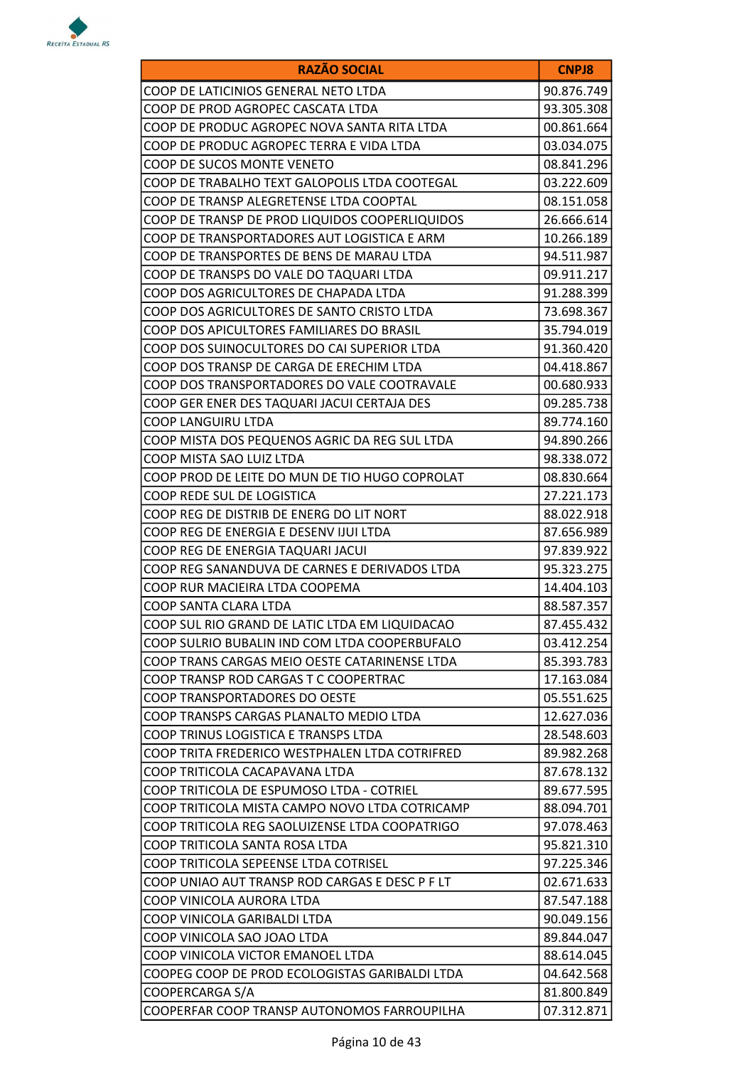| RAZÃO SOCIAL | CNPJ8 |
| --- | --- |
| COOP DE LATICINIOS GENERAL NETO LTDA | 90.876.749 |
| COOP DE PROD AGROPEC CASCATA LTDA | 93.305.308 |
| COOP DE PRODUC AGROPEC NOVA SANTA RITA LTDA | 00.861.664 |
| COOP DE PRODUC AGROPEC TERRA E VIDA LTDA | 03.034.075 |
| COOP DE SUCOS MONTE VENETO | 08.841.296 |
| COOP DE TRABALHO TEXT GALOPOLIS LTDA COOTEGAL | 03.222.609 |
| COOP DE TRANSP ALEGRETENSE LTDA COOPTAL | 08.151.058 |
| COOP DE TRANSP DE PROD LIQUIDOS COOPERLIQUIDOS | 26.666.614 |
| COOP DE TRANSPORTADORES AUT LOGISTICA E ARM | 10.266.189 |
| COOP DE TRANSPORTES DE BENS DE MARAU LTDA | 94.511.987 |
| COOP DE TRANSPS DO VALE DO TAQUARI LTDA | 09.911.217 |
| COOP DOS AGRICULTORES DE CHAPADA LTDA | 91.288.399 |
| COOP DOS AGRICULTORES DE SANTO CRISTO LTDA | 73.698.367 |
| COOP DOS APICULTORES FAMILIARES DO BRASIL | 35.794.019 |
| COOP DOS SUINOCULTORES DO CAI SUPERIOR LTDA | 91.360.420 |
| COOP DOS TRANSP DE CARGA DE ERECHIM LTDA | 04.418.867 |
| COOP DOS TRANSPORTADORES DO VALE COOTRAVALE | 00.680.933 |
| COOP GER ENER DES TAQUARI JACUI CERTAJA DES | 09.285.738 |
| COOP LANGUIRU LTDA | 89.774.160 |
| COOP MISTA DOS PEQUENOS AGRIC DA REG SUL LTDA | 94.890.266 |
| COOP MISTA SAO LUIZ LTDA | 98.338.072 |
| COOP PROD DE LEITE DO MUN DE TIO HUGO COPROLAT | 08.830.664 |
| COOP REDE SUL DE LOGISTICA | 27.221.173 |
| COOP REG DE DISTRIB DE ENERG DO LIT NORT | 88.022.918 |
| COOP REG DE ENERGIA E DESENV IJUI LTDA | 87.656.989 |
| COOP REG DE ENERGIA TAQUARI JACUI | 97.839.922 |
| COOP REG SANANDUVA DE CARNES E DERIVADOS LTDA | 95.323.275 |
| COOP RUR MACIEIRA LTDA COOPEMA | 14.404.103 |
| COOP SANTA CLARA LTDA | 88.587.357 |
| COOP SUL RIO GRAND DE LATIC LTDA EM LIQUIDACAO | 87.455.432 |
| COOP SULRIO BUBALIN IND COM LTDA COOPERBUFALO | 03.412.254 |
| COOP TRANS CARGAS MEIO OESTE CATARINENSE LTDA | 85.393.783 |
| COOP TRANSP ROD CARGAS T C COOPERTRAC | 17.163.084 |
| COOP TRANSPORTADORES DO OESTE | 05.551.625 |
| COOP TRANSPS CARGAS PLANALTO MEDIO LTDA | 12.627.036 |
| COOP TRINUS LOGISTICA E TRANSPS LTDA | 28.548.603 |
| COOP TRITA FREDERICO WESTPHALEN LTDA COTRIFRED | 89.982.268 |
| COOP TRITICOLA CACAPAVANA LTDA | 87.678.132 |
| COOP TRITICOLA DE ESPUMOSO LTDA - COTRIEL | 89.677.595 |
| COOP TRITICOLA MISTA CAMPO NOVO LTDA COTRICAMP | 88.094.701 |
| COOP TRITICOLA REG SAOLUIZENSE LTDA COOPATRIGO | 97.078.463 |
| COOP TRITICOLA SANTA ROSA LTDA | 95.821.310 |
| COOP TRITICOLA SEPEENSE LTDA COTRISEL | 97.225.346 |
| COOP UNIAO AUT TRANSP ROD CARGAS E DESC P F LT | 02.671.633 |
| COOP VINICOLA AURORA LTDA | 87.547.188 |
| COOP VINICOLA GARIBALDI LTDA | 90.049.156 |
| COOP VINICOLA SAO JOAO LTDA | 89.844.047 |
| COOP VINICOLA VICTOR EMANOEL LTDA | 88.614.045 |
| COOPEG COOP DE PROD ECOLOGISTAS GARIBALDI LTDA | 04.642.568 |
| COOPERCARGA S/A | 81.800.849 |
| COOPERFAR COOP TRANSP AUTONOMOS FARROUPILHA | 07.312.871 |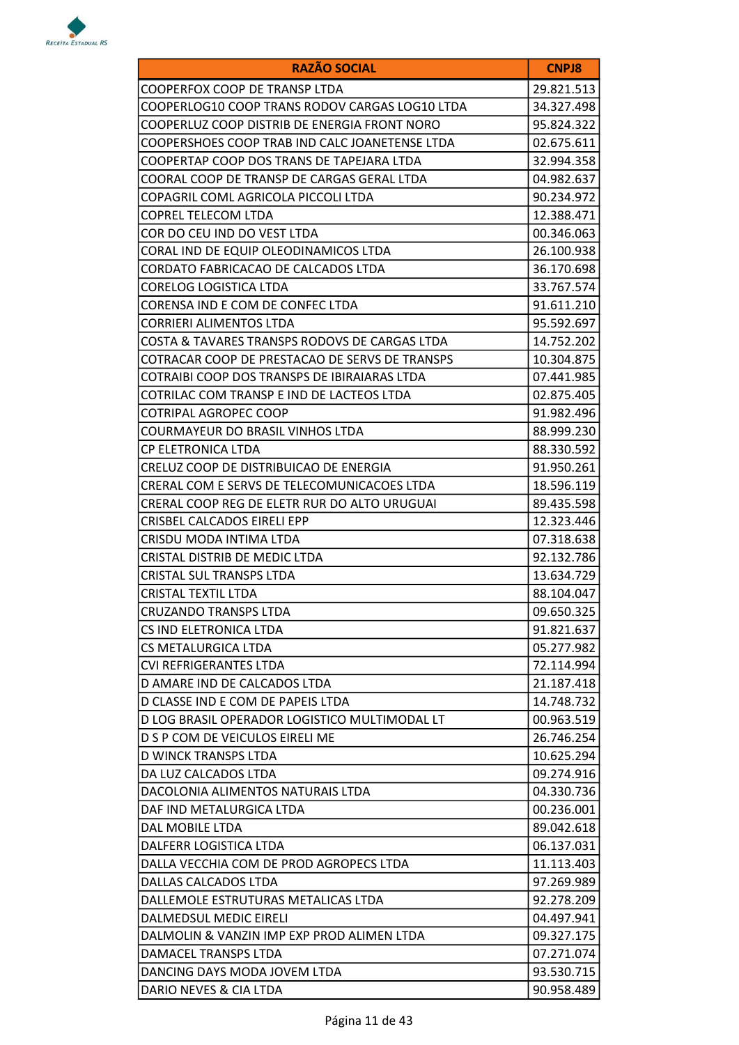| RAZÃO SOCIAL | CNPJ8 |
| --- | --- |
| COOPERFOX COOP DE TRANSP LTDA | 29.821.513 |
| COOPERLOG10 COOP TRANS RODOV CARGAS LOG10 LTDA | 34.327.498 |
| COOPERLUZ COOP DISTRIB DE ENERGIA FRONT NORO | 95.824.322 |
| COOPERSHOES COOP TRAB IND CALC JOANETENSE LTDA | 02.675.611 |
| COOPERTAP COOP DOS TRANS DE TAPEJARA LTDA | 32.994.358 |
| COORAL COOP DE TRANSP DE CARGAS GERAL LTDA | 04.982.637 |
| COPAGRIL COML AGRICOLA PICCOLI LTDA | 90.234.972 |
| COPREL TELECOM LTDA | 12.388.471 |
| COR DO CEU IND DO VEST LTDA | 00.346.063 |
| CORAL IND DE EQUIP OLEODINAMICOS LTDA | 26.100.938 |
| CORDATO FABRICACAO DE CALCADOS LTDA | 36.170.698 |
| CORELOG LOGISTICA LTDA | 33.767.574 |
| CORENSA IND E COM DE CONFEC LTDA | 91.611.210 |
| CORRIERI ALIMENTOS LTDA | 95.592.697 |
| COSTA & TAVARES TRANSPS RODOVS DE CARGAS LTDA | 14.752.202 |
| COTRACAR COOP DE PRESTACAO DE SERVS DE TRANSPS | 10.304.875 |
| COTRAIBI COOP DOS TRANSPS DE IBIRAIARAS LTDA | 07.441.985 |
| COTRILAC COM TRANSP E IND DE LACTEOS LTDA | 02.875.405 |
| COTRIPAL AGROPEC COOP | 91.982.496 |
| COURMAYEUR DO BRASIL VINHOS LTDA | 88.999.230 |
| CP ELETRONICA LTDA | 88.330.592 |
| CRELUZ COOP DE DISTRIBUICAO DE ENERGIA | 91.950.261 |
| CRERAL COM E SERVS DE TELECOMUNICACOES LTDA | 18.596.119 |
| CRERAL COOP REG DE ELETR RUR DO ALTO URUGUAI | 89.435.598 |
| CRISBEL CALCADOS EIRELI EPP | 12.323.446 |
| CRISDU MODA INTIMA LTDA | 07.318.638 |
| CRISTAL DISTRIB DE MEDIC LTDA | 92.132.786 |
| CRISTAL SUL TRANSPS LTDA | 13.634.729 |
| CRISTAL TEXTIL LTDA | 88.104.047 |
| CRUZANDO TRANSPS LTDA | 09.650.325 |
| CS IND ELETRONICA LTDA | 91.821.637 |
| CS METALURGICA LTDA | 05.277.982 |
| CVI REFRIGERANTES LTDA | 72.114.994 |
| D AMARE IND DE CALCADOS LTDA | 21.187.418 |
| D CLASSE IND E COM DE PAPEIS LTDA | 14.748.732 |
| D LOG BRASIL OPERADOR LOGISTICO MULTIMODAL LT | 00.963.519 |
| D S P COM DE VEICULOS EIRELI ME | 26.746.254 |
| D WINCK TRANSPS LTDA | 10.625.294 |
| DA LUZ CALCADOS LTDA | 09.274.916 |
| DACOLONIA ALIMENTOS NATURAIS LTDA | 04.330.736 |
| DAF IND METALURGICA LTDA | 00.236.001 |
| DAL MOBILE LTDA | 89.042.618 |
| DALFERR LOGISTICA LTDA | 06.137.031 |
| DALLA VECCHIA COM DE PROD AGROPECS LTDA | 11.113.403 |
| DALLAS CALCADOS LTDA | 97.269.989 |
| DALLEMOLE ESTRUTURAS METALICAS LTDA | 92.278.209 |
| DALMEDSUL MEDIC EIRELI | 04.497.941 |
| DALMOLIN & VANZIN IMP EXP PROD ALIMEN LTDA | 09.327.175 |
| DAMACEL TRANSPS LTDA | 07.271.074 |
| DANCING DAYS MODA JOVEM LTDA | 93.530.715 |
| DARIO NEVES & CIA LTDA | 90.958.489 |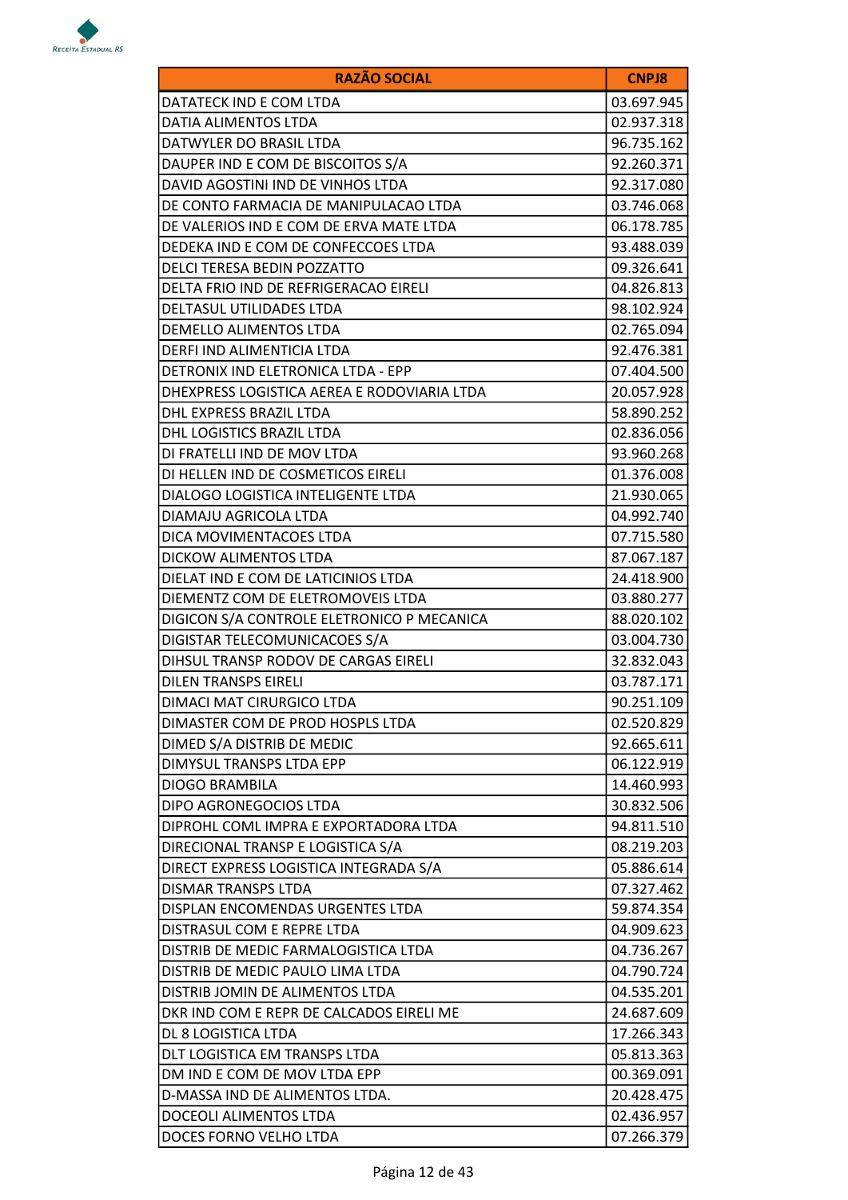| RAZÃO SOCIAL | CNPJ8 |
|---|---|
| DATATECK IND E COM LTDA | 03.697.945 |
| DATIA ALIMENTOS LTDA | 02.937.318 |
| DATWYLER DO BRASIL LTDA | 96.735.162 |
| DAUPER IND E COM DE BISCOITOS S/A | 92.260.371 |
| DAVID AGOSTINI IND DE VINHOS LTDA | 92.317.080 |
| DE CONTO FARMACIA DE MANIPULACAO LTDA | 03.746.068 |
| DE VALERIOS IND E COM DE ERVA MATE LTDA | 06.178.785 |
| DEDEKA IND E COM DE CONFECCOES LTDA | 93.488.039 |
| DELCI TERESA BEDIN POZZATTO | 09.326.641 |
| DELTA FRIO IND DE REFRIGERACAO EIRELI | 04.826.813 |
| DELTASUL UTILIDADES LTDA | 98.102.924 |
| DEMELLO ALIMENTOS LTDA | 02.765.094 |
| DERFI IND ALIMENTICIA LTDA | 92.476.381 |
| DETRONIX IND ELETRONICA LTDA - EPP | 07.404.500 |
| DHEXPRESS LOGISTICA AEREA E RODOVIARIA LTDA | 20.057.928 |
| DHL EXPRESS BRAZIL LTDA | 58.890.252 |
| DHL LOGISTICS BRAZIL LTDA | 02.836.056 |
| DI FRATELLI IND DE MOV LTDA | 93.960.268 |
| DI HELLEN IND DE COSMETICOS EIRELI | 01.376.008 |
| DIALOGO LOGISTICA INTELIGENTE LTDA | 21.930.065 |
| DIAMAJU AGRICOLA LTDA | 04.992.740 |
| DICA MOVIMENTACOES LTDA | 07.715.580 |
| DICKOW ALIMENTOS LTDA | 87.067.187 |
| DIELAT IND E COM DE LATICINIOS LTDA | 24.418.900 |
| DIEMENTZ COM DE ELETROMOVEIS LTDA | 03.880.277 |
| DIGICON S/A CONTROLE ELETRONICO P MECANICA | 88.020.102 |
| DIGISTAR TELECOMUNICACOES S/A | 03.004.730 |
| DIHSUL TRANSP RODOV DE CARGAS EIRELI | 32.832.043 |
| DILEN TRANSPS EIRELI | 03.787.171 |
| DIMACI MAT CIRURGICO LTDA | 90.251.109 |
| DIMASTER COM DE PROD HOSPLS LTDA | 02.520.829 |
| DIMED S/A DISTRIB DE MEDIC | 92.665.611 |
| DIMYSUL TRANSPS LTDA EPP | 06.122.919 |
| DIOGO BRAMBILA | 14.460.993 |
| DIPO AGRONEGOCIOS LTDA | 30.832.506 |
| DIPROHL COML IMPRA E EXPORTADORA LTDA | 94.811.510 |
| DIRECIONAL TRANSP E LOGISTICA S/A | 08.219.203 |
| DIRECT EXPRESS LOGISTICA INTEGRADA S/A | 05.886.614 |
| DISMAR TRANSPS LTDA | 07.327.462 |
| DISPLAN ENCOMENDAS URGENTES LTDA | 59.874.354 |
| DISTRASUL COM E REPRE LTDA | 04.909.623 |
| DISTRIB DE MEDIC FARMALOGISTICA LTDA | 04.736.267 |
| DISTRIB DE MEDIC PAULO LIMA LTDA | 04.790.724 |
| DISTRIB JOMIN DE ALIMENTOS LTDA | 04.535.201 |
| DKR IND COM E REPR DE CALCADOS EIRELI ME | 24.687.609 |
| DL 8 LOGISTICA LTDA | 17.266.343 |
| DLT LOGISTICA EM TRANSPS LTDA | 05.813.363 |
| DM IND E COM DE MOV LTDA EPP | 00.369.091 |
| D-MASSA IND DE ALIMENTOS LTDA. | 20.428.475 |
| DOCEOLI ALIMENTOS LTDA | 02.436.957 |
| DOCES FORNO VELHO LTDA | 07.266.379 |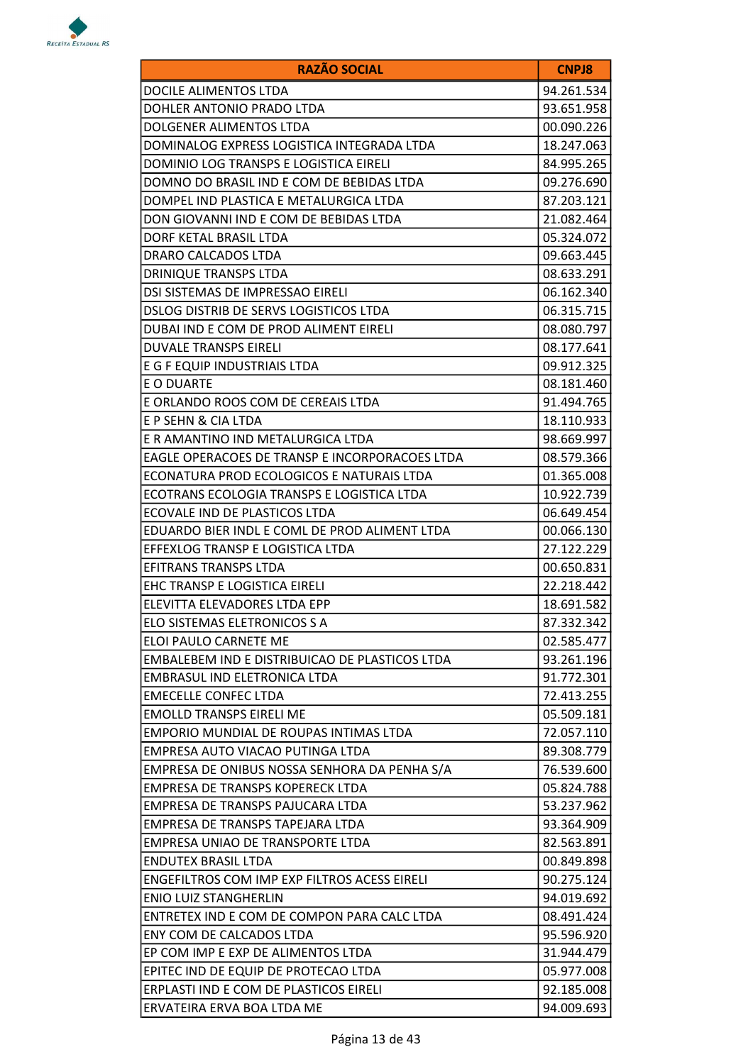| RAZÃO SOCIAL | CNPJ8 |
| --- | --- |
| DOCILE ALIMENTOS LTDA | 94.261.534 |
| DOHLER ANTONIO PRADO LTDA | 93.651.958 |
| DOLGENER ALIMENTOS LTDA | 00.090.226 |
| DOMINALOG EXPRESS LOGISTICA INTEGRADA LTDA | 18.247.063 |
| DOMINIO LOG TRANSPS E LOGISTICA EIRELI | 84.995.265 |
| DOMNO DO BRASIL IND E COM DE BEBIDAS LTDA | 09.276.690 |
| DOMPEL IND PLASTICA E METALURGICA LTDA | 87.203.121 |
| DON GIOVANNI IND E COM DE BEBIDAS LTDA | 21.082.464 |
| DORF KETAL BRASIL LTDA | 05.324.072 |
| DRARO CALCADOS LTDA | 09.663.445 |
| DRINIQUE TRANSPS LTDA | 08.633.291 |
| DSI SISTEMAS DE IMPRESSAO EIRELI | 06.162.340 |
| DSLOG DISTRIB DE SERVS LOGISTICOS LTDA | 06.315.715 |
| DUBAI IND E COM DE PROD ALIMENT EIRELI | 08.080.797 |
| DUVALE TRANSPS EIRELI | 08.177.641 |
| E G F EQUIP INDUSTRIAIS LTDA | 09.912.325 |
| E O DUARTE | 08.181.460 |
| E ORLANDO ROOS COM DE CEREAIS LTDA | 91.494.765 |
| E P SEHN & CIA LTDA | 18.110.933 |
| E R AMANTINO IND METALURGICA LTDA | 98.669.997 |
| EAGLE OPERACOES DE TRANSP E INCORPORACOES LTDA | 08.579.366 |
| ECONATURA PROD ECOLOGICOS E NATURAIS LTDA | 01.365.008 |
| ECOTRANS ECOLOGIA TRANSPS E LOGISTICA LTDA | 10.922.739 |
| ECOVALE IND DE PLASTICOS LTDA | 06.649.454 |
| EDUARDO BIER INDL E COML DE PROD ALIMENT LTDA | 00.066.130 |
| EFFEXLOG TRANSP E LOGISTICA LTDA | 27.122.229 |
| EFITRANS TRANSPS LTDA | 00.650.831 |
| EHC TRANSP E LOGISTICA EIRELI | 22.218.442 |
| ELEVITTA ELEVADORES LTDA EPP | 18.691.582 |
| ELO SISTEMAS ELETRONICOS S A | 87.332.342 |
| ELOI PAULO CARNETE ME | 02.585.477 |
| EMBALEBEM IND E DISTRIBUICAO DE PLASTICOS LTDA | 93.261.196 |
| EMBRASUL IND ELETRONICA LTDA | 91.772.301 |
| EMECELLE CONFEC LTDA | 72.413.255 |
| EMOLLD TRANSPS EIRELI ME | 05.509.181 |
| EMPORIO MUNDIAL DE ROUPAS INTIMAS LTDA | 72.057.110 |
| EMPRESA AUTO VIACAO PUTINGA LTDA | 89.308.779 |
| EMPRESA DE ONIBUS NOSSA SENHORA DA PENHA S/A | 76.539.600 |
| EMPRESA DE TRANSPS KOPERECK LTDA | 05.824.788 |
| EMPRESA DE TRANSPS PAJUCARA LTDA | 53.237.962 |
| EMPRESA DE TRANSPS TAPEJARA LTDA | 93.364.909 |
| EMPRESA UNIAO DE TRANSPORTE LTDA | 82.563.891 |
| ENDUTEX BRASIL LTDA | 00.849.898 |
| ENGEFILTROS COM IMP EXP FILTROS ACESS EIRELI | 90.275.124 |
| ENIO LUIZ STANGHERLIN | 94.019.692 |
| ENTRETEX IND E COM DE COMPON PARA CALC LTDA | 08.491.424 |
| ENY COM DE CALCADOS LTDA | 95.596.920 |
| EP COM IMP E EXP DE ALIMENTOS LTDA | 31.944.479 |
| EPITEC IND DE EQUIP DE PROTECAO LTDA | 05.977.008 |
| ERPLASTI IND E COM DE PLASTICOS EIRELI | 92.185.008 |
| ERVATEIRA ERVA BOA LTDA ME | 94.009.693 |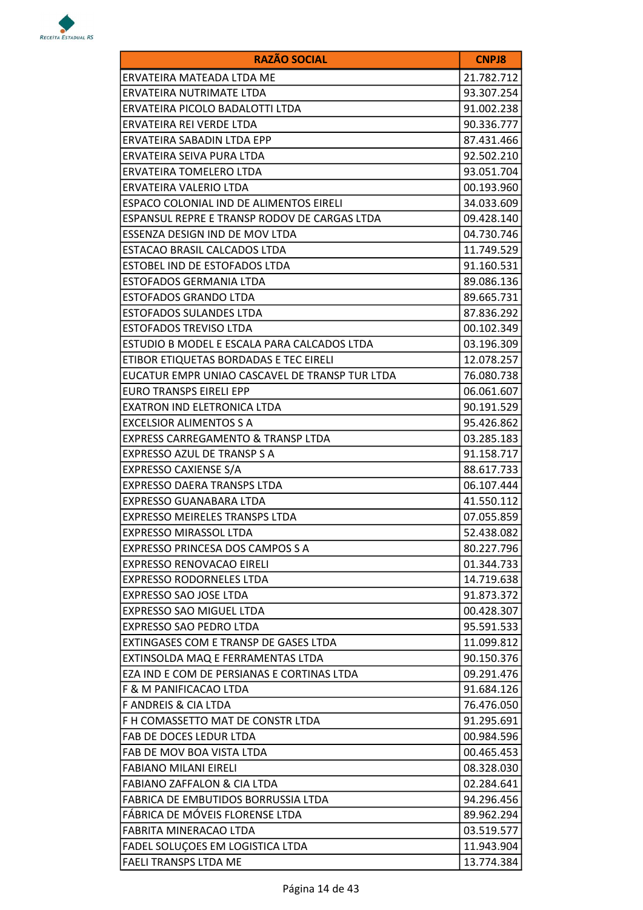| RAZÃO SOCIAL | CNPJ8 |
|---|---|
| ERVATEIRA MATEADA LTDA ME | 21.782.712 |
| ERVATEIRA NUTRIMATE LTDA | 93.307.254 |
| ERVATEIRA PICOLO BADALOTTI LTDA | 91.002.238 |
| ERVATEIRA REI VERDE LTDA | 90.336.777 |
| ERVATEIRA SABADIN LTDA EPP | 87.431.466 |
| ERVATEIRA SEIVA PURA LTDA | 92.502.210 |
| ERVATEIRA TOMELERO LTDA | 93.051.704 |
| ERVATEIRA VALERIO LTDA | 00.193.960 |
| ESPACO COLONIAL IND DE ALIMENTOS EIRELI | 34.033.609 |
| ESPANSUL REPRE E TRANSP RODOV DE CARGAS LTDA | 09.428.140 |
| ESSENZA DESIGN IND DE MOV LTDA | 04.730.746 |
| ESTACAO BRASIL CALCADOS LTDA | 11.749.529 |
| ESTOBEL IND DE ESTOFADOS LTDA | 91.160.531 |
| ESTOFADOS GERMANIA LTDA | 89.086.136 |
| ESTOFADOS GRANDO LTDA | 89.665.731 |
| ESTOFADOS SULANDES LTDA | 87.836.292 |
| ESTOFADOS TREVISO LTDA | 00.102.349 |
| ESTUDIO B MODEL E ESCALA PARA CALCADOS LTDA | 03.196.309 |
| ETIBOR ETIQUETAS BORDADAS E TEC EIRELI | 12.078.257 |
| EUCATUR EMPR UNIAO CASCAVEL DE TRANSP TUR LTDA | 76.080.738 |
| EURO TRANSPS EIRELI EPP | 06.061.607 |
| EXATRON IND ELETRONICA LTDA | 90.191.529 |
| EXCELSIOR ALIMENTOS S A | 95.426.862 |
| EXPRESS CARREGAMENTO & TRANSP LTDA | 03.285.183 |
| EXPRESSO AZUL DE TRANSP S A | 91.158.717 |
| EXPRESSO CAXIENSE S/A | 88.617.733 |
| EXPRESSO DAERA TRANSPS LTDA | 06.107.444 |
| EXPRESSO GUANABARA LTDA | 41.550.112 |
| EXPRESSO MEIRELES TRANSPS LTDA | 07.055.859 |
| EXPRESSO MIRASSOL LTDA | 52.438.082 |
| EXPRESSO PRINCESA DOS CAMPOS S A | 80.227.796 |
| EXPRESSO RENOVACAO EIRELI | 01.344.733 |
| EXPRESSO RODORNELES LTDA | 14.719.638 |
| EXPRESSO SAO JOSE LTDA | 91.873.372 |
| EXPRESSO SAO MIGUEL LTDA | 00.428.307 |
| EXPRESSO SAO PEDRO LTDA | 95.591.533 |
| EXTINGASES COM E TRANSP DE GASES LTDA | 11.099.812 |
| EXTINSOLDA MAQ E FERRAMENTAS LTDA | 90.150.376 |
| EZA IND E COM DE PERSIANAS E CORTINAS LTDA | 09.291.476 |
| F & M PANIFICACAO LTDA | 91.684.126 |
| F ANDREIS & CIA LTDA | 76.476.050 |
| F H COMASSETTO MAT DE CONSTR LTDA | 91.295.691 |
| FAB DE DOCES LEDUR LTDA | 00.984.596 |
| FAB DE MOV BOA VISTA LTDA | 00.465.453 |
| FABIANO MILANI EIRELI | 08.328.030 |
| FABIANO ZAFFALON & CIA LTDA | 02.284.641 |
| FABRICA DE EMBUTIDOS BORRUSSIA LTDA | 94.296.456 |
| FÁBRICA DE MÓVEIS FLORENSE LTDA | 89.962.294 |
| FABRITA MINERACAO LTDA | 03.519.577 |
| FADEL SOLUÇOES EM LOGISTICA LTDA | 11.943.904 |
| FAELI TRANSPS LTDA ME | 13.774.384 |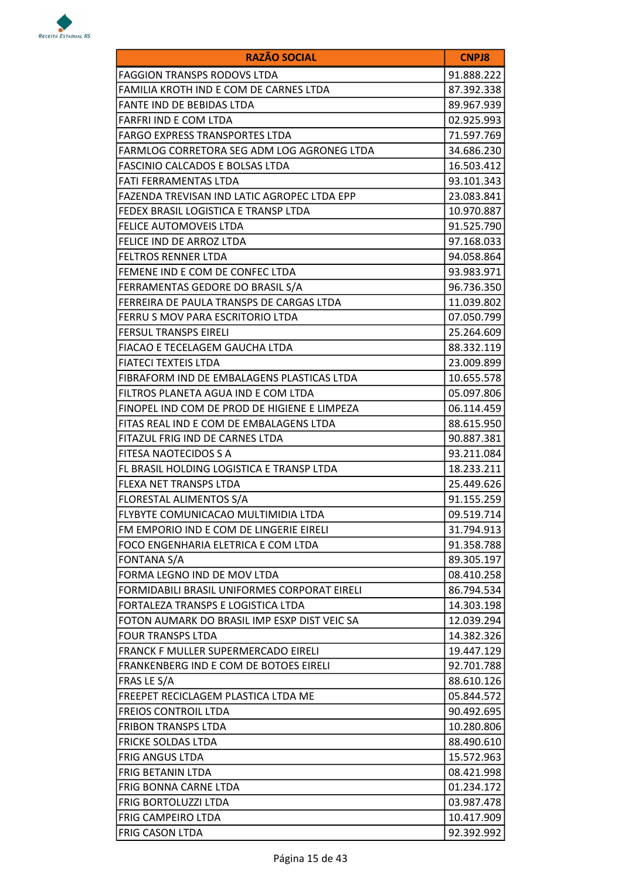| RAZÃO SOCIAL | CNPJ8 |
|---|---|
| FAGGION TRANSPS RODOVS LTDA | 91.888.222 |
| FAMILIA KROTH IND E COM DE CARNES LTDA | 87.392.338 |
| FANTE IND DE BEBIDAS LTDA | 89.967.939 |
| FARFRI IND E COM LTDA | 02.925.993 |
| FARGO EXPRESS TRANSPORTES LTDA | 71.597.769 |
| FARMLOG CORRETORA SEG ADM LOG AGRONEG LTDA | 34.686.230 |
| FASCINIO CALCADOS E BOLSAS LTDA | 16.503.412 |
| FATI FERRAMENTAS LTDA | 93.101.343 |
| FAZENDA TREVISAN IND LATIC AGROPEC LTDA EPP | 23.083.841 |
| FEDEX BRASIL LOGISTICA E TRANSP LTDA | 10.970.887 |
| FELICE AUTOMOVEIS LTDA | 91.525.790 |
| FELICE IND DE ARROZ LTDA | 97.168.033 |
| FELTROS RENNER LTDA | 94.058.864 |
| FEMENE IND E COM DE CONFEC LTDA | 93.983.971 |
| FERRAMENTAS GEDORE DO BRASIL S/A | 96.736.350 |
| FERREIRA DE PAULA TRANSPS DE CARGAS LTDA | 11.039.802 |
| FERRU S MOV PARA ESCRITORIO LTDA | 07.050.799 |
| FERSUL TRANSPS EIRELI | 25.264.609 |
| FIACAO E TECELAGEM GAUCHA LTDA | 88.332.119 |
| FIATECI TEXTEIS LTDA | 23.009.899 |
| FIBRAFORM IND DE EMBALAGENS PLASTICAS LTDA | 10.655.578 |
| FILTROS PLANETA AGUA IND E COM LTDA | 05.097.806 |
| FINOPEL IND COM DE PROD DE HIGIENE E LIMPEZA | 06.114.459 |
| FITAS REAL IND E COM DE EMBALAGENS LTDA | 88.615.950 |
| FITAZUL FRIG IND DE CARNES LTDA | 90.887.381 |
| FITESA NAOTECIDOS S A | 93.211.084 |
| FL BRASIL HOLDING LOGISTICA E TRANSP LTDA | 18.233.211 |
| FLEXA NET TRANSPS LTDA | 25.449.626 |
| FLORESTAL ALIMENTOS S/A | 91.155.259 |
| FLYBYTE COMUNICACAO MULTIMIDIA LTDA | 09.519.714 |
| FM EMPORIO IND E COM DE LINGERIE EIRELI | 31.794.913 |
| FOCO ENGENHARIA ELETRICA E COM LTDA | 91.358.788 |
| FONTANA S/A | 89.305.197 |
| FORMA LEGNO IND DE MOV LTDA | 08.410.258 |
| FORMIDABILI BRASIL UNIFORMES CORPORAT EIRELI | 86.794.534 |
| FORTALEZA TRANSPS E LOGISTICA LTDA | 14.303.198 |
| FOTON AUMARK DO BRASIL IMP ESXP DIST VEIC SA | 12.039.294 |
| FOUR TRANSPS LTDA | 14.382.326 |
| FRANCK F MULLER SUPERMERCADO EIRELI | 19.447.129 |
| FRANKENBERG IND E COM DE BOTOES EIRELI | 92.701.788 |
| FRAS LE S/A | 88.610.126 |
| FREEPET RECICLAGEM PLASTICA LTDA ME | 05.844.572 |
| FREIOS CONTROIL LTDA | 90.492.695 |
| FRIBON TRANSPS LTDA | 10.280.806 |
| FRICKE SOLDAS LTDA | 88.490.610 |
| FRIG ANGUS LTDA | 15.572.963 |
| FRIG BETANIN LTDA | 08.421.998 |
| FRIG BONNA CARNE LTDA | 01.234.172 |
| FRIG BORTOLUZZI LTDA | 03.987.478 |
| FRIG CAMPEIRO LTDA | 10.417.909 |
| FRIG CASON LTDA | 92.392.992 |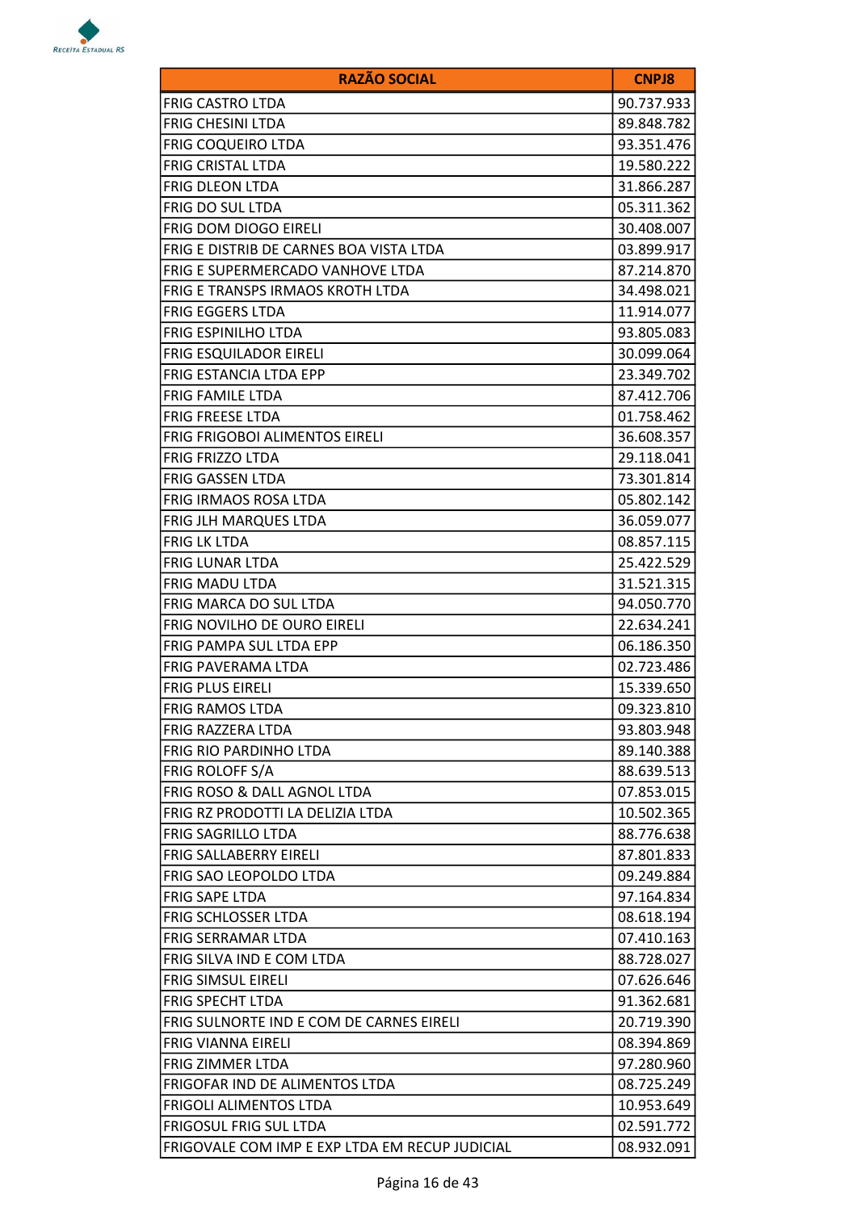| RAZÃO SOCIAL | CNPJ8 |
| --- | --- |
| FRIG CASTRO LTDA | 90.737.933 |
| FRIG CHESINI LTDA | 89.848.782 |
| FRIG COQUEIRO LTDA | 93.351.476 |
| FRIG CRISTAL LTDA | 19.580.222 |
| FRIG DLEON LTDA | 31.866.287 |
| FRIG DO SUL LTDA | 05.311.362 |
| FRIG DOM DIOGO EIRELI | 30.408.007 |
| FRIG E DISTRIB DE CARNES BOA VISTA LTDA | 03.899.917 |
| FRIG E SUPERMERCADO VANHOVE LTDA | 87.214.870 |
| FRIG E TRANSPS IRMAOS KROTH LTDA | 34.498.021 |
| FRIG EGGERS LTDA | 11.914.077 |
| FRIG ESPINILHO LTDA | 93.805.083 |
| FRIG ESQUILADOR EIRELI | 30.099.064 |
| FRIG ESTANCIA LTDA EPP | 23.349.702 |
| FRIG FAMILE LTDA | 87.412.706 |
| FRIG FREESE LTDA | 01.758.462 |
| FRIG FRIGOBOI ALIMENTOS EIRELI | 36.608.357 |
| FRIG FRIZZO LTDA | 29.118.041 |
| FRIG GASSEN LTDA | 73.301.814 |
| FRIG IRMAOS ROSA LTDA | 05.802.142 |
| FRIG JLH MARQUES LTDA | 36.059.077 |
| FRIG LK LTDA | 08.857.115 |
| FRIG LUNAR LTDA | 25.422.529 |
| FRIG MADU LTDA | 31.521.315 |
| FRIG MARCA DO SUL LTDA | 94.050.770 |
| FRIG NOVILHO DE OURO EIRELI | 22.634.241 |
| FRIG PAMPA SUL LTDA EPP | 06.186.350 |
| FRIG PAVERAMA LTDA | 02.723.486 |
| FRIG PLUS EIRELI | 15.339.650 |
| FRIG RAMOS LTDA | 09.323.810 |
| FRIG RAZZERA LTDA | 93.803.948 |
| FRIG RIO PARDINHO LTDA | 89.140.388 |
| FRIG ROLOFF S/A | 88.639.513 |
| FRIG ROSO & DALL AGNOL LTDA | 07.853.015 |
| FRIG RZ PRODOTTI LA DELIZIA LTDA | 10.502.365 |
| FRIG SAGRILLO LTDA | 88.776.638 |
| FRIG SALLABERRY EIRELI | 87.801.833 |
| FRIG SAO LEOPOLDO LTDA | 09.249.884 |
| FRIG SAPE LTDA | 97.164.834 |
| FRIG SCHLOSSER LTDA | 08.618.194 |
| FRIG SERRAMAR LTDA | 07.410.163 |
| FRIG SILVA IND E COM LTDA | 88.728.027 |
| FRIG SIMSUL EIRELI | 07.626.646 |
| FRIG SPECHT LTDA | 91.362.681 |
| FRIG SULNORTE IND E COM DE CARNES EIRELI | 20.719.390 |
| FRIG VIANNA EIRELI | 08.394.869 |
| FRIG ZIMMER LTDA | 97.280.960 |
| FRIGOFAR IND DE ALIMENTOS LTDA | 08.725.249 |
| FRIGOLI ALIMENTOS LTDA | 10.953.649 |
| FRIGOSUL FRIG SUL LTDA | 02.591.772 |
| FRIGOVALE COM IMP E EXP LTDA EM RECUP JUDICIAL | 08.932.091 |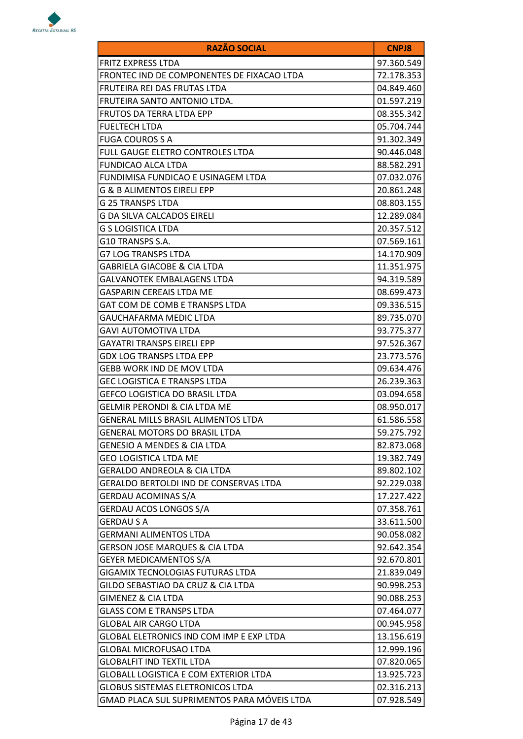| RAZÃO SOCIAL | CNPJ8 |
|---|---|
| FRITZ EXPRESS LTDA | 97.360.549 |
| FRONTEC IND DE COMPONENTES DE FIXACAO LTDA | 72.178.353 |
| FRUTEIRA REI DAS FRUTAS LTDA | 04.849.460 |
| FRUTEIRA SANTO ANTONIO LTDA. | 01.597.219 |
| FRUTOS DA TERRA LTDA EPP | 08.355.342 |
| FUELTECH LTDA | 05.704.744 |
| FUGA COUROS S A | 91.302.349 |
| FULL GAUGE ELETRO CONTROLES LTDA | 90.446.048 |
| FUNDICAO ALCA LTDA | 88.582.291 |
| FUNDIMISA FUNDICAO E USINAGEM LTDA | 07.032.076 |
| G & B ALIMENTOS EIRELI EPP | 20.861.248 |
| G 25 TRANSPS LTDA | 08.803.155 |
| G DA SILVA CALCADOS EIRELI | 12.289.084 |
| G S LOGISTICA LTDA | 20.357.512 |
| G10 TRANSPS S.A. | 07.569.161 |
| G7 LOG TRANSPS LTDA | 14.170.909 |
| GABRIELA GIACOBE & CIA LTDA | 11.351.975 |
| GALVANOTEK EMBALAGENS LTDA | 94.319.589 |
| GASPARIN CEREAIS LTDA ME | 08.699.473 |
| GAT COM DE COMB E TRANSPS LTDA | 09.336.515 |
| GAUCHAFARMA MEDIC LTDA | 89.735.070 |
| GAVI AUTOMOTIVA LTDA | 93.775.377 |
| GAYATRI TRANSPS EIRELI EPP | 97.526.367 |
| GDX LOG TRANSPS LTDA EPP | 23.773.576 |
| GEBB WORK IND DE MOV LTDA | 09.634.476 |
| GEC LOGISTICA E TRANSPS LTDA | 26.239.363 |
| GEFCO LOGISTICA DO BRASIL LTDA | 03.094.658 |
| GELMIR PERONDI & CIA LTDA ME | 08.950.017 |
| GENERAL MILLS BRASIL ALIMENTOS LTDA | 61.586.558 |
| GENERAL MOTORS DO BRASIL LTDA | 59.275.792 |
| GENESIO A MENDES & CIA LTDA | 82.873.068 |
| GEO LOGISTICA LTDA ME | 19.382.749 |
| GERALDO ANDREOLA & CIA LTDA | 89.802.102 |
| GERALDO BERTOLDI IND DE CONSERVAS LTDA | 92.229.038 |
| GERDAU ACOMINAS S/A | 17.227.422 |
| GERDAU ACOS LONGOS S/A | 07.358.761 |
| GERDAU S A | 33.611.500 |
| GERMANI ALIMENTOS LTDA | 90.058.082 |
| GERSON JOSE MARQUES & CIA LTDA | 92.642.354 |
| GEYER MEDICAMENTOS S/A | 92.670.801 |
| GIGAMIX TECNOLOGIAS FUTURAS LTDA | 21.839.049 |
| GILDO SEBASTIAO DA CRUZ & CIA LTDA | 90.998.253 |
| GIMENEZ & CIA LTDA | 90.088.253 |
| GLASS COM E TRANSPS LTDA | 07.464.077 |
| GLOBAL AIR CARGO LTDA | 00.945.958 |
| GLOBAL ELETRONICS IND COM IMP E EXP LTDA | 13.156.619 |
| GLOBAL MICROFUSAO LTDA | 12.999.196 |
| GLOBALFIT IND TEXTIL LTDA | 07.820.065 |
| GLOBALL LOGISTICA E COM EXTERIOR LTDA | 13.925.723 |
| GLOBUS SISTEMAS ELETRONICOS LTDA | 02.316.213 |
| GMAD PLACA SUL SUPRIMENTOS PARA MÓVEIS LTDA | 07.928.549 |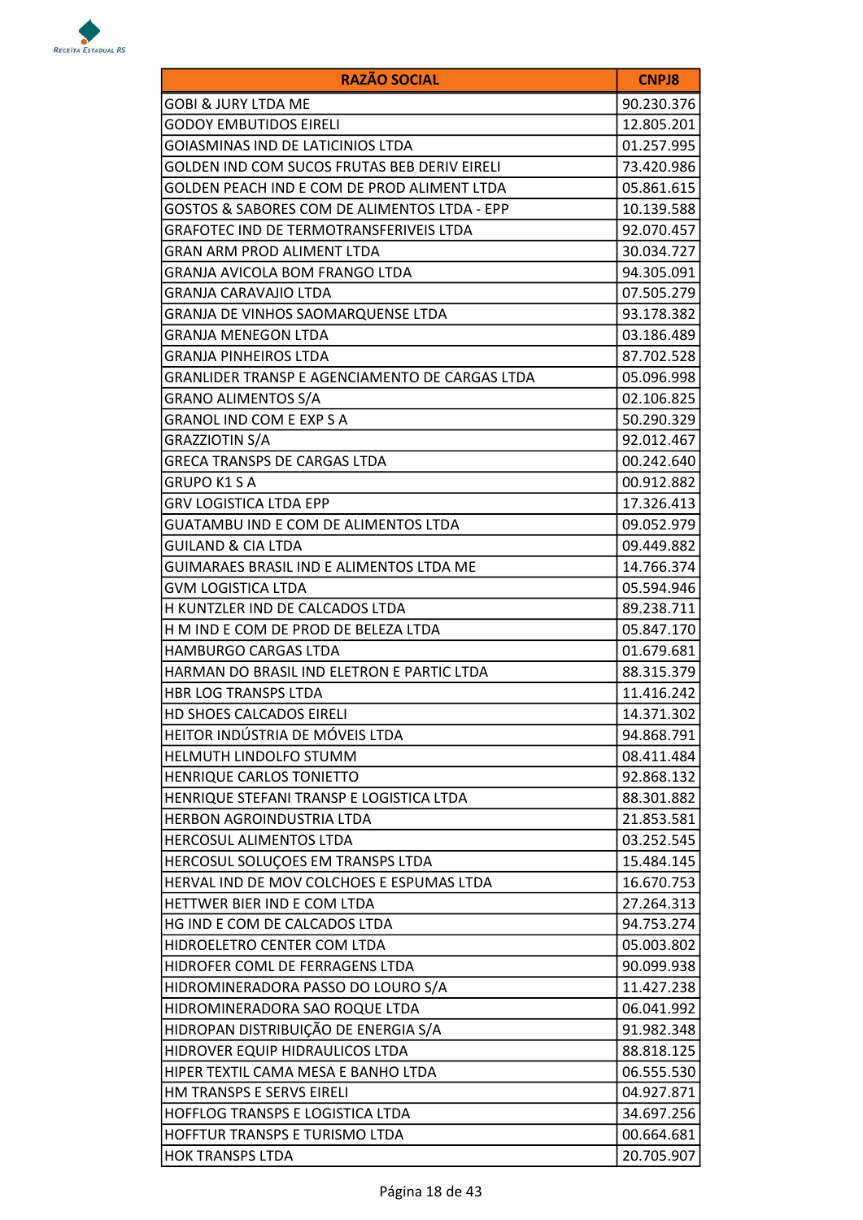| RAZÃO SOCIAL | CNPJ8 |
|---|---|
| GOBI & JURY LTDA ME | 90.230.376 |
| GODOY EMBUTIDOS EIRELI | 12.805.201 |
| GOIASMINAS IND DE LATICINIOS LTDA | 01.257.995 |
| GOLDEN IND COM SUCOS FRUTAS BEB DERIV EIRELI | 73.420.986 |
| GOLDEN PEACH IND E COM DE PROD ALIMENT LTDA | 05.861.615 |
| GOSTOS & SABORES COM DE ALIMENTOS LTDA - EPP | 10.139.588 |
| GRAFOTEC IND DE TERMOTRANSFERIVEIS LTDA | 92.070.457 |
| GRAN ARM PROD ALIMENT LTDA | 30.034.727 |
| GRANJA AVICOLA BOM FRANGO LTDA | 94.305.091 |
| GRANJA CARAVAJIO LTDA | 07.505.279 |
| GRANJA DE VINHOS SAOMARQUENSE LTDA | 93.178.382 |
| GRANJA MENEGON LTDA | 03.186.489 |
| GRANJA PINHEIROS LTDA | 87.702.528 |
| GRANLIDER TRANSP E AGENCIAMENTO DE CARGAS LTDA | 05.096.998 |
| GRANO ALIMENTOS S/A | 02.106.825 |
| GRANOL IND COM E EXP S A | 50.290.329 |
| GRAZZIOTIN S/A | 92.012.467 |
| GRECA TRANSPS DE CARGAS LTDA | 00.242.640 |
| GRUPO K1 S A | 00.912.882 |
| GRV LOGISTICA LTDA EPP | 17.326.413 |
| GUATAMBU IND E COM DE ALIMENTOS LTDA | 09.052.979 |
| GUILAND & CIA LTDA | 09.449.882 |
| GUIMARAES BRASIL IND E ALIMENTOS LTDA ME | 14.766.374 |
| GVM LOGISTICA LTDA | 05.594.946 |
| H KUNTZLER IND DE CALCADOS LTDA | 89.238.711 |
| H M IND E COM DE PROD DE BELEZA LTDA | 05.847.170 |
| HAMBURGO CARGAS LTDA | 01.679.681 |
| HARMAN DO BRASIL IND ELETRON E PARTIC LTDA | 88.315.379 |
| HBR LOG TRANSPS LTDA | 11.416.242 |
| HD SHOES CALCADOS EIRELI | 14.371.302 |
| HEITOR INDÚSTRIA DE MÓVEIS LTDA | 94.868.791 |
| HELMUTH LINDOLFO STUMM | 08.411.484 |
| HENRIQUE CARLOS TONIETTO | 92.868.132 |
| HENRIQUE STEFANI TRANSP E LOGISTICA LTDA | 88.301.882 |
| HERBON AGROINDUSTRIA LTDA | 21.853.581 |
| HERCOSUL ALIMENTOS LTDA | 03.252.545 |
| HERCOSUL SOLUÇOES EM TRANSPS LTDA | 15.484.145 |
| HERVAL IND DE MOV COLCHOES E ESPUMAS LTDA | 16.670.753 |
| HETTWER BIER IND E COM LTDA | 27.264.313 |
| HG IND E COM DE CALCADOS LTDA | 94.753.274 |
| HIDROELETRO CENTER COM LTDA | 05.003.802 |
| HIDROFER COML DE FERRAGENS LTDA | 90.099.938 |
| HIDROMINERADORA PASSO DO LOURO S/A | 11.427.238 |
| HIDROMINERADORA SAO ROQUE LTDA | 06.041.992 |
| HIDROPAN DISTRIBUIÇÃO DE ENERGIA S/A | 91.982.348 |
| HIDROVER EQUIP HIDRAULICOS LTDA | 88.818.125 |
| HIPER TEXTIL CAMA MESA E BANHO LTDA | 06.555.530 |
| HM TRANSPS E SERVS EIRELI | 04.927.871 |
| HOFFLOG TRANSPS E LOGISTICA LTDA | 34.697.256 |
| HOFFTUR TRANSPS E TURISMO LTDA | 00.664.681 |
| HOK TRANSPS LTDA | 20.705.907 |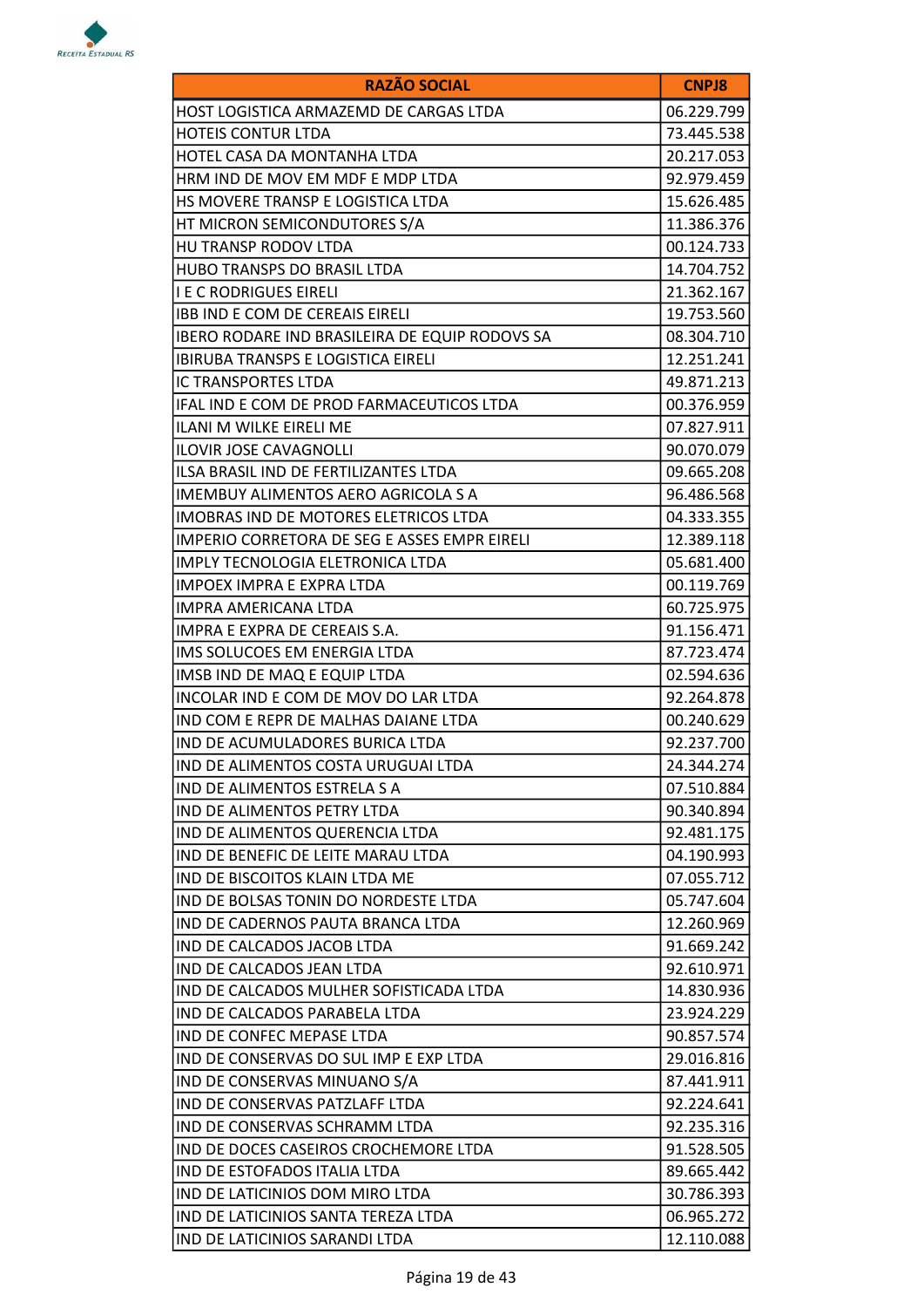| RAZÃO SOCIAL | CNPJ8 |
|---|---|
| HOST LOGISTICA ARMAZEMD DE CARGAS LTDA | 06.229.799 |
| HOTEIS CONTUR LTDA | 73.445.538 |
| HOTEL CASA DA MONTANHA LTDA | 20.217.053 |
| HRM IND DE MOV EM MDF E MDP LTDA | 92.979.459 |
| HS MOVERE TRANSP E LOGISTICA LTDA | 15.626.485 |
| HT MICRON SEMICONDUTORES S/A | 11.386.376 |
| HU TRANSP RODOV LTDA | 00.124.733 |
| HUBO TRANSPS DO BRASIL LTDA | 14.704.752 |
| I E C RODRIGUES EIRELI | 21.362.167 |
| IBB IND E COM DE CEREAIS EIRELI | 19.753.560 |
| IBERO RODARE IND BRASILEIRA DE EQUIP RODOVS SA | 08.304.710 |
| IBIRUBA TRANSPS E LOGISTICA EIRELI | 12.251.241 |
| IC TRANSPORTES LTDA | 49.871.213 |
| IFAL IND E COM DE PROD FARMACEUTICOS LTDA | 00.376.959 |
| ILANI M WILKE EIRELI ME | 07.827.911 |
| ILOVIR JOSE CAVAGNOLLI | 90.070.079 |
| ILSA BRASIL IND DE FERTILIZANTES LTDA | 09.665.208 |
| IMEMBUY ALIMENTOS AERO AGRICOLA S A | 96.486.568 |
| IMOBRAS IND DE MOTORES ELETRICOS LTDA | 04.333.355 |
| IMPERIO CORRETORA DE SEG E ASSES EMPR EIRELI | 12.389.118 |
| IMPLY TECNOLOGIA ELETRONICA LTDA | 05.681.400 |
| IMPOEX IMPRA E EXPRA LTDA | 00.119.769 |
| IMPRA AMERICANA LTDA | 60.725.975 |
| IMPRA E EXPRA DE CEREAIS S.A. | 91.156.471 |
| IMS SOLUCOES EM ENERGIA LTDA | 87.723.474 |
| IMSB IND DE MAQ E EQUIP LTDA | 02.594.636 |
| INCOLAR IND E COM DE MOV DO LAR LTDA | 92.264.878 |
| IND COM E REPR DE MALHAS DAIANE LTDA | 00.240.629 |
| IND DE ACUMULADORES BURICA LTDA | 92.237.700 |
| IND DE ALIMENTOS COSTA URUGUAI LTDA | 24.344.274 |
| IND DE ALIMENTOS ESTRELA S A | 07.510.884 |
| IND DE ALIMENTOS PETRY LTDA | 90.340.894 |
| IND DE ALIMENTOS QUERENCIA LTDA | 92.481.175 |
| IND DE BENEFIC DE LEITE MARAU LTDA | 04.190.993 |
| IND DE BISCOITOS KLAIN LTDA ME | 07.055.712 |
| IND DE BOLSAS TONIN DO NORDESTE LTDA | 05.747.604 |
| IND DE CADERNOS PAUTA BRANCA LTDA | 12.260.969 |
| IND DE CALCADOS JACOB LTDA | 91.669.242 |
| IND DE CALCADOS JEAN LTDA | 92.610.971 |
| IND DE CALCADOS MULHER SOFISTICADA LTDA | 14.830.936 |
| IND DE CALCADOS PARABELA LTDA | 23.924.229 |
| IND DE CONFEC MEPASE LTDA | 90.857.574 |
| IND DE CONSERVAS DO SUL IMP E EXP LTDA | 29.016.816 |
| IND DE CONSERVAS MINUANO S/A | 87.441.911 |
| IND DE CONSERVAS PATZLAFF LTDA | 92.224.641 |
| IND DE CONSERVAS SCHRAMM LTDA | 92.235.316 |
| IND DE DOCES CASEIROS CROCHEMORE LTDA | 91.528.505 |
| IND DE ESTOFADOS ITALIA LTDA | 89.665.442 |
| IND DE LATICINIOS DOM MIRO LTDA | 30.786.393 |
| IND DE LATICINIOS SANTA TEREZA LTDA | 06.965.272 |
| IND DE LATICINIOS SARANDI LTDA | 12.110.088 |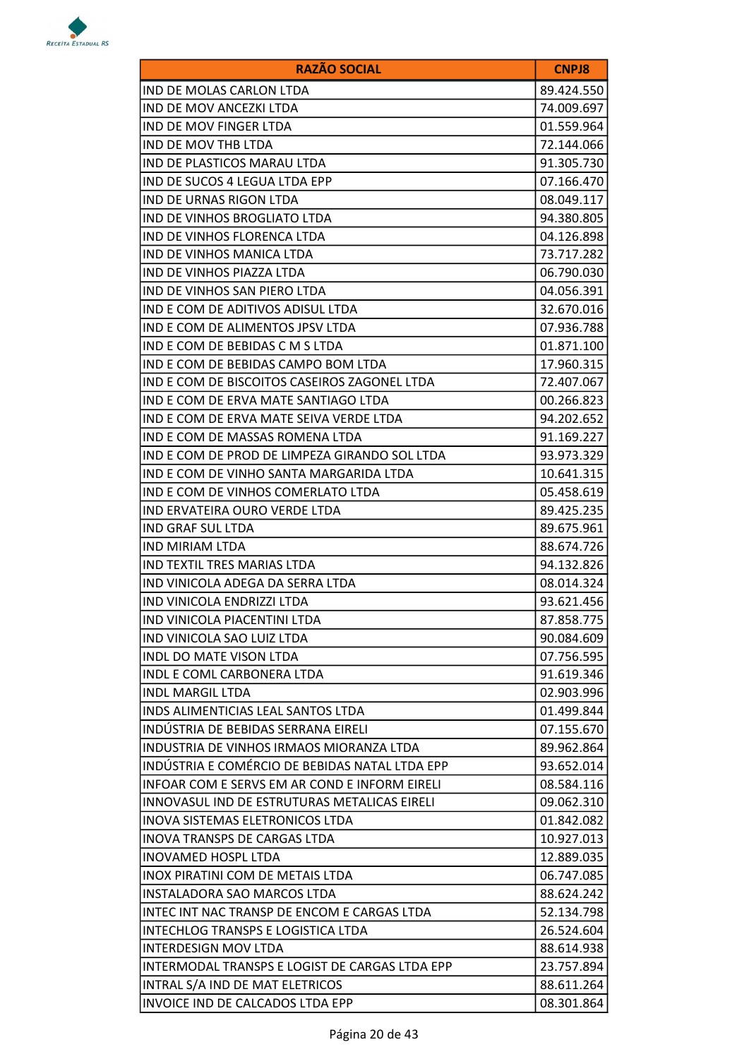| RAZÃO SOCIAL | CNPJ8 |
|---|---|
| IND DE MOLAS CARLON LTDA | 89.424.550 |
| IND DE MOV ANCEZKI LTDA | 74.009.697 |
| IND DE MOV FINGER LTDA | 01.559.964 |
| IND DE MOV THB LTDA | 72.144.066 |
| IND DE PLASTICOS MARAU LTDA | 91.305.730 |
| IND DE SUCOS 4 LEGUA LTDA EPP | 07.166.470 |
| IND DE URNAS RIGON LTDA | 08.049.117 |
| IND DE VINHOS BROGLIATO LTDA | 94.380.805 |
| IND DE VINHOS FLORENCA LTDA | 04.126.898 |
| IND DE VINHOS MANICA LTDA | 73.717.282 |
| IND DE VINHOS PIAZZA LTDA | 06.790.030 |
| IND DE VINHOS SAN PIERO LTDA | 04.056.391 |
| IND E COM DE ADITIVOS ADISUL LTDA | 32.670.016 |
| IND E COM DE ALIMENTOS JPSV LTDA | 07.936.788 |
| IND E COM DE BEBIDAS C M S LTDA | 01.871.100 |
| IND E COM DE BEBIDAS CAMPO BOM LTDA | 17.960.315 |
| IND E COM DE BISCOITOS CASEIROS ZAGONEL LTDA | 72.407.067 |
| IND E COM DE ERVA MATE SANTIAGO LTDA | 00.266.823 |
| IND E COM DE ERVA MATE SEIVA VERDE LTDA | 94.202.652 |
| IND E COM DE MASSAS ROMENA LTDA | 91.169.227 |
| IND E COM DE PROD DE LIMPEZA GIRANDO SOL LTDA | 93.973.329 |
| IND E COM DE VINHO SANTA MARGARIDA LTDA | 10.641.315 |
| IND E COM DE VINHOS COMERLATO LTDA | 05.458.619 |
| IND ERVATEIRA OURO VERDE LTDA | 89.425.235 |
| IND GRAF SUL LTDA | 89.675.961 |
| IND MIRIAM LTDA | 88.674.726 |
| IND TEXTIL TRES MARIAS LTDA | 94.132.826 |
| IND VINICOLA ADEGA DA SERRA LTDA | 08.014.324 |
| IND VINICOLA ENDRIZZI LTDA | 93.621.456 |
| IND VINICOLA PIACENTINI LTDA | 87.858.775 |
| IND VINICOLA SAO LUIZ LTDA | 90.084.609 |
| INDL DO MATE VISON LTDA | 07.756.595 |
| INDL E COML CARBONERA LTDA | 91.619.346 |
| INDL MARGIL LTDA | 02.903.996 |
| INDS ALIMENTICIAS LEAL SANTOS LTDA | 01.499.844 |
| INDÚSTRIA DE BEBIDAS SERRANA EIRELI | 07.155.670 |
| INDUSTRIA DE VINHOS IRMAOS MIORANZA LTDA | 89.962.864 |
| INDÚSTRIA E COMÉRCIO DE BEBIDAS NATAL LTDA EPP | 93.652.014 |
| INFOAR COM E SERVS EM AR COND E INFORM EIRELI | 08.584.116 |
| INNOVASUL IND DE ESTRUTURAS METALICAS EIRELI | 09.062.310 |
| INOVA SISTEMAS ELETRONICOS LTDA | 01.842.082 |
| INOVA TRANSPS DE CARGAS LTDA | 10.927.013 |
| INOVAMED HOSPL LTDA | 12.889.035 |
| INOX PIRATINI COM DE METAIS LTDA | 06.747.085 |
| INSTALADORA SAO MARCOS LTDA | 88.624.242 |
| INTEC INT NAC TRANSP DE ENCOM E CARGAS LTDA | 52.134.798 |
| INTECHLOG TRANSPS E LOGISTICA LTDA | 26.524.604 |
| INTERDESIGN MOV LTDA | 88.614.938 |
| INTERMODAL TRANSPS E LOGIST DE CARGAS LTDA EPP | 23.757.894 |
| INTRAL S/A IND DE MAT ELETRICOS | 88.611.264 |
| INVOICE IND DE CALCADOS LTDA EPP | 08.301.864 |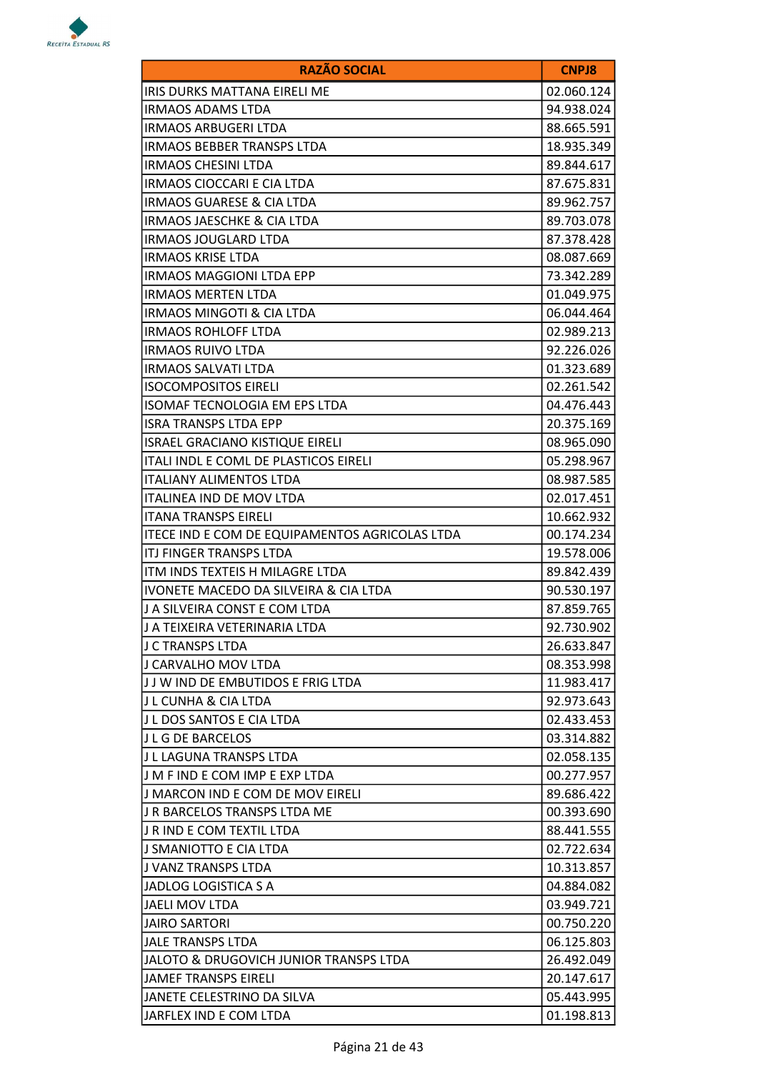| RAZÃO SOCIAL | CNPJ8 |
| --- | --- |
| IRIS DURKS MATTANA EIRELI ME | 02.060.124 |
| IRMAOS ADAMS LTDA | 94.938.024 |
| IRMAOS ARBUGERI LTDA | 88.665.591 |
| IRMAOS BEBBER TRANSPS LTDA | 18.935.349 |
| IRMAOS CHESINI LTDA | 89.844.617 |
| IRMAOS CIOCCARI E CIA LTDA | 87.675.831 |
| IRMAOS GUARESE & CIA LTDA | 89.962.757 |
| IRMAOS JAESCHKE & CIA LTDA | 89.703.078 |
| IRMAOS JOUGLARD LTDA | 87.378.428 |
| IRMAOS KRISE LTDA | 08.087.669 |
| IRMAOS MAGGIONI LTDA EPP | 73.342.289 |
| IRMAOS MERTEN LTDA | 01.049.975 |
| IRMAOS MINGOTI & CIA LTDA | 06.044.464 |
| IRMAOS ROHLOFF LTDA | 02.989.213 |
| IRMAOS RUIVO LTDA | 92.226.026 |
| IRMAOS SALVATI LTDA | 01.323.689 |
| ISOCOMPOSITOS EIRELI | 02.261.542 |
| ISOMAF TECNOLOGIA EM EPS LTDA | 04.476.443 |
| ISRA TRANSPS LTDA EPP | 20.375.169 |
| ISRAEL GRACIANO KISTIQUE EIRELI | 08.965.090 |
| ITALI INDL E COML DE PLASTICOS EIRELI | 05.298.967 |
| ITALIANY ALIMENTOS LTDA | 08.987.585 |
| ITALINEA IND DE MOV LTDA | 02.017.451 |
| ITANA TRANSPS EIRELI | 10.662.932 |
| ITECE IND E COM DE EQUIPAMENTOS AGRICOLAS LTDA | 00.174.234 |
| ITJ FINGER TRANSPS LTDA | 19.578.006 |
| ITM INDS TEXTEIS H MILAGRE LTDA | 89.842.439 |
| IVONETE MACEDO DA SILVEIRA & CIA LTDA | 90.530.197 |
| J A SILVEIRA CONST E COM LTDA | 87.859.765 |
| J A TEIXEIRA VETERINARIA LTDA | 92.730.902 |
| J C TRANSPS LTDA | 26.633.847 |
| J CARVALHO MOV LTDA | 08.353.998 |
| J J W IND DE EMBUTIDOS E FRIG LTDA | 11.983.417 |
| J L CUNHA & CIA LTDA | 92.973.643 |
| J L DOS SANTOS E CIA LTDA | 02.433.453 |
| J L G DE BARCELOS | 03.314.882 |
| J L LAGUNA TRANSPS LTDA | 02.058.135 |
| J M F IND E COM IMP E EXP LTDA | 00.277.957 |
| J MARCON IND E COM DE MOV EIRELI | 89.686.422 |
| J R BARCELOS TRANSPS LTDA ME | 00.393.690 |
| J R IND E COM TEXTIL LTDA | 88.441.555 |
| J SMANIOTTO E CIA LTDA | 02.722.634 |
| J VANZ TRANSPS LTDA | 10.313.857 |
| JADLOG LOGISTICA S A | 04.884.082 |
| JAELI MOV LTDA | 03.949.721 |
| JAIRO SARTORI | 00.750.220 |
| JALE TRANSPS LTDA | 06.125.803 |
| JALOTO & DRUGOVICH JUNIOR TRANSPS LTDA | 26.492.049 |
| JAMEF TRANSPS EIRELI | 20.147.617 |
| JANETE CELESTRINO DA SILVA | 05.443.995 |
| JARFLEX IND E COM LTDA | 01.198.813 |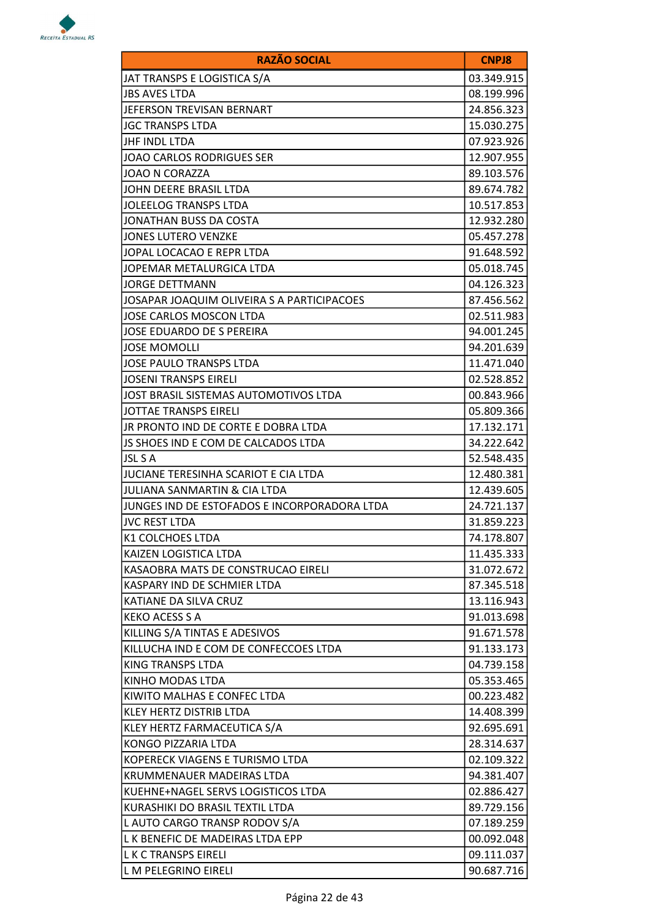| RAZÃO SOCIAL | CNPJ8 |
|---|---|
| JAT TRANSPS E LOGISTICA S/A | 03.349.915 |
| JBS AVES LTDA | 08.199.996 |
| JEFERSON TREVISAN BERNART | 24.856.323 |
| JGC TRANSPS LTDA | 15.030.275 |
| JHF INDL LTDA | 07.923.926 |
| JOAO CARLOS RODRIGUES SER | 12.907.955 |
| JOAO N CORAZZA | 89.103.576 |
| JOHN DEERE BRASIL LTDA | 89.674.782 |
| JOLEELOG TRANSPS LTDA | 10.517.853 |
| JONATHAN BUSS DA COSTA | 12.932.280 |
| JONES LUTERO VENZKE | 05.457.278 |
| JOPAL LOCACAO E REPR LTDA | 91.648.592 |
| JOPEMAR METALURGICA LTDA | 05.018.745 |
| JORGE DETTMANN | 04.126.323 |
| JOSAPAR JOAQUIM OLIVEIRA S A PARTICIPACOES | 87.456.562 |
| JOSE CARLOS MOSCON LTDA | 02.511.983 |
| JOSE EDUARDO DE S PEREIRA | 94.001.245 |
| JOSE MOMOLLI | 94.201.639 |
| JOSE PAULO TRANSPS LTDA | 11.471.040 |
| JOSENI TRANSPS EIRELI | 02.528.852 |
| JOST BRASIL SISTEMAS AUTOMOTIVOS LTDA | 00.843.966 |
| JOTTAE TRANSPS EIRELI | 05.809.366 |
| JR PRONTO IND DE CORTE E DOBRA LTDA | 17.132.171 |
| JS SHOES IND E COM DE CALCADOS LTDA | 34.222.642 |
| JSL S A | 52.548.435 |
| JUCIANE TERESINHA SCARIOT E CIA LTDA | 12.480.381 |
| JULIANA SANMARTIN & CIA LTDA | 12.439.605 |
| JUNGES IND DE ESTOFADOS E INCORPORADORA LTDA | 24.721.137 |
| JVC REST LTDA | 31.859.223 |
| K1 COLCHOES LTDA | 74.178.807 |
| KAIZEN LOGISTICA LTDA | 11.435.333 |
| KASAOBRA MATS DE CONSTRUCAO EIRELI | 31.072.672 |
| KASPARY IND DE SCHMIER LTDA | 87.345.518 |
| KATIANE DA SILVA CRUZ | 13.116.943 |
| KEKO ACESS S A | 91.013.698 |
| KILLING S/A TINTAS E ADESIVOS | 91.671.578 |
| KILLUCHA IND E COM DE CONFECCOES LTDA | 91.133.173 |
| KING TRANSPS LTDA | 04.739.158 |
| KINHO MODAS LTDA | 05.353.465 |
| KIWITO MALHAS E CONFEC LTDA | 00.223.482 |
| KLEY HERTZ DISTRIB LTDA | 14.408.399 |
| KLEY HERTZ FARMACEUTICA S/A | 92.695.691 |
| KONGO PIZZARIA LTDA | 28.314.637 |
| KOPERECK VIAGENS E TURISMO LTDA | 02.109.322 |
| KRUMMENAUER MADEIRAS LTDA | 94.381.407 |
| KUEHNE+NAGEL SERVS LOGISTICOS LTDA | 02.886.427 |
| KURASHIKI DO BRASIL TEXTIL LTDA | 89.729.156 |
| L AUTO CARGO TRANSP RODOV S/A | 07.189.259 |
| L K BENEFIC DE MADEIRAS LTDA EPP | 00.092.048 |
| L K C TRANSPS EIRELI | 09.111.037 |
| L M PELEGRINO EIRELI | 90.687.716 |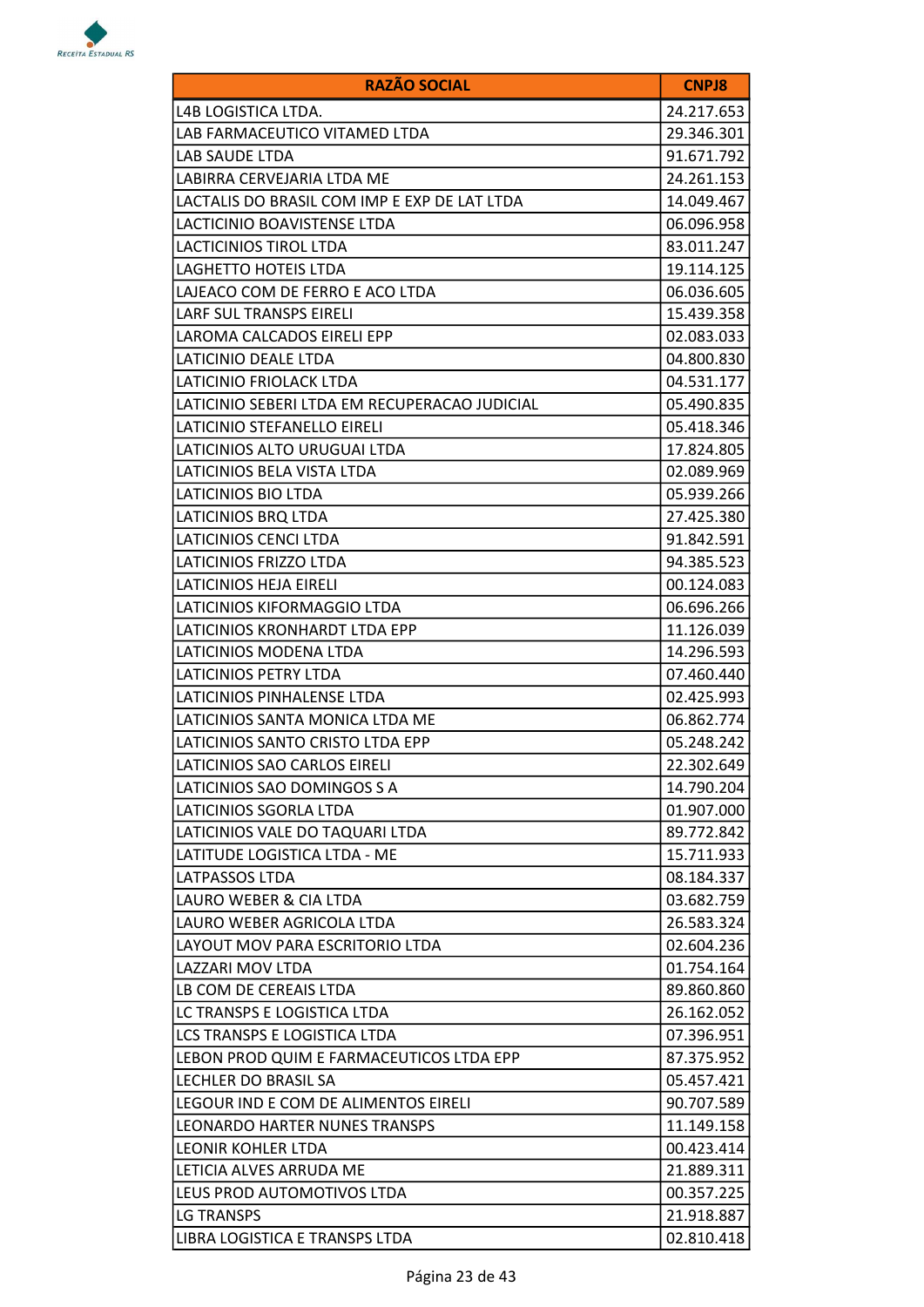| RAZÃO SOCIAL | CNPJ8 |
|---|---|
| L4B LOGISTICA LTDA. | 24.217.653 |
| LAB FARMACEUTICO VITAMED LTDA | 29.346.301 |
| LAB SAUDE LTDA | 91.671.792 |
| LABIRRA CERVEJARIA LTDA ME | 24.261.153 |
| LACTALIS DO BRASIL COM IMP E EXP DE LAT LTDA | 14.049.467 |
| LACTICINIO BOAVISTENSE LTDA | 06.096.958 |
| LACTICINIOS TIROL LTDA | 83.011.247 |
| LAGHETTO HOTEIS LTDA | 19.114.125 |
| LAJEACO COM DE FERRO E ACO LTDA | 06.036.605 |
| LARF SUL TRANSPS EIRELI | 15.439.358 |
| LAROMA CALCADOS EIRELI EPP | 02.083.033 |
| LATICINIO DEALE LTDA | 04.800.830 |
| LATICINIO FRIOLACK LTDA | 04.531.177 |
| LATICINIO SEBERI LTDA EM RECUPERACAO JUDICIAL | 05.490.835 |
| LATICINIO STEFANELLO EIRELI | 05.418.346 |
| LATICINIOS ALTO URUGUAI LTDA | 17.824.805 |
| LATICINIOS BELA VISTA LTDA | 02.089.969 |
| LATICINIOS BIO LTDA | 05.939.266 |
| LATICINIOS BRQ LTDA | 27.425.380 |
| LATICINIOS CENCI LTDA | 91.842.591 |
| LATICINIOS FRIZZO LTDA | 94.385.523 |
| LATICINIOS HEJA EIRELI | 00.124.083 |
| LATICINIOS KIFORMAGGIO LTDA | 06.696.266 |
| LATICINIOS KRONHARDT LTDA EPP | 11.126.039 |
| LATICINIOS MODENA LTDA | 14.296.593 |
| LATICINIOS PETRY LTDA | 07.460.440 |
| LATICINIOS PINHALENSE LTDA | 02.425.993 |
| LATICINIOS SANTA MONICA LTDA ME | 06.862.774 |
| LATICINIOS SANTO CRISTO LTDA EPP | 05.248.242 |
| LATICINIOS SAO CARLOS EIRELI | 22.302.649 |
| LATICINIOS SAO DOMINGOS S A | 14.790.204 |
| LATICINIOS SGORLA LTDA | 01.907.000 |
| LATICINIOS VALE DO TAQUARI LTDA | 89.772.842 |
| LATITUDE LOGISTICA LTDA - ME | 15.711.933 |
| LATPASSOS LTDA | 08.184.337 |
| LAURO WEBER & CIA LTDA | 03.682.759 |
| LAURO WEBER AGRICOLA LTDA | 26.583.324 |
| LAYOUT MOV PARA ESCRITORIO LTDA | 02.604.236 |
| LAZZARI MOV LTDA | 01.754.164 |
| LB COM DE CEREAIS LTDA | 89.860.860 |
| LC TRANSPS E LOGISTICA LTDA | 26.162.052 |
| LCS TRANSPS E LOGISTICA LTDA | 07.396.951 |
| LEBON PROD QUIM E FARMACEUTICOS LTDA EPP | 87.375.952 |
| LECHLER DO BRASIL SA | 05.457.421 |
| LEGOUR IND E COM DE ALIMENTOS EIRELI | 90.707.589 |
| LEONARDO HARTER NUNES TRANSPS | 11.149.158 |
| LEONIR KOHLER LTDA | 00.423.414 |
| LETICIA ALVES ARRUDA ME | 21.889.311 |
| LEUS PROD AUTOMOTIVOS LTDA | 00.357.225 |
| LG TRANSPS | 21.918.887 |
| LIBRA LOGISTICA E TRANSPS LTDA | 02.810.418 |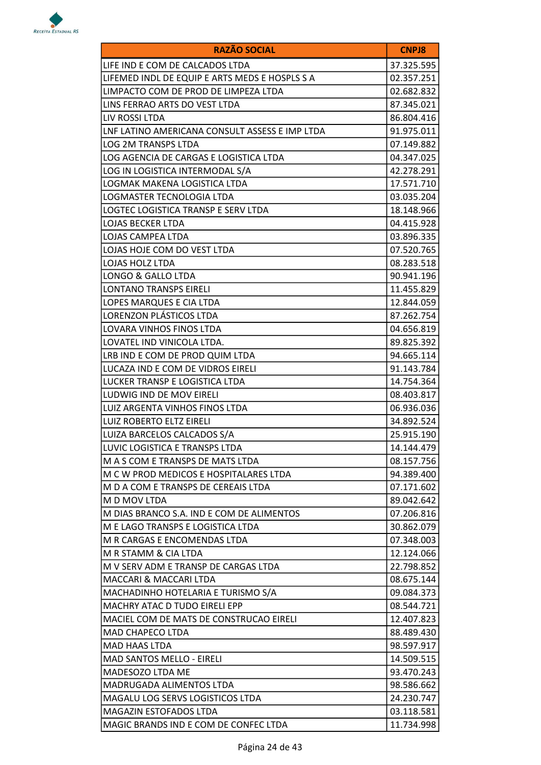| RAZÃO SOCIAL | CNPJ8 |
|---|---|
| LIFE IND E COM DE CALCADOS LTDA | 37.325.595 |
| LIFEMED INDL DE EQUIP E ARTS MEDS E HOSPLS S A | 02.357.251 |
| LIMPACTO COM DE PROD DE LIMPEZA LTDA | 02.682.832 |
| LINS FERRAO ARTS DO VEST LTDA | 87.345.021 |
| LIV ROSSI LTDA | 86.804.416 |
| LNF LATINO AMERICANA CONSULT ASSESS E IMP LTDA | 91.975.011 |
| LOG 2M TRANSPS LTDA | 07.149.882 |
| LOG AGENCIA DE CARGAS E LOGISTICA LTDA | 04.347.025 |
| LOG IN LOGISTICA INTERMODAL S/A | 42.278.291 |
| LOGMAK MAKENA LOGISTICA LTDA | 17.571.710 |
| LOGMASTER TECNOLOGIA LTDA | 03.035.204 |
| LOGTEC LOGISTICA TRANSP E SERV LTDA | 18.148.966 |
| LOJAS BECKER LTDA | 04.415.928 |
| LOJAS CAMPEA LTDA | 03.896.335 |
| LOJAS HOJE COM DO VEST LTDA | 07.520.765 |
| LOJAS HOLZ LTDA | 08.283.518 |
| LONGO & GALLO LTDA | 90.941.196 |
| LONTANO TRANSPS EIRELI | 11.455.829 |
| LOPES MARQUES E CIA LTDA | 12.844.059 |
| LORENZON PLÁSTICOS LTDA | 87.262.754 |
| LOVARA VINHOS FINOS LTDA | 04.656.819 |
| LOVATEL IND VINICOLA LTDA. | 89.825.392 |
| LRB IND E COM DE PROD QUIM LTDA | 94.665.114 |
| LUCAZA IND E COM DE VIDROS EIRELI | 91.143.784 |
| LUCKER TRANSP E LOGISTICA LTDA | 14.754.364 |
| LUDWIG IND DE MOV EIRELI | 08.403.817 |
| LUIZ ARGENTA VINHOS FINOS LTDA | 06.936.036 |
| LUIZ ROBERTO ELTZ EIRELI | 34.892.524 |
| LUIZA BARCELOS CALCADOS S/A | 25.915.190 |
| LUVIC LOGISTICA E TRANSPS LTDA | 14.144.479 |
| M A S COM E TRANSPS DE MATS LTDA | 08.157.756 |
| M C W PROD MEDICOS E HOSPITALARES LTDA | 94.389.400 |
| M D A COM E TRANSPS DE CEREAIS LTDA | 07.171.602 |
| M D MOV LTDA | 89.042.642 |
| M DIAS BRANCO S.A. IND E COM DE ALIMENTOS | 07.206.816 |
| M E LAGO TRANSPS E LOGISTICA LTDA | 30.862.079 |
| M R CARGAS E ENCOMENDAS LTDA | 07.348.003 |
| M R STAMM & CIA LTDA | 12.124.066 |
| M V SERV ADM E TRANSP DE CARGAS LTDA | 22.798.852 |
| MACCARI & MACCARI LTDA | 08.675.144 |
| MACHADINHO HOTELARIA E TURISMO S/A | 09.084.373 |
| MACHRY ATAC D TUDO EIRELI EPP | 08.544.721 |
| MACIEL COM DE MATS DE CONSTRUCAO EIRELI | 12.407.823 |
| MAD CHAPECO LTDA | 88.489.430 |
| MAD HAAS LTDA | 98.597.917 |
| MAD SANTOS MELLO - EIRELI | 14.509.515 |
| MADESOZO LTDA ME | 93.470.243 |
| MADRUGADA ALIMENTOS LTDA | 98.586.662 |
| MAGALU LOG SERVS LOGISTICOS LTDA | 24.230.747 |
| MAGAZIN ESTOFADOS LTDA | 03.118.581 |
| MAGIC BRANDS IND E COM DE CONFEC LTDA | 11.734.998 |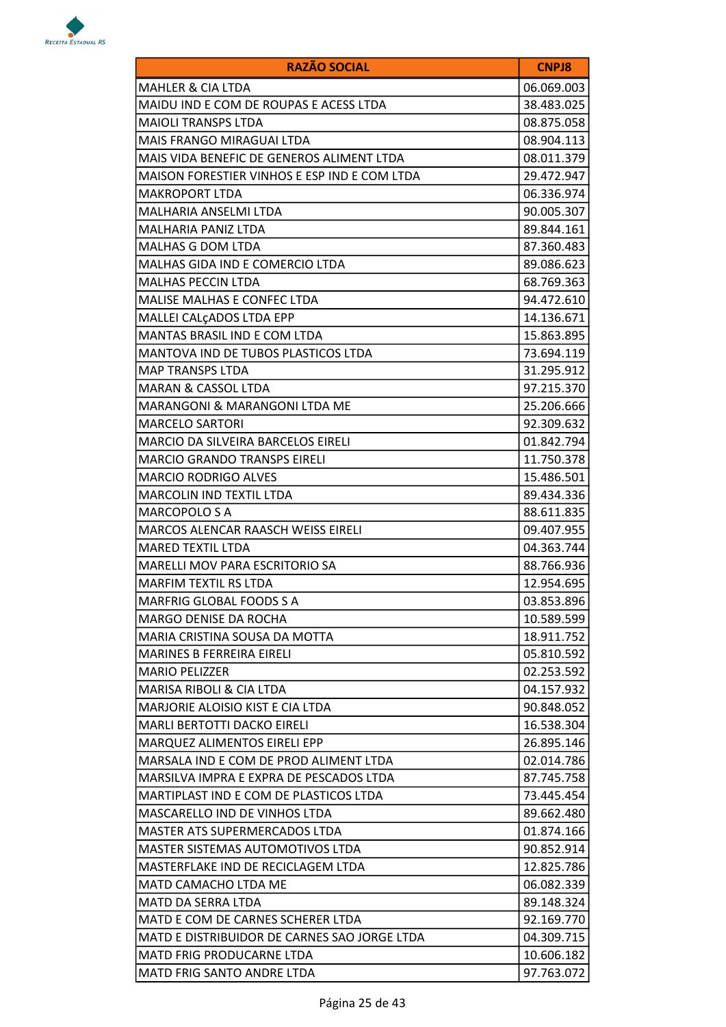| RAZÃO SOCIAL | CNPJ8 |
|---|---|
| MAHLER & CIA LTDA | 06.069.003 |
| MAIDU IND E COM DE ROUPAS E ACESS LTDA | 38.483.025 |
| MAIOLI TRANSPS LTDA | 08.875.058 |
| MAIS FRANGO MIRAGUAI LTDA | 08.904.113 |
| MAIS VIDA BENEFIC DE GENEROS ALIMENT LTDA | 08.011.379 |
| MAISON FORESTIER VINHOS E ESP IND E COM LTDA | 29.472.947 |
| MAKROPORT LTDA | 06.336.974 |
| MALHARIA ANSELMI LTDA | 90.005.307 |
| MALHARIA PANIZ LTDA | 89.844.161 |
| MALHAS G DOM LTDA | 87.360.483 |
| MALHAS GIDA IND E COMERCIO LTDA | 89.086.623 |
| MALHAS PECCIN LTDA | 68.769.363 |
| MALISE MALHAS E CONFEC LTDA | 94.472.610 |
| MALLEI CALçADOS LTDA EPP | 14.136.671 |
| MANTAS BRASIL IND E COM LTDA | 15.863.895 |
| MANTOVA IND DE TUBOS PLASTICOS LTDA | 73.694.119 |
| MAP TRANSPS LTDA | 31.295.912 |
| MARAN & CASSOL LTDA | 97.215.370 |
| MARANGONI & MARANGONI LTDA ME | 25.206.666 |
| MARCELO SARTORI | 92.309.632 |
| MARCIO DA SILVEIRA BARCELOS EIRELI | 01.842.794 |
| MARCIO GRANDO TRANSPS EIRELI | 11.750.378 |
| MARCIO RODRIGO ALVES | 15.486.501 |
| MARCOLIN IND TEXTIL LTDA | 89.434.336 |
| MARCOPOLO S A | 88.611.835 |
| MARCOS ALENCAR RAASCH WEISS EIRELI | 09.407.955 |
| MARED TEXTIL LTDA | 04.363.744 |
| MARELLI MOV PARA ESCRITORIO SA | 88.766.936 |
| MARFIM TEXTIL RS LTDA | 12.954.695 |
| MARFRIG GLOBAL FOODS S A | 03.853.896 |
| MARGO DENISE DA ROCHA | 10.589.599 |
| MARIA CRISTINA SOUSA DA MOTTA | 18.911.752 |
| MARINES B FERREIRA EIRELI | 05.810.592 |
| MARIO PELIZZER | 02.253.592 |
| MARISA RIBOLI & CIA LTDA | 04.157.932 |
| MARJORIE ALOISIO KIST E CIA LTDA | 90.848.052 |
| MARLI BERTOTTI DACKO EIRELI | 16.538.304 |
| MARQUEZ ALIMENTOS EIRELI EPP | 26.895.146 |
| MARSALA IND E COM DE PROD ALIMENT LTDA | 02.014.786 |
| MARSILVA IMPRA E EXPRA DE PESCADOS LTDA | 87.745.758 |
| MARTIPLAST IND E COM DE PLASTICOS LTDA | 73.445.454 |
| MASCARELLO IND DE VINHOS LTDA | 89.662.480 |
| MASTER ATS SUPERMERCADOS LTDA | 01.874.166 |
| MASTER SISTEMAS AUTOMOTIVOS LTDA | 90.852.914 |
| MASTERFLAKE IND DE RECICLAGEM LTDA | 12.825.786 |
| MATD CAMACHO LTDA ME | 06.082.339 |
| MATD DA SERRA LTDA | 89.148.324 |
| MATD E COM DE CARNES SCHERER LTDA | 92.169.770 |
| MATD E DISTRIBUIDOR DE CARNES SAO JORGE LTDA | 04.309.715 |
| MATD FRIG PRODUCARNE LTDA | 10.606.182 |
| MATD FRIG SANTO ANDRE LTDA | 97.763.072 |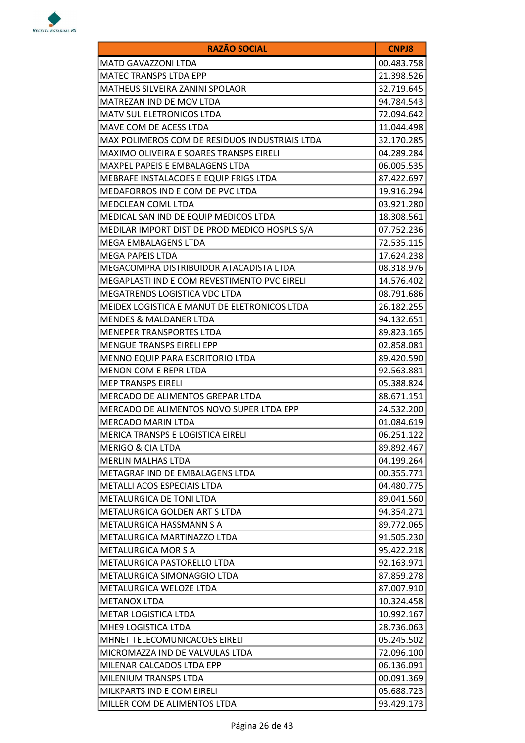| RAZÃO SOCIAL | CNPJ8 |
|---|---|
| MATD GAVAZZONI LTDA | 00.483.758 |
| MATEC TRANSPS LTDA EPP | 21.398.526 |
| MATHEUS SILVEIRA ZANINI SPOLAOR | 32.719.645 |
| MATREZAN IND DE MOV LTDA | 94.784.543 |
| MATV SUL ELETRONICOS LTDA | 72.094.642 |
| MAVE COM DE ACESS LTDA | 11.044.498 |
| MAX POLIMEROS COM DE RESIDUOS INDUSTRIAIS LTDA | 32.170.285 |
| MAXIMO OLIVEIRA E SOARES TRANSPS EIRELI | 04.289.284 |
| MAXPEL PAPEIS E EMBALAGENS LTDA | 06.005.535 |
| MEBRAFE INSTALACOES E EQUIP FRIGS LTDA | 87.422.697 |
| MEDAFORROS IND E COM DE PVC LTDA | 19.916.294 |
| MEDCLEAN COML LTDA | 03.921.280 |
| MEDICAL SAN IND DE EQUIP MEDICOS LTDA | 18.308.561 |
| MEDILAR IMPORT DIST DE PROD MEDICO HOSPLS S/A | 07.752.236 |
| MEGA EMBALAGENS LTDA | 72.535.115 |
| MEGA PAPEIS LTDA | 17.624.238 |
| MEGACOMPRA DISTRIBUIDOR ATACADISTA LTDA | 08.318.976 |
| MEGAPLASTI IND E COM REVESTIMENTO PVC EIRELI | 14.576.402 |
| MEGATRENDS LOGISTICA VDC LTDA | 08.791.686 |
| MEIDEX LOGISTICA E MANUT DE ELETRONICOS LTDA | 26.182.255 |
| MENDES & MALDANER LTDA | 94.132.651 |
| MENEPER TRANSPORTES LTDA | 89.823.165 |
| MENGUE TRANSPS EIRELI EPP | 02.858.081 |
| MENNO EQUIP PARA ESCRITORIO LTDA | 89.420.590 |
| MENON COM E REPR LTDA | 92.563.881 |
| MEP TRANSPS EIRELI | 05.388.824 |
| MERCADO DE ALIMENTOS GREPAR LTDA | 88.671.151 |
| MERCADO DE ALIMENTOS NOVO SUPER LTDA EPP | 24.532.200 |
| MERCADO MARIN LTDA | 01.084.619 |
| MERICA TRANSPS E LOGISTICA EIRELI | 06.251.122 |
| MERIGO & CIA LTDA | 89.892.467 |
| MERLIN MALHAS LTDA | 04.199.264 |
| METAGRAF IND DE EMBALAGENS LTDA | 00.355.771 |
| METALLI ACOS ESPECIAIS LTDA | 04.480.775 |
| METALURGICA DE TONI LTDA | 89.041.560 |
| METALURGICA GOLDEN ART S LTDA | 94.354.271 |
| METALURGICA HASSMANN S A | 89.772.065 |
| METALURGICA MARTINAZZO LTDA | 91.505.230 |
| METALURGICA MOR S A | 95.422.218 |
| METALURGICA PASTORELLO LTDA | 92.163.971 |
| METALURGICA SIMONAGGIO LTDA | 87.859.278 |
| METALURGICA WELOZE LTDA | 87.007.910 |
| METANOX LTDA | 10.324.458 |
| METAR LOGISTICA LTDA | 10.992.167 |
| MHE9 LOGISTICA LTDA | 28.736.063 |
| MHNET TELECOMUNICACOES EIRELI | 05.245.502 |
| MICROMAZZA IND DE VALVULAS LTDA | 72.096.100 |
| MILENAR CALCADOS LTDA EPP | 06.136.091 |
| MILENIUM TRANSPS LTDA | 00.091.369 |
| MILKPARTS IND E COM EIRELI | 05.688.723 |
| MILLER COM DE ALIMENTOS LTDA | 93.429.173 |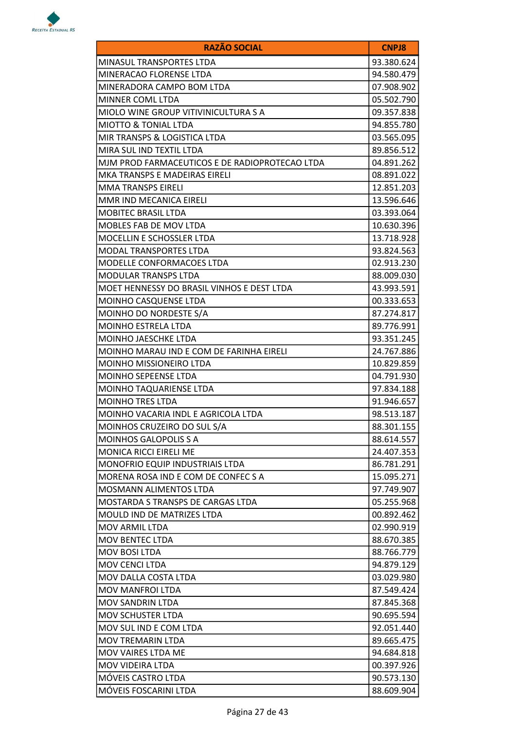| RAZÃO SOCIAL | CNPJ8 |
|---|---|
| MINASUL TRANSPORTES LTDA | 93.380.624 |
| MINERACAO FLORENSE LTDA | 94.580.479 |
| MINERADORA CAMPO BOM LTDA | 07.908.902 |
| MINNER COML LTDA | 05.502.790 |
| MIOLO WINE GROUP VITIVINICULTURA S A | 09.357.838 |
| MIOTTO & TONIAL LTDA | 94.855.780 |
| MIR TRANSPS & LOGISTICA LTDA | 03.565.095 |
| MIRA SUL IND TEXTIL LTDA | 89.856.512 |
| MJM PROD FARMACEUTICOS E DE RADIOPROTECAO LTDA | 04.891.262 |
| MKA TRANSPS E MADEIRAS EIRELI | 08.891.022 |
| MMA TRANSPS EIRELI | 12.851.203 |
| MMR IND MECANICA EIRELI | 13.596.646 |
| MOBITEC BRASIL LTDA | 03.393.064 |
| MOBLES FAB DE MOV LTDA | 10.630.396 |
| MOCELLIN E SCHOSSLER LTDA | 13.718.928 |
| MODAL TRANSPORTES LTDA | 93.824.563 |
| MODELLE CONFORMACOES LTDA | 02.913.230 |
| MODULAR TRANSPS LTDA | 88.009.030 |
| MOET HENNESSY DO BRASIL VINHOS E DEST LTDA | 43.993.591 |
| MOINHO CASQUENSE LTDA | 00.333.653 |
| MOINHO DO NORDESTE S/A | 87.274.817 |
| MOINHO ESTRELA LTDA | 89.776.991 |
| MOINHO JAESCHKE LTDA | 93.351.245 |
| MOINHO MARAU IND E COM DE FARINHA EIRELI | 24.767.886 |
| MOINHO MISSIONEIRO LTDA | 10.829.859 |
| MOINHO SEPEENSE LTDA | 04.791.930 |
| MOINHO TAQUARIENSE LTDA | 97.834.188 |
| MOINHO TRES LTDA | 91.946.657 |
| MOINHO VACARIA INDL E AGRICOLA LTDA | 98.513.187 |
| MOINHOS CRUZEIRO DO SUL S/A | 88.301.155 |
| MOINHOS GALOPOLIS S A | 88.614.557 |
| MONICA RICCI EIRELI ME | 24.407.353 |
| MONOFRIO EQUIP INDUSTRIAIS LTDA | 86.781.291 |
| MORENA ROSA IND E COM DE CONFEC S A | 15.095.271 |
| MOSMANN ALIMENTOS LTDA | 97.749.907 |
| MOSTARDA S TRANSPS DE CARGAS LTDA | 05.255.968 |
| MOULD IND DE MATRIZES LTDA | 00.892.462 |
| MOV ARMIL LTDA | 02.990.919 |
| MOV BENTEC LTDA | 88.670.385 |
| MOV BOSI LTDA | 88.766.779 |
| MOV CENCI LTDA | 94.879.129 |
| MOV DALLA COSTA LTDA | 03.029.980 |
| MOV MANFROI LTDA | 87.549.424 |
| MOV SANDRIN LTDA | 87.845.368 |
| MOV SCHUSTER LTDA | 90.695.594 |
| MOV SUL IND E COM LTDA | 92.051.440 |
| MOV TREMARIN LTDA | 89.665.475 |
| MOV VAIRES LTDA ME | 94.684.818 |
| MOV VIDEIRA LTDA | 00.397.926 |
| MÓVEIS CASTRO LTDA | 90.573.130 |
| MÓVEIS FOSCARINI LTDA | 88.609.904 |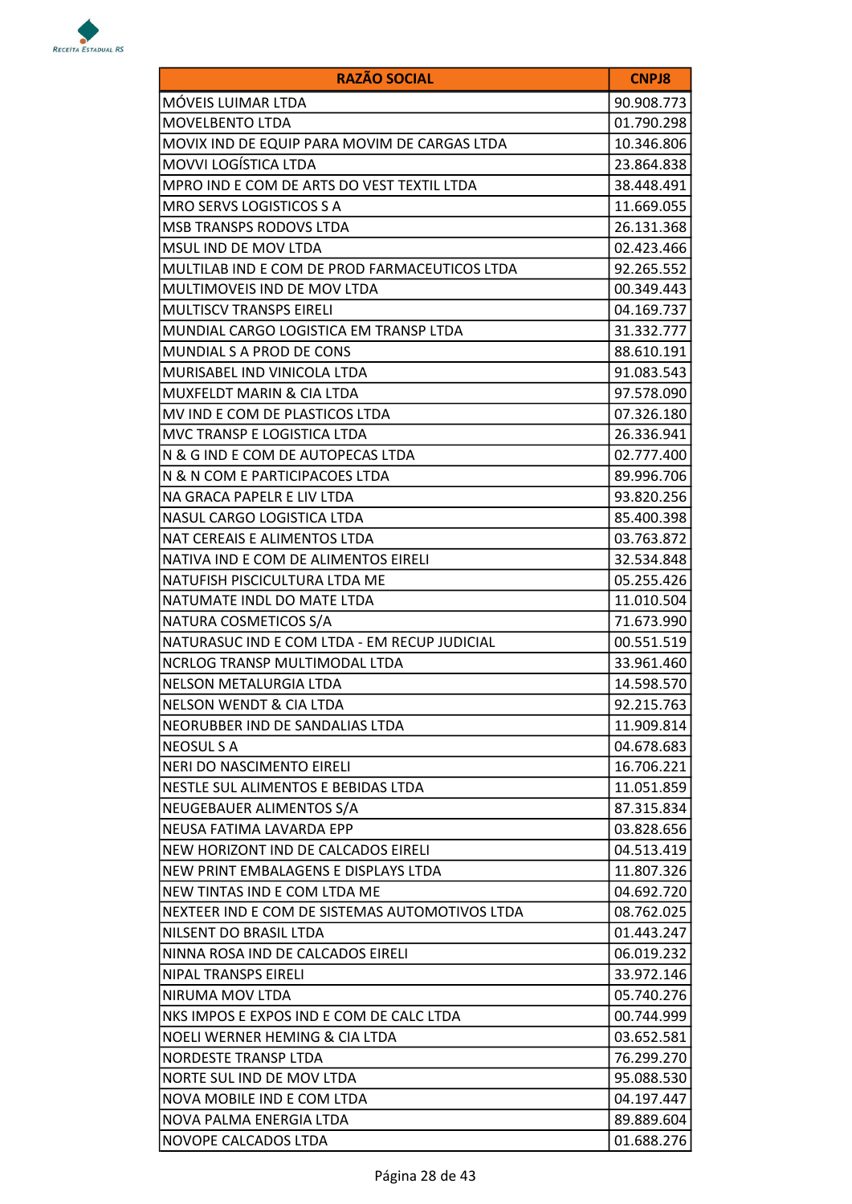| RAZÃO SOCIAL | CNPJ8 |
|---|---|
| MÓVEIS LUIMAR LTDA | 90.908.773 |
| MOVELBENTO LTDA | 01.790.298 |
| MOVIX IND DE EQUIP PARA MOVIM DE CARGAS LTDA | 10.346.806 |
| MOVVI LOGÍSTICA LTDA | 23.864.838 |
| MPRO IND E COM DE ARTS DO VEST TEXTIL LTDA | 38.448.491 |
| MRO SERVS LOGISTICOS S A | 11.669.055 |
| MSB TRANSPS RODOVS LTDA | 26.131.368 |
| MSUL IND DE MOV LTDA | 02.423.466 |
| MULTILAB IND E COM DE PROD FARMACEUTICOS LTDA | 92.265.552 |
| MULTIMOVEIS IND DE MOV LTDA | 00.349.443 |
| MULTISCV TRANSPS EIRELI | 04.169.737 |
| MUNDIAL CARGO LOGISTICA EM TRANSP LTDA | 31.332.777 |
| MUNDIAL S A PROD DE CONS | 88.610.191 |
| MURISABEL IND VINICOLA LTDA | 91.083.543 |
| MUXFELDT MARIN & CIA LTDA | 97.578.090 |
| MV IND E COM DE PLASTICOS LTDA | 07.326.180 |
| MVC TRANSP E LOGISTICA LTDA | 26.336.941 |
| N & G IND E COM DE AUTOPECAS LTDA | 02.777.400 |
| N & N COM E PARTICIPACOES LTDA | 89.996.706 |
| NA GRACA PAPELR E LIV LTDA | 93.820.256 |
| NASUL CARGO LOGISTICA LTDA | 85.400.398 |
| NAT CEREAIS E ALIMENTOS LTDA | 03.763.872 |
| NATIVA IND E COM DE ALIMENTOS EIRELI | 32.534.848 |
| NATUFISH PISCICULTURA LTDA ME | 05.255.426 |
| NATUMATE INDL DO MATE LTDA | 11.010.504 |
| NATURA COSMETICOS S/A | 71.673.990 |
| NATURASUC IND E COM LTDA - EM RECUP JUDICIAL | 00.551.519 |
| NCRLOG TRANSP MULTIMODAL LTDA | 33.961.460 |
| NELSON METALURGIA LTDA | 14.598.570 |
| NELSON WENDT & CIA LTDA | 92.215.763 |
| NEORUBBER IND DE SANDALIAS LTDA | 11.909.814 |
| NEOSUL S A | 04.678.683 |
| NERI DO NASCIMENTO EIRELI | 16.706.221 |
| NESTLE SUL ALIMENTOS E BEBIDAS LTDA | 11.051.859 |
| NEUGEBAUER ALIMENTOS S/A | 87.315.834 |
| NEUSA FATIMA LAVARDA EPP | 03.828.656 |
| NEW HORIZONT IND DE CALCADOS EIRELI | 04.513.419 |
| NEW PRINT EMBALAGENS E DISPLAYS LTDA | 11.807.326 |
| NEW TINTAS IND E COM LTDA ME | 04.692.720 |
| NEXTEER IND E COM DE SISTEMAS AUTOMOTIVOS LTDA | 08.762.025 |
| NILSENT DO BRASIL LTDA | 01.443.247 |
| NINNA ROSA IND DE CALCADOS EIRELI | 06.019.232 |
| NIPAL TRANSPS EIRELI | 33.972.146 |
| NIRUMA MOV LTDA | 05.740.276 |
| NKS IMPOS E EXPOS IND E COM DE CALC LTDA | 00.744.999 |
| NOELI WERNER HEMING & CIA LTDA | 03.652.581 |
| NORDESTE TRANSP LTDA | 76.299.270 |
| NORTE SUL IND DE MOV LTDA | 95.088.530 |
| NOVA MOBILE IND E COM LTDA | 04.197.447 |
| NOVA PALMA ENERGIA LTDA | 89.889.604 |
| NOVOPE CALCADOS LTDA | 01.688.276 |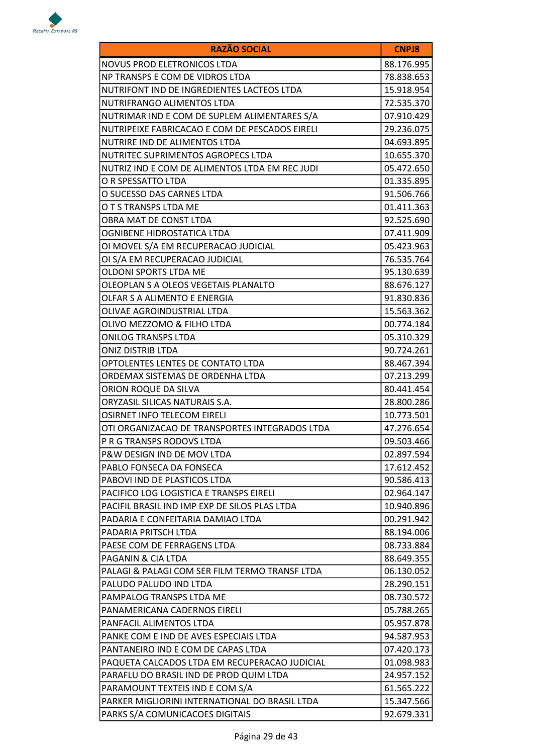| RAZÃO SOCIAL | CNPJ8 |
|---|---|
| NOVUS PROD ELETRONICOS LTDA | 88.176.995 |
| NP TRANSPS E COM DE VIDROS LTDA | 78.838.653 |
| NUTRIFONT IND DE INGREDIENTES LACTEOS LTDA | 15.918.954 |
| NUTRIFRANGO ALIMENTOS LTDA | 72.535.370 |
| NUTRIMAR IND E COM DE SUPLEM ALIMENTARES S/A | 07.910.429 |
| NUTRIPEIXE FABRICACAO E COM DE PESCADOS EIRELI | 29.236.075 |
| NUTRIRE IND DE ALIMENTOS LTDA | 04.693.895 |
| NUTRITEC SUPRIMENTOS AGROPECS LTDA | 10.655.370 |
| NUTRIZ IND E COM DE ALIMENTOS LTDA EM REC JUDI | 05.472.650 |
| O R SPESSATTO LTDA | 01.335.895 |
| O SUCESSO DAS CARNES LTDA | 91.506.766 |
| O T S TRANSPS LTDA ME | 01.411.363 |
| OBRA MAT DE CONST LTDA | 92.525.690 |
| OGNIBENE HIDROSTATICA LTDA | 07.411.909 |
| OI MOVEL S/A EM RECUPERACAO JUDICIAL | 05.423.963 |
| OI S/A EM RECUPERACAO JUDICIAL | 76.535.764 |
| OLDONI SPORTS LTDA ME | 95.130.639 |
| OLEOPLAN S A OLEOS VEGETAIS PLANALTO | 88.676.127 |
| OLFAR S A ALIMENTO E ENERGIA | 91.830.836 |
| OLIVAE AGROINDUSTRIAL LTDA | 15.563.362 |
| OLIVO MEZZOMO & FILHO LTDA | 00.774.184 |
| ONILOG TRANSPS LTDA | 05.310.329 |
| ONIZ DISTRIB LTDA | 90.724.261 |
| OPTOLENTES LENTES DE CONTATO LTDA | 88.467.394 |
| ORDEMAX SISTEMAS DE ORDENHA LTDA | 07.213.299 |
| ORION ROQUE DA SILVA | 80.441.454 |
| ORYZASIL SILICAS NATURAIS S.A. | 28.800.286 |
| OSIRNET INFO TELECOM EIRELI | 10.773.501 |
| OTI ORGANIZACAO DE TRANSPORTES INTEGRADOS LTDA | 47.276.654 |
| P R G TRANSPS RODOVS LTDA | 09.503.466 |
| P&W DESIGN IND DE MOV LTDA | 02.897.594 |
| PABLO FONSECA DA FONSECA | 17.612.452 |
| PABOVI IND DE PLASTICOS LTDA | 90.586.413 |
| PACIFICO LOG LOGISTICA E TRANSPS EIRELI | 02.964.147 |
| PACIFIL BRASIL IND IMP EXP DE SILOS PLAS LTDA | 10.940.896 |
| PADARIA E CONFEITARIA DAMIAO LTDA | 00.291.942 |
| PADARIA PRITSCH LTDA | 88.194.006 |
| PAESE COM DE FERRAGENS LTDA | 08.733.884 |
| PAGANIN & CIA LTDA | 88.649.355 |
| PALAGI & PALAGI COM SER FILM TERMO TRANSF LTDA | 06.130.052 |
| PALUDO PALUDO IND LTDA | 28.290.151 |
| PAMPALOG TRANSPS LTDA ME | 08.730.572 |
| PANAMERICANA CADERNOS EIRELI | 05.788.265 |
| PANFACIL ALIMENTOS LTDA | 05.957.878 |
| PANKE COM E IND DE AVES ESPECIAIS LTDA | 94.587.953 |
| PANTANEIRO IND E COM DE CAPAS LTDA | 07.420.173 |
| PAQUETA CALCADOS LTDA EM RECUPERACAO JUDICIAL | 01.098.983 |
| PARAFLU DO BRASIL IND DE PROD QUIM LTDA | 24.957.152 |
| PARAMOUNT TEXTEIS IND E COM S/A | 61.565.222 |
| PARKER MIGLIORINI INTERNATIONAL DO BRASIL LTDA | 15.347.566 |
| PARKS S/A COMUNICACOES DIGITAIS | 92.679.331 |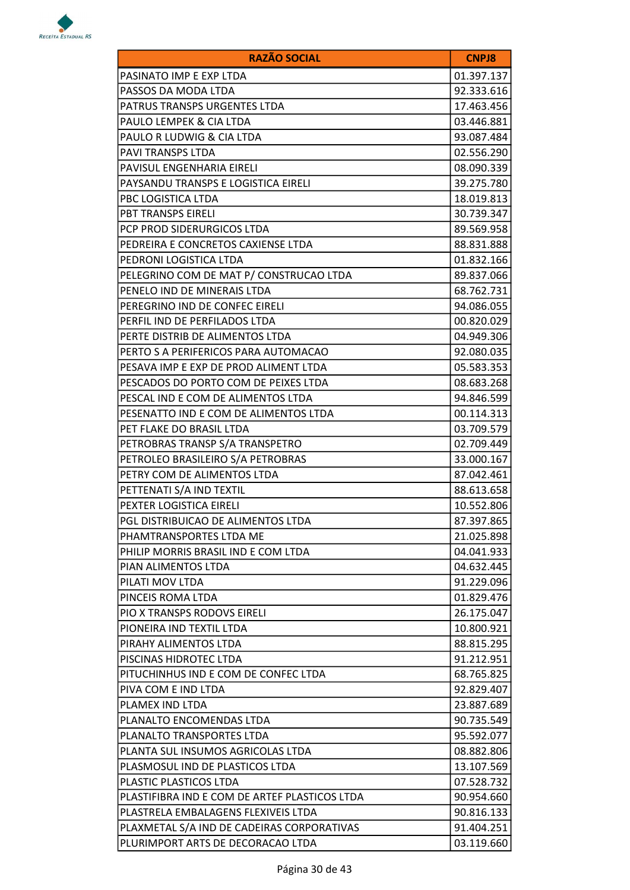| RAZÃO SOCIAL | CNPJ8 |
|---|---|
| PASINATO IMP E EXP LTDA | 01.397.137 |
| PASSOS DA MODA LTDA | 92.333.616 |
| PATRUS TRANSPS URGENTES LTDA | 17.463.456 |
| PAULO LEMPEK & CIA LTDA | 03.446.881 |
| PAULO R LUDWIG & CIA LTDA | 93.087.484 |
| PAVI TRANSPS LTDA | 02.556.290 |
| PAVISUL ENGENHARIA EIRELI | 08.090.339 |
| PAYSANDU TRANSPS E LOGISTICA EIRELI | 39.275.780 |
| PBC LOGISTICA LTDA | 18.019.813 |
| PBT TRANSPS EIRELI | 30.739.347 |
| PCP PROD SIDERURGICOS LTDA | 89.569.958 |
| PEDREIRA E CONCRETOS CAXIENSE LTDA | 88.831.888 |
| PEDRONI LOGISTICA LTDA | 01.832.166 |
| PELEGRINO COM DE MAT P/ CONSTRUCAO LTDA | 89.837.066 |
| PENELO IND DE MINERAIS LTDA | 68.762.731 |
| PEREGRINO IND DE CONFEC EIRELI | 94.086.055 |
| PERFIL IND DE PERFILADOS LTDA | 00.820.029 |
| PERTE DISTRIB DE ALIMENTOS LTDA | 04.949.306 |
| PERTO S A PERIFERICOS PARA AUTOMACAO | 92.080.035 |
| PESAVA IMP E EXP DE PROD ALIMENT LTDA | 05.583.353 |
| PESCADOS DO PORTO COM DE PEIXES LTDA | 08.683.268 |
| PESCAL IND E COM DE ALIMENTOS LTDA | 94.846.599 |
| PESENATTO IND E COM DE ALIMENTOS LTDA | 00.114.313 |
| PET FLAKE DO BRASIL LTDA | 03.709.579 |
| PETROBRAS TRANSP S/A TRANSPETRO | 02.709.449 |
| PETROLEO BRASILEIRO S/A PETROBRAS | 33.000.167 |
| PETRY COM DE ALIMENTOS LTDA | 87.042.461 |
| PETTENATI S/A IND TEXTIL | 88.613.658 |
| PEXTER LOGISTICA EIRELI | 10.552.806 |
| PGL DISTRIBUICAO DE ALIMENTOS LTDA | 87.397.865 |
| PHAMTRANSPORTES LTDA ME | 21.025.898 |
| PHILIP MORRIS BRASIL IND E COM LTDA | 04.041.933 |
| PIAN ALIMENTOS LTDA | 04.632.445 |
| PILATI MOV LTDA | 91.229.096 |
| PINCEIS ROMA LTDA | 01.829.476 |
| PIO X TRANSPS RODOVS EIRELI | 26.175.047 |
| PIONEIRA IND TEXTIL LTDA | 10.800.921 |
| PIRAHY ALIMENTOS LTDA | 88.815.295 |
| PISCINAS HIDROTEC LTDA | 91.212.951 |
| PITUCHINHUS IND E COM DE CONFEC LTDA | 68.765.825 |
| PIVA COM E IND LTDA | 92.829.407 |
| PLAMEX IND LTDA | 23.887.689 |
| PLANALTO ENCOMENDAS LTDA | 90.735.549 |
| PLANALTO TRANSPORTES LTDA | 95.592.077 |
| PLANTA SUL INSUMOS AGRICOLAS LTDA | 08.882.806 |
| PLASMOSUL IND DE PLASTICOS LTDA | 13.107.569 |
| PLASTIC PLASTICOS LTDA | 07.528.732 |
| PLASTIFIBRA IND E COM DE ARTEF PLASTICOS LTDA | 90.954.660 |
| PLASTRELA EMBALAGENS FLEXIVEIS LTDA | 90.816.133 |
| PLAXMETAL S/A IND DE CADEIRAS CORPORATIVAS | 91.404.251 |
| PLURIMPORT ARTS DE DECORACAO LTDA | 03.119.660 |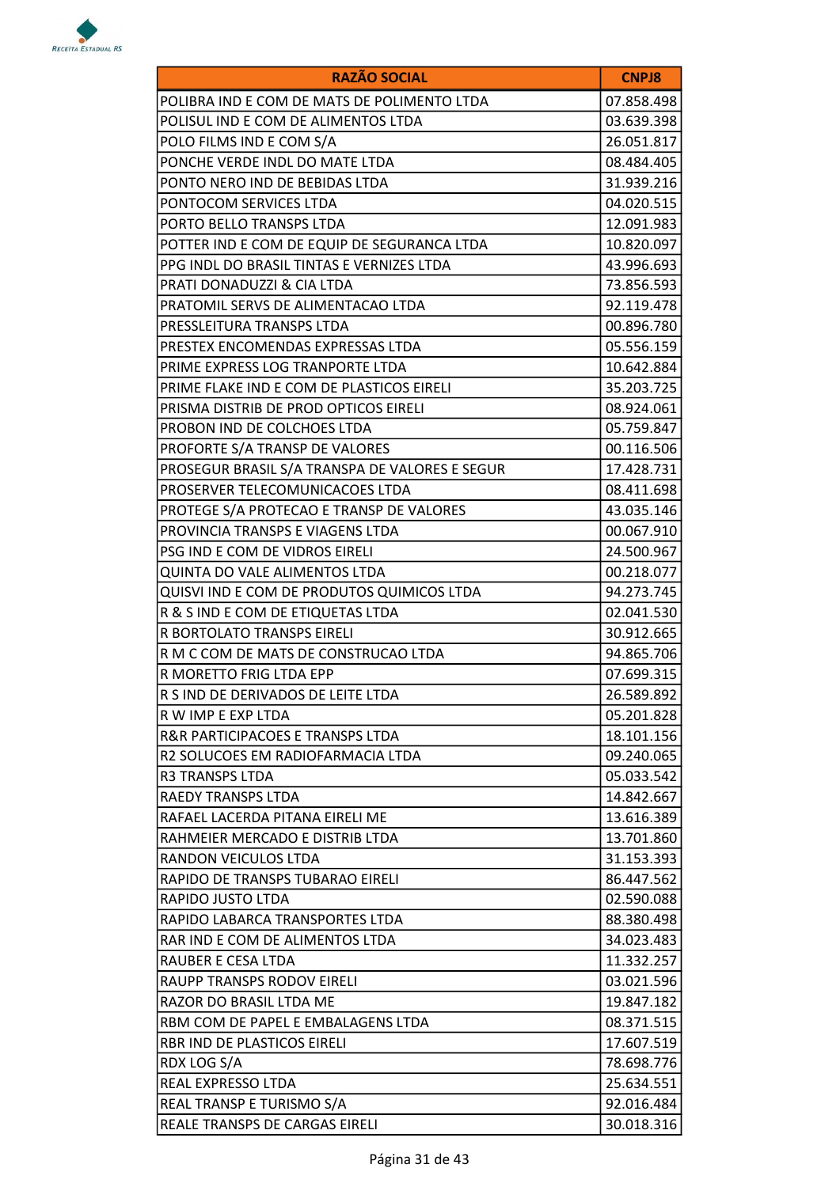| RAZÃO SOCIAL | CNPJ8 |
|---|---|
| POLIBRA IND E COM DE MATS DE POLIMENTO LTDA | 07.858.498 |
| POLISUL IND E COM DE ALIMENTOS LTDA | 03.639.398 |
| POLO FILMS IND E COM S/A | 26.051.817 |
| PONCHE VERDE INDL DO MATE LTDA | 08.484.405 |
| PONTO NERO IND DE BEBIDAS LTDA | 31.939.216 |
| PONTOCOM SERVICES LTDA | 04.020.515 |
| PORTO BELLO TRANSPS LTDA | 12.091.983 |
| POTTER IND E COM DE EQUIP DE SEGURANCA LTDA | 10.820.097 |
| PPG INDL DO BRASIL TINTAS E VERNIZES LTDA | 43.996.693 |
| PRATI DONADUZZI & CIA LTDA | 73.856.593 |
| PRATOMIL SERVS DE ALIMENTACAO LTDA | 92.119.478 |
| PRESSLEITURA TRANSPS LTDA | 00.896.780 |
| PRESTEX ENCOMENDAS EXPRESSAS LTDA | 05.556.159 |
| PRIME EXPRESS LOG TRANPORTE LTDA | 10.642.884 |
| PRIME FLAKE IND E COM DE PLASTICOS EIRELI | 35.203.725 |
| PRISMA DISTRIB DE PROD OPTICOS EIRELI | 08.924.061 |
| PROBON IND DE COLCHOES LTDA | 05.759.847 |
| PROFORTE S/A TRANSP DE VALORES | 00.116.506 |
| PROSEGUR BRASIL S/A TRANSPA DE VALORES E SEGUR | 17.428.731 |
| PROSERVER TELECOMUNICACOES LTDA | 08.411.698 |
| PROTEGE S/A PROTECAO E TRANSP DE VALORES | 43.035.146 |
| PROVINCIA TRANSPS E VIAGENS LTDA | 00.067.910 |
| PSG IND E COM DE VIDROS EIRELI | 24.500.967 |
| QUINTA DO VALE ALIMENTOS LTDA | 00.218.077 |
| QUISVI IND E COM DE PRODUTOS QUIMICOS LTDA | 94.273.745 |
| R & S IND E COM DE ETIQUETAS LTDA | 02.041.530 |
| R BORTOLATO TRANSPS EIRELI | 30.912.665 |
| R M C COM DE MATS DE CONSTRUCAO LTDA | 94.865.706 |
| R MORETTO FRIG LTDA EPP | 07.699.315 |
| R S IND DE DERIVADOS DE LEITE LTDA | 26.589.892 |
| R W IMP E EXP LTDA | 05.201.828 |
| R&R PARTICIPACOES E TRANSPS LTDA | 18.101.156 |
| R2 SOLUCOES EM RADIOFARMACIA LTDA | 09.240.065 |
| R3 TRANSPS LTDA | 05.033.542 |
| RAEDY TRANSPS LTDA | 14.842.667 |
| RAFAEL LACERDA PITANA EIRELI ME | 13.616.389 |
| RAHMEIER MERCADO E DISTRIB LTDA | 13.701.860 |
| RANDON VEICULOS LTDA | 31.153.393 |
| RAPIDO DE TRANSPS TUBARAO EIRELI | 86.447.562 |
| RAPIDO JUSTO LTDA | 02.590.088 |
| RAPIDO LABARCA TRANSPORTES LTDA | 88.380.498 |
| RAR IND E COM DE ALIMENTOS LTDA | 34.023.483 |
| RAUBER E CESA LTDA | 11.332.257 |
| RAUPP TRANSPS RODOV EIRELI | 03.021.596 |
| RAZOR DO BRASIL LTDA ME | 19.847.182 |
| RBM COM DE PAPEL E EMBALAGENS LTDA | 08.371.515 |
| RBR IND DE PLASTICOS EIRELI | 17.607.519 |
| RDX LOG S/A | 78.698.776 |
| REAL EXPRESSO LTDA | 25.634.551 |
| REAL TRANSP E TURISMO S/A | 92.016.484 |
| REALE TRANSPS DE CARGAS EIRELI | 30.018.316 |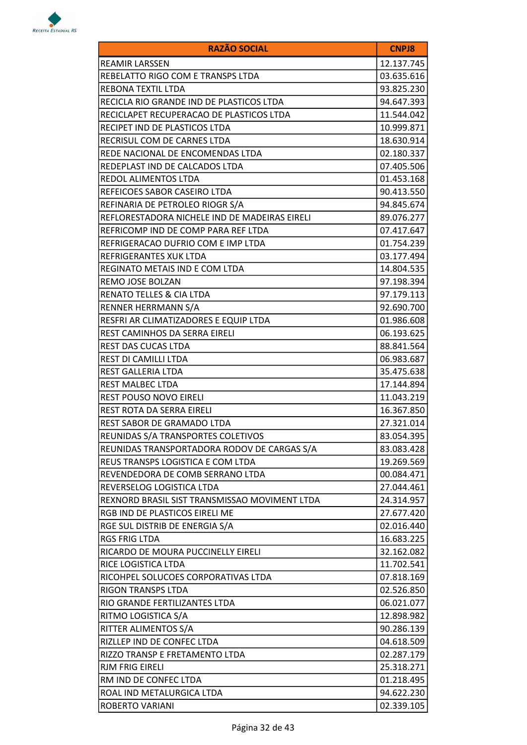| RAZÃO SOCIAL | CNPJ8 |
|---|---|
| REAMIR LARSSEN | 12.137.745 |
| REBELATTO RIGO COM E TRANSPS LTDA | 03.635.616 |
| REBONA TEXTIL LTDA | 93.825.230 |
| RECICLA RIO GRANDE IND DE PLASTICOS LTDA | 94.647.393 |
| RECICLAPET RECUPERACAO DE PLASTICOS LTDA | 11.544.042 |
| RECIPET IND DE PLASTICOS LTDA | 10.999.871 |
| RECRISUL COM DE CARNES LTDA | 18.630.914 |
| REDE NACIONAL DE ENCOMENDAS LTDA | 02.180.337 |
| REDEPLAST IND DE CALCADOS LTDA | 07.405.506 |
| REDOL ALIMENTOS LTDA | 01.453.168 |
| REFEICOES SABOR CASEIRO LTDA | 90.413.550 |
| REFINARIA DE PETROLEO RIOGR S/A | 94.845.674 |
| REFLORESTADORA NICHELE IND DE MADEIRAS EIRELI | 89.076.277 |
| REFRICOMP IND DE COMP PARA REF LTDA | 07.417.647 |
| REFRIGERACAO DUFRIO COM E IMP LTDA | 01.754.239 |
| REFRIGERANTES XUK LTDA | 03.177.494 |
| REGINATO METAIS IND E COM LTDA | 14.804.535 |
| REMO JOSE BOLZAN | 97.198.394 |
| RENATO TELLES & CIA LTDA | 97.179.113 |
| RENNER HERRMANN S/A | 92.690.700 |
| RESFRI AR CLIMATIZADORES E EQUIP LTDA | 01.986.608 |
| REST CAMINHOS DA SERRA EIRELI | 06.193.625 |
| REST DAS CUCAS LTDA | 88.841.564 |
| REST DI CAMILLI LTDA | 06.983.687 |
| REST GALLERIA LTDA | 35.475.638 |
| REST MALBEC LTDA | 17.144.894 |
| REST POUSO NOVO EIRELI | 11.043.219 |
| REST ROTA DA SERRA EIRELI | 16.367.850 |
| REST SABOR DE GRAMADO LTDA | 27.321.014 |
| REUNIDAS S/A TRANSPORTES COLETIVOS | 83.054.395 |
| REUNIDAS TRANSPORTADORA RODOV DE CARGAS S/A | 83.083.428 |
| REUS TRANSPS LOGISTICA E COM LTDA | 19.269.569 |
| REVENDEDORA DE COMB SERRANO LTDA | 00.084.471 |
| REVERSELOG LOGISTICA LTDA | 27.044.461 |
| REXNORD BRASIL SIST TRANSMISSAO MOVIMENT LTDA | 24.314.957 |
| RGB IND DE PLASTICOS EIRELI ME | 27.677.420 |
| RGE SUL DISTRIB DE ENERGIA S/A | 02.016.440 |
| RGS FRIG LTDA | 16.683.225 |
| RICARDO DE MOURA PUCCINELLY EIRELI | 32.162.082 |
| RICE LOGISTICA LTDA | 11.702.541 |
| RICOHPEL SOLUCOES CORPORATIVAS LTDA | 07.818.169 |
| RIGON TRANSPS LTDA | 02.526.850 |
| RIO GRANDE FERTILIZANTES LTDA | 06.021.077 |
| RITMO LOGISTICA S/A | 12.898.982 |
| RITTER ALIMENTOS S/A | 90.286.139 |
| RIZLLEP IND DE CONFEC LTDA | 04.618.509 |
| RIZZO TRANSP E FRETAMENTO LTDA | 02.287.179 |
| RJM FRIG EIRELI | 25.318.271 |
| RM IND DE CONFEC LTDA | 01.218.495 |
| ROAL IND METALURGICA LTDA | 94.622.230 |
| ROBERTO VARIANI | 02.339.105 |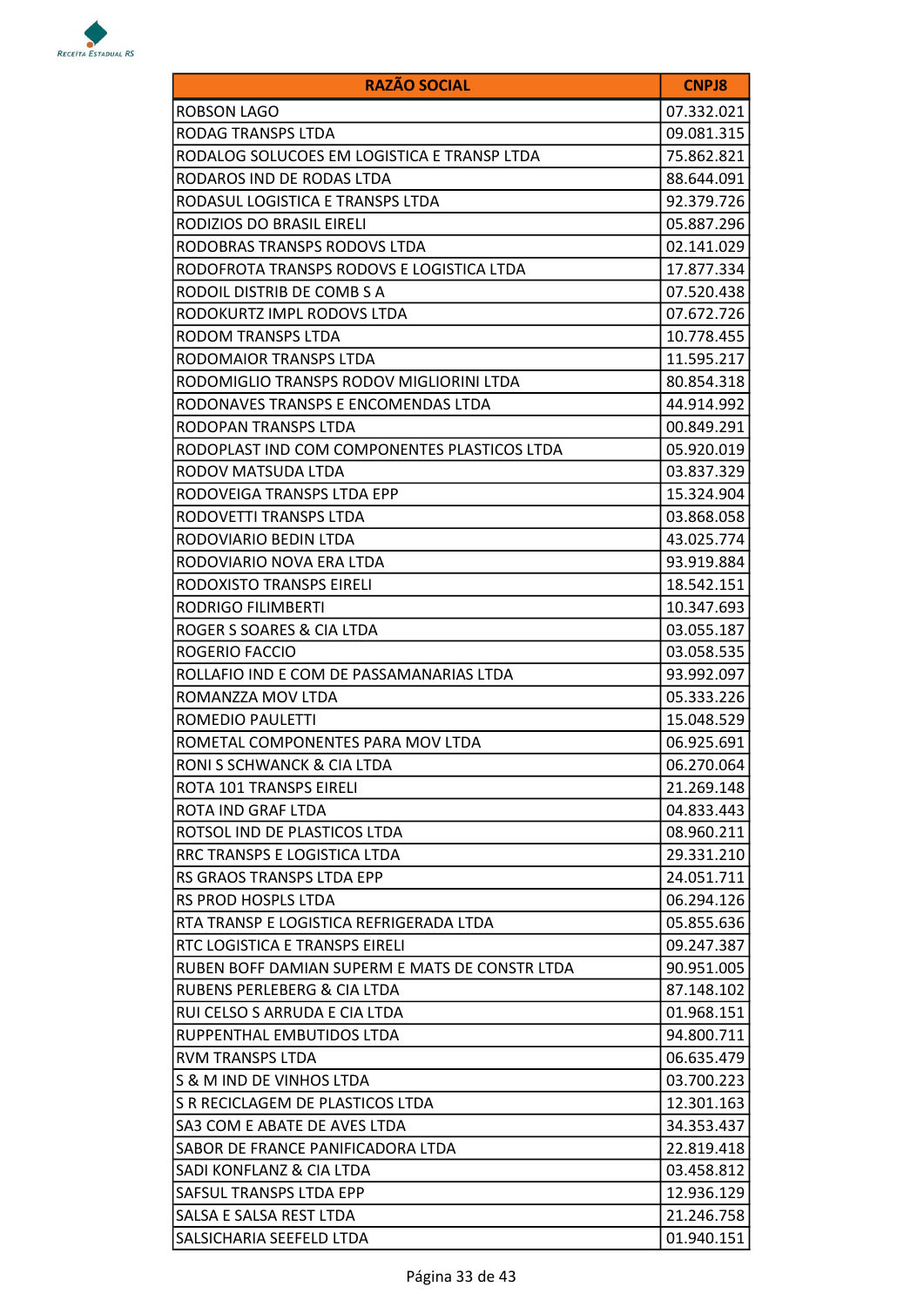| RAZÃO SOCIAL | CNPJ8 |
| --- | --- |
| ROBSON LAGO | 07.332.021 |
| RODAG TRANSPS LTDA | 09.081.315 |
| RODALOG SOLUCOES EM LOGISTICA E TRANSP LTDA | 75.862.821 |
| RODAROS IND DE RODAS LTDA | 88.644.091 |
| RODASUL LOGISTICA E TRANSPS LTDA | 92.379.726 |
| RODIZIOS DO BRASIL EIRELI | 05.887.296 |
| RODOBRAS TRANSPS RODOVS LTDA | 02.141.029 |
| RODOFROTA TRANSPS RODOVS E LOGISTICA LTDA | 17.877.334 |
| RODOIL DISTRIB DE COMB S A | 07.520.438 |
| RODOKURTZ IMPL RODOVS LTDA | 07.672.726 |
| RODOM TRANSPS LTDA | 10.778.455 |
| RODOMAIOR TRANSPS LTDA | 11.595.217 |
| RODOMIGLIO TRANSPS RODOV MIGLIORINI LTDA | 80.854.318 |
| RODONAVES TRANSPS E ENCOMENDAS LTDA | 44.914.992 |
| RODOPAN TRANSPS LTDA | 00.849.291 |
| RODOPLAST IND COM COMPONENTES PLASTICOS LTDA | 05.920.019 |
| RODOV MATSUDA LTDA | 03.837.329 |
| RODOVEIGA TRANSPS LTDA EPP | 15.324.904 |
| RODOVETTI TRANSPS LTDA | 03.868.058 |
| RODOVIARIO BEDIN LTDA | 43.025.774 |
| RODOVIARIO NOVA ERA LTDA | 93.919.884 |
| RODOXISTO TRANSPS EIRELI | 18.542.151 |
| RODRIGO FILIMBERTI | 10.347.693 |
| ROGER S SOARES & CIA LTDA | 03.055.187 |
| ROGERIO FACCIO | 03.058.535 |
| ROLLAFIO IND E COM DE PASSAMANARIAS LTDA | 93.992.097 |
| ROMANZZA MOV LTDA | 05.333.226 |
| ROMEDIO PAULETTI | 15.048.529 |
| ROMETAL COMPONENTES PARA MOV LTDA | 06.925.691 |
| RONI S SCHWANCK & CIA LTDA | 06.270.064 |
| ROTA 101 TRANSPS EIRELI | 21.269.148 |
| ROTA IND GRAF LTDA | 04.833.443 |
| ROTSOL IND DE PLASTICOS LTDA | 08.960.211 |
| RRC TRANSPS E LOGISTICA LTDA | 29.331.210 |
| RS GRAOS TRANSPS LTDA EPP | 24.051.711 |
| RS PROD HOSPLS LTDA | 06.294.126 |
| RTA TRANSP E LOGISTICA REFRIGERADA LTDA | 05.855.636 |
| RTC LOGISTICA E TRANSPS EIRELI | 09.247.387 |
| RUBEN BOFF DAMIAN SUPERM E MATS DE CONSTR LTDA | 90.951.005 |
| RUBENS PERLEBERG & CIA LTDA | 87.148.102 |
| RUI CELSO S ARRUDA E CIA LTDA | 01.968.151 |
| RUPPENTHAL EMBUTIDOS LTDA | 94.800.711 |
| RVM TRANSPS LTDA | 06.635.479 |
| S & M IND DE VINHOS LTDA | 03.700.223 |
| S R RECICLAGEM DE PLASTICOS LTDA | 12.301.163 |
| SA3 COM E ABATE DE AVES LTDA | 34.353.437 |
| SABOR DE FRANCE PANIFICADORA LTDA | 22.819.418 |
| SADI KONFLANZ & CIA LTDA | 03.458.812 |
| SAFSUL TRANSPS LTDA EPP | 12.936.129 |
| SALSA E SALSA REST LTDA | 21.246.758 |
| SALSICHARIA SEEFELD LTDA | 01.940.151 |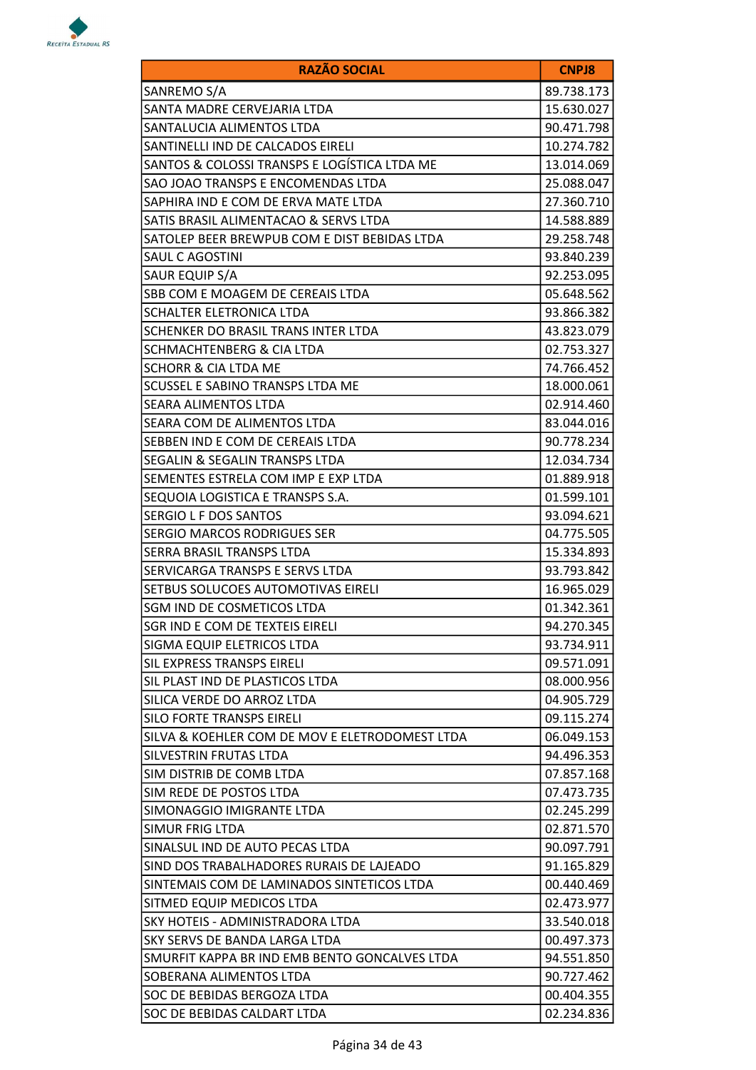| RAZÃO SOCIAL | CNPJ8 |
|---|---|
| SANREMO S/A | 89.738.173 |
| SANTA MADRE CERVEJARIA LTDA | 15.630.027 |
| SANTALUCIA ALIMENTOS LTDA | 90.471.798 |
| SANTINELLI IND DE CALCADOS EIRELI | 10.274.782 |
| SANTOS & COLOSSI TRANSPS E LOGÍSTICA LTDA ME | 13.014.069 |
| SAO JOAO TRANSPS E ENCOMENDAS LTDA | 25.088.047 |
| SAPHIRA IND E COM DE ERVA MATE LTDA | 27.360.710 |
| SATIS BRASIL ALIMENTACAO & SERVS LTDA | 14.588.889 |
| SATOLEP BEER BREWPUB COM E DIST BEBIDAS LTDA | 29.258.748 |
| SAUL C AGOSTINI | 93.840.239 |
| SAUR EQUIP S/A | 92.253.095 |
| SBB COM E MOAGEM DE CEREAIS LTDA | 05.648.562 |
| SCHALTER ELETRONICA LTDA | 93.866.382 |
| SCHENKER DO BRASIL TRANS INTER LTDA | 43.823.079 |
| SCHMACHTENBERG & CIA LTDA | 02.753.327 |
| SCHORR & CIA LTDA ME | 74.766.452 |
| SCUSSEL E SABINO TRANSPS LTDA ME | 18.000.061 |
| SEARA ALIMENTOS LTDA | 02.914.460 |
| SEARA COM DE ALIMENTOS LTDA | 83.044.016 |
| SEBBEN IND E COM DE CEREAIS LTDA | 90.778.234 |
| SEGALIN & SEGALIN TRANSPS LTDA | 12.034.734 |
| SEMENTES ESTRELA COM IMP E EXP LTDA | 01.889.918 |
| SEQUOIA LOGISTICA E TRANSPS S.A. | 01.599.101 |
| SERGIO L F DOS SANTOS | 93.094.621 |
| SERGIO MARCOS RODRIGUES SER | 04.775.505 |
| SERRA BRASIL TRANSPS LTDA | 15.334.893 |
| SERVICARGA TRANSPS E SERVS LTDA | 93.793.842 |
| SETBUS SOLUCOES AUTOMOTIVAS EIRELI | 16.965.029 |
| SGM IND DE COSMETICOS LTDA | 01.342.361 |
| SGR IND E COM DE TEXTEIS EIRELI | 94.270.345 |
| SIGMA EQUIP ELETRICOS LTDA | 93.734.911 |
| SIL EXPRESS TRANSPS EIRELI | 09.571.091 |
| SIL PLAST IND DE PLASTICOS LTDA | 08.000.956 |
| SILICA VERDE DO ARROZ LTDA | 04.905.729 |
| SILO FORTE TRANSPS EIRELI | 09.115.274 |
| SILVA & KOEHLER COM DE MOV E ELETRODOMEST LTDA | 06.049.153 |
| SILVESTRIN FRUTAS LTDA | 94.496.353 |
| SIM DISTRIB DE COMB LTDA | 07.857.168 |
| SIM REDE DE POSTOS LTDA | 07.473.735 |
| SIMONAGGIO IMIGRANTE LTDA | 02.245.299 |
| SIMUR FRIG LTDA | 02.871.570 |
| SINALSUL IND DE AUTO PECAS LTDA | 90.097.791 |
| SIND DOS TRABALHADORES RURAIS DE LAJEADO | 91.165.829 |
| SINTEMAIS COM DE LAMINADOS SINTETICOS LTDA | 00.440.469 |
| SITMED EQUIP MEDICOS LTDA | 02.473.977 |
| SKY HOTEIS - ADMINISTRADORA LTDA | 33.540.018 |
| SKY SERVS DE BANDA LARGA LTDA | 00.497.373 |
| SMURFIT KAPPA BR IND EMB BENTO GONCALVES LTDA | 94.551.850 |
| SOBERANA ALIMENTOS LTDA | 90.727.462 |
| SOC DE BEBIDAS BERGOZA LTDA | 00.404.355 |
| SOC DE BEBIDAS CALDART LTDA | 02.234.836 |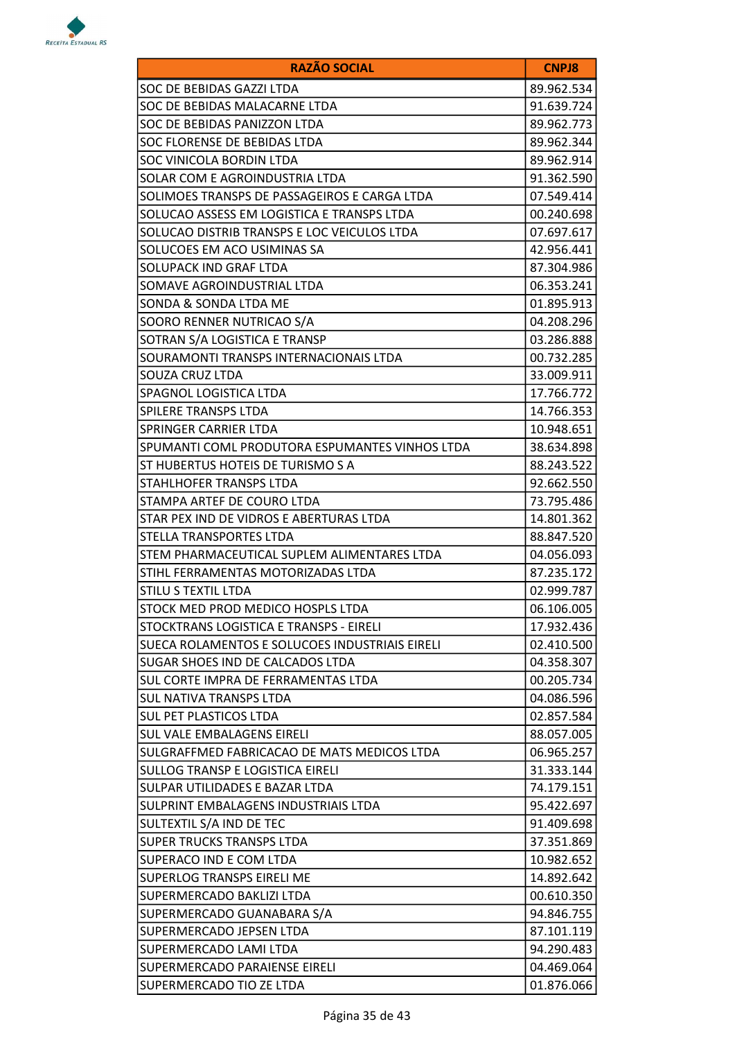| RAZÃO SOCIAL | CNPJ8 |
|---|---|
| SOC DE BEBIDAS GAZZI LTDA | 89.962.534 |
| SOC DE BEBIDAS MALACARNE LTDA | 91.639.724 |
| SOC DE BEBIDAS PANIZZON LTDA | 89.962.773 |
| SOC FLORENSE DE BEBIDAS LTDA | 89.962.344 |
| SOC VINICOLA BORDIN LTDA | 89.962.914 |
| SOLAR COM E AGROINDUSTRIA LTDA | 91.362.590 |
| SOLIMOES TRANSPS DE PASSAGEIROS E CARGA LTDA | 07.549.414 |
| SOLUCAO ASSESS EM LOGISTICA E TRANSPS LTDA | 00.240.698 |
| SOLUCAO DISTRIB TRANSPS E LOC VEICULOS LTDA | 07.697.617 |
| SOLUCOES EM ACO USIMINAS SA | 42.956.441 |
| SOLUPACK IND GRAF LTDA | 87.304.986 |
| SOMAVE AGROINDUSTRIAL LTDA | 06.353.241 |
| SONDA & SONDA LTDA ME | 01.895.913 |
| SOORO RENNER NUTRICAO S/A | 04.208.296 |
| SOTRAN S/A LOGISTICA E TRANSP | 03.286.888 |
| SOURAMONTI TRANSPS INTERNACIONAIS LTDA | 00.732.285 |
| SOUZA CRUZ LTDA | 33.009.911 |
| SPAGNOL LOGISTICA LTDA | 17.766.772 |
| SPILERE TRANSPS LTDA | 14.766.353 |
| SPRINGER CARRIER LTDA | 10.948.651 |
| SPUMANTI COML PRODUTORA ESPUMANTES VINHOS LTDA | 38.634.898 |
| ST HUBERTUS HOTEIS DE TURISMO S A | 88.243.522 |
| STAHLHOFER TRANSPS LTDA | 92.662.550 |
| STAMPA ARTEF DE COURO LTDA | 73.795.486 |
| STAR PEX IND DE VIDROS E ABERTURAS LTDA | 14.801.362 |
| STELLA TRANSPORTES LTDA | 88.847.520 |
| STEM PHARMACEUTICAL SUPLEM ALIMENTARES LTDA | 04.056.093 |
| STIHL FERRAMENTAS MOTORIZADAS LTDA | 87.235.172 |
| STILU S TEXTIL LTDA | 02.999.787 |
| STOCK MED PROD MEDICO HOSPLS LTDA | 06.106.005 |
| STOCKTRANS LOGISTICA E TRANSPS - EIRELI | 17.932.436 |
| SUECA ROLAMENTOS E SOLUCOES INDUSTRIAIS EIRELI | 02.410.500 |
| SUGAR SHOES IND DE CALCADOS LTDA | 04.358.307 |
| SUL CORTE IMPRA DE FERRAMENTAS LTDA | 00.205.734 |
| SUL NATIVA TRANSPS LTDA | 04.086.596 |
| SUL PET PLASTICOS LTDA | 02.857.584 |
| SUL VALE EMBALAGENS EIRELI | 88.057.005 |
| SULGRAFFMED FABRICACAO DE MATS MEDICOS LTDA | 06.965.257 |
| SULLOG TRANSP E LOGISTICA EIRELI | 31.333.144 |
| SULPAR UTILIDADES E BAZAR LTDA | 74.179.151 |
| SULPRINT EMBALAGENS INDUSTRIAIS LTDA | 95.422.697 |
| SULTEXTIL S/A IND DE TEC | 91.409.698 |
| SUPER TRUCKS TRANSPS LTDA | 37.351.869 |
| SUPERACO IND E COM LTDA | 10.982.652 |
| SUPERLOG TRANSPS EIRELI ME | 14.892.642 |
| SUPERMERCADO BAKLIZI LTDA | 00.610.350 |
| SUPERMERCADO GUANABARA S/A | 94.846.755 |
| SUPERMERCADO JEPSEN LTDA | 87.101.119 |
| SUPERMERCADO LAMI LTDA | 94.290.483 |
| SUPERMERCADO PARAIENSE EIRELI | 04.469.064 |
| SUPERMERCADO TIO ZE LTDA | 01.876.066 |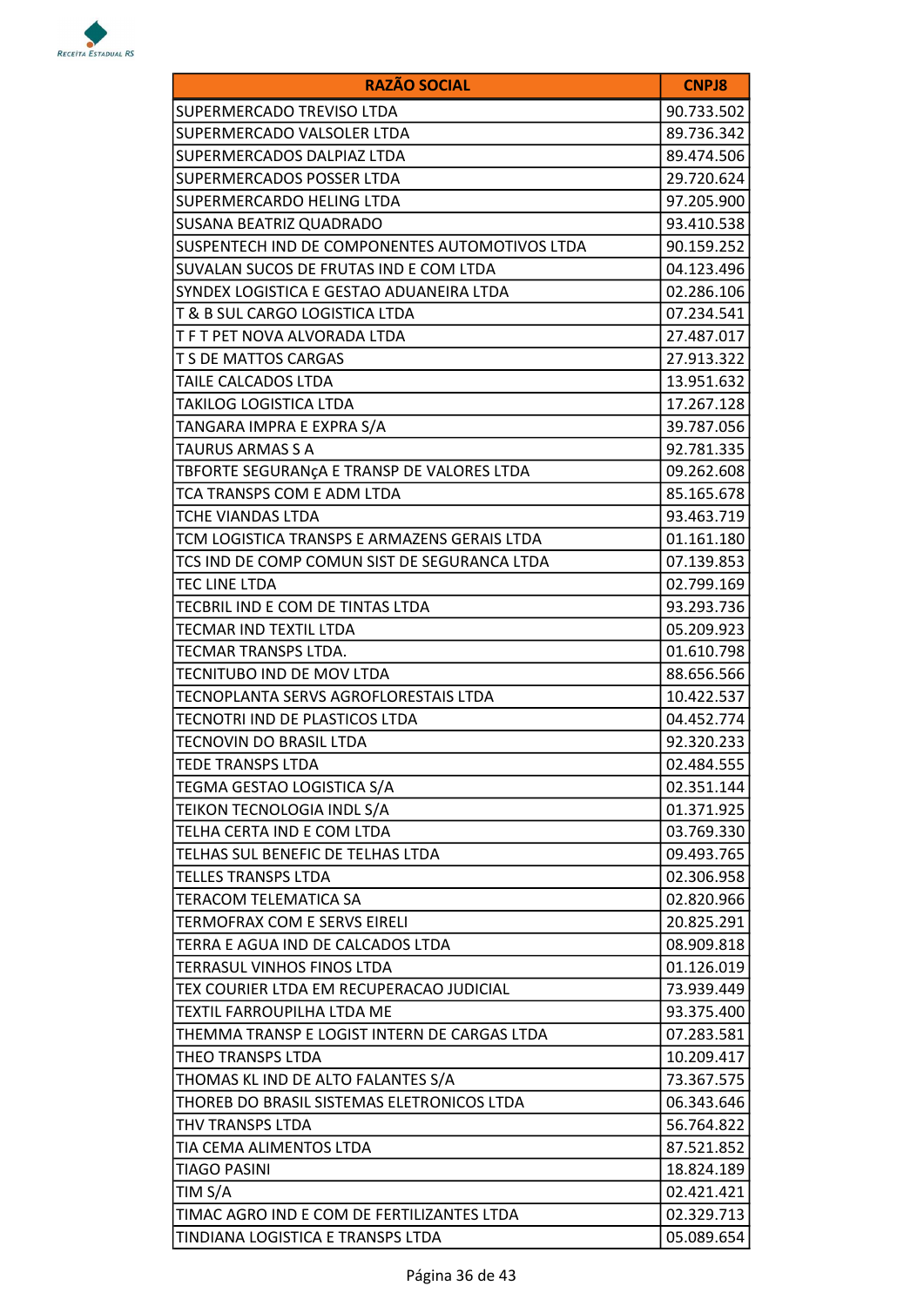| RAZÃO SOCIAL | CNPJ8 |
|---|---|
| SUPERMERCADO TREVISO LTDA | 90.733.502 |
| SUPERMERCADO VALSOLER LTDA | 89.736.342 |
| SUPERMERCADOS DALPIAZ LTDA | 89.474.506 |
| SUPERMERCADOS POSSER LTDA | 29.720.624 |
| SUPERMERCARDO HELING LTDA | 97.205.900 |
| SUSANA BEATRIZ QUADRADO | 93.410.538 |
| SUSPENTECH IND DE COMPONENTES AUTOMOTIVOS LTDA | 90.159.252 |
| SUVALAN SUCOS DE FRUTAS IND E COM LTDA | 04.123.496 |
| SYNDEX LOGISTICA E GESTAO ADUANEIRA LTDA | 02.286.106 |
| T & B SUL CARGO LOGISTICA LTDA | 07.234.541 |
| T F T PET NOVA ALVORADA LTDA | 27.487.017 |
| T S DE MATTOS CARGAS | 27.913.322 |
| TAILE CALCADOS LTDA | 13.951.632 |
| TAKILOG LOGISTICA LTDA | 17.267.128 |
| TANGARA IMPRA E EXPRA S/A | 39.787.056 |
| TAURUS ARMAS S A | 92.781.335 |
| TBFORTE SEGURANçA E TRANSP DE VALORES LTDA | 09.262.608 |
| TCA TRANSPS COM E ADM LTDA | 85.165.678 |
| TCHE VIANDAS LTDA | 93.463.719 |
| TCM LOGISTICA TRANSPS E ARMAZENS GERAIS LTDA | 01.161.180 |
| TCS IND DE COMP COMUN SIST DE SEGURANCA LTDA | 07.139.853 |
| TEC LINE LTDA | 02.799.169 |
| TECBRIL IND E COM DE TINTAS LTDA | 93.293.736 |
| TECMAR IND TEXTIL LTDA | 05.209.923 |
| TECMAR TRANSPS LTDA. | 01.610.798 |
| TECNITUBO IND DE MOV LTDA | 88.656.566 |
| TECNOPLANTA SERVS AGROFLORESTAIS LTDA | 10.422.537 |
| TECNOTRI IND DE PLASTICOS LTDA | 04.452.774 |
| TECNOVIN DO BRASIL LTDA | 92.320.233 |
| TEDE TRANSPS LTDA | 02.484.555 |
| TEGMA GESTAO LOGISTICA S/A | 02.351.144 |
| TEIKON TECNOLOGIA INDL S/A | 01.371.925 |
| TELHA CERTA IND E COM LTDA | 03.769.330 |
| TELHAS SUL BENEFIC DE TELHAS LTDA | 09.493.765 |
| TELLES TRANSPS LTDA | 02.306.958 |
| TERACOM TELEMATICA SA | 02.820.966 |
| TERMOFRAX COM E SERVS EIRELI | 20.825.291 |
| TERRA E AGUA IND DE CALCADOS LTDA | 08.909.818 |
| TERRASUL VINHOS FINOS LTDA | 01.126.019 |
| TEX COURIER LTDA EM RECUPERACAO JUDICIAL | 73.939.449 |
| TEXTIL FARROUPILHA LTDA ME | 93.375.400 |
| THEMMA TRANSP E LOGIST INTERN DE CARGAS LTDA | 07.283.581 |
| THEO TRANSPS LTDA | 10.209.417 |
| THOMAS KL IND DE ALTO FALANTES S/A | 73.367.575 |
| THOREB DO BRASIL SISTEMAS ELETRONICOS LTDA | 06.343.646 |
| THV TRANSPS LTDA | 56.764.822 |
| TIA CEMA ALIMENTOS LTDA | 87.521.852 |
| TIAGO PASINI | 18.824.189 |
| TIM S/A | 02.421.421 |
| TIMAC AGRO IND E COM DE FERTILIZANTES LTDA | 02.329.713 |
| TINDIANA LOGISTICA E TRANSPS LTDA | 05.089.654 |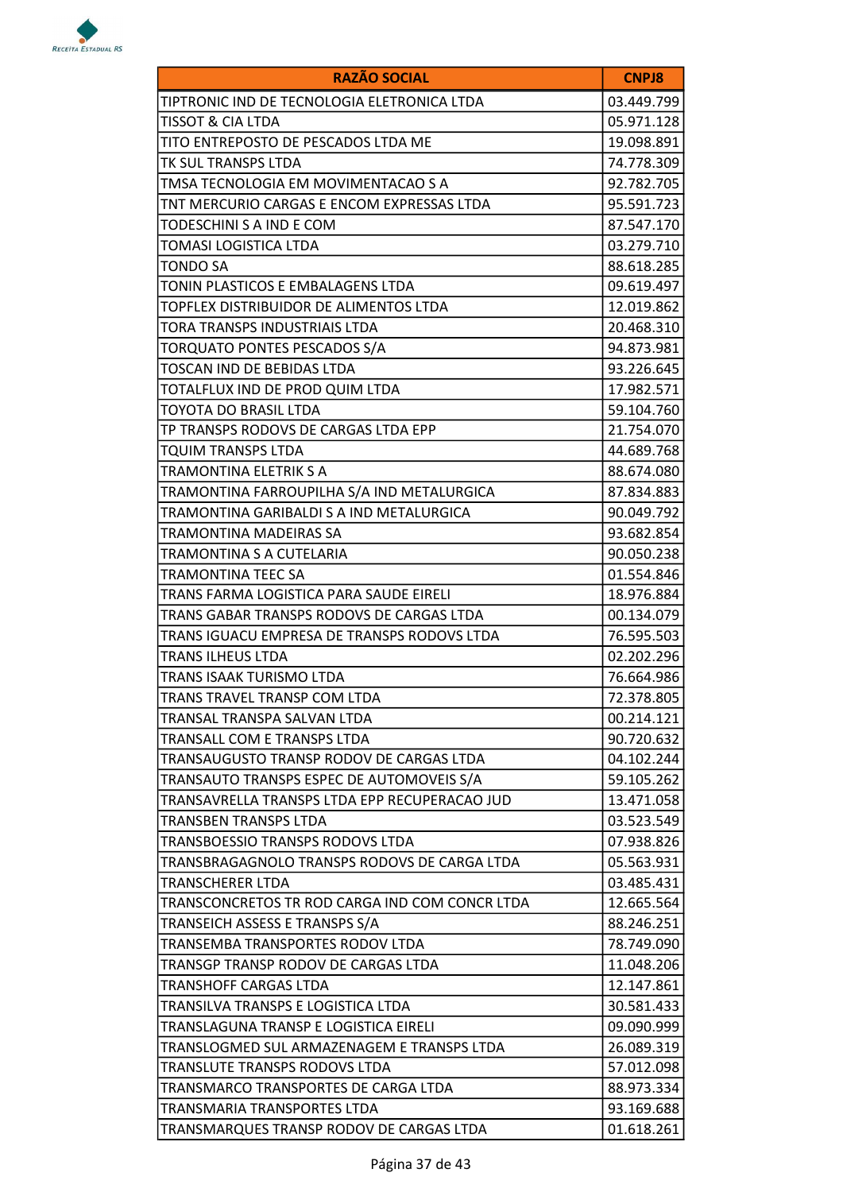| RAZÃO SOCIAL | CNPJ8 |
|---|---|
| TIPTRONIC IND DE TECNOLOGIA ELETRONICA LTDA | 03.449.799 |
| TISSOT & CIA LTDA | 05.971.128 |
| TITO ENTREPOSTO DE PESCADOS LTDA ME | 19.098.891 |
| TK SUL TRANSPS LTDA | 74.778.309 |
| TMSA TECNOLOGIA EM MOVIMENTACAO S A | 92.782.705 |
| TNT MERCURIO CARGAS E ENCOM EXPRESSAS LTDA | 95.591.723 |
| TODESCHINI S A IND E COM | 87.547.170 |
| TOMASI LOGISTICA LTDA | 03.279.710 |
| TONDO SA | 88.618.285 |
| TONIN PLASTICOS E EMBALAGENS LTDA | 09.619.497 |
| TOPFLEX DISTRIBUIDOR DE ALIMENTOS LTDA | 12.019.862 |
| TORA TRANSPS INDUSTRIAIS LTDA | 20.468.310 |
| TORQUATO PONTES PESCADOS S/A | 94.873.981 |
| TOSCAN IND DE BEBIDAS LTDA | 93.226.645 |
| TOTALFLUX IND DE PROD QUIM LTDA | 17.982.571 |
| TOYOTA DO BRASIL LTDA | 59.104.760 |
| TP TRANSPS RODOVS DE CARGAS LTDA EPP | 21.754.070 |
| TQUIM TRANSPS LTDA | 44.689.768 |
| TRAMONTINA ELETRIK S A | 88.674.080 |
| TRAMONTINA FARROUPILHA S/A IND METALURGICA | 87.834.883 |
| TRAMONTINA GARIBALDI S A IND METALURGICA | 90.049.792 |
| TRAMONTINA MADEIRAS SA | 93.682.854 |
| TRAMONTINA S A CUTELARIA | 90.050.238 |
| TRAMONTINA TEEC SA | 01.554.846 |
| TRANS FARMA LOGISTICA PARA SAUDE EIRELI | 18.976.884 |
| TRANS GABAR TRANSPS RODOVS DE CARGAS LTDA | 00.134.079 |
| TRANS IGUACU EMPRESA DE TRANSPS RODOVS LTDA | 76.595.503 |
| TRANS ILHEUS LTDA | 02.202.296 |
| TRANS ISAAK TURISMO LTDA | 76.664.986 |
| TRANS TRAVEL TRANSP COM LTDA | 72.378.805 |
| TRANSAL TRANSPA SALVAN LTDA | 00.214.121 |
| TRANSALL COM E TRANSPS LTDA | 90.720.632 |
| TRANSAUGUSTO TRANSP RODOV DE CARGAS LTDA | 04.102.244 |
| TRANSAUTO TRANSPS ESPEC DE AUTOMOVEIS S/A | 59.105.262 |
| TRANSAVRELLA TRANSPS LTDA EPP RECUPERACAO JUD | 13.471.058 |
| TRANSBEN TRANSPS LTDA | 03.523.549 |
| TRANSBOESSIO TRANSPS RODOVS LTDA | 07.938.826 |
| TRANSBRAGAGNOLO TRANSPS RODOVS DE CARGA LTDA | 05.563.931 |
| TRANSCHERER LTDA | 03.485.431 |
| TRANSCONCRETOS TR ROD CARGA IND COM CONCR LTDA | 12.665.564 |
| TRANSEICH ASSESS E TRANSPS S/A | 88.246.251 |
| TRANSEMBA TRANSPORTES RODOV LTDA | 78.749.090 |
| TRANSGP TRANSP RODOV DE CARGAS LTDA | 11.048.206 |
| TRANSHOFF CARGAS LTDA | 12.147.861 |
| TRANSILVA TRANSPS E LOGISTICA LTDA | 30.581.433 |
| TRANSLAGUNA TRANSP E LOGISTICA EIRELI | 09.090.999 |
| TRANSLOGMED SUL ARMAZENAGEM E TRANSPS LTDA | 26.089.319 |
| TRANSLUTE TRANSPS RODOVS LTDA | 57.012.098 |
| TRANSMARCO TRANSPORTES DE CARGA LTDA | 88.973.334 |
| TRANSMARIA TRANSPORTES LTDA | 93.169.688 |
| TRANSMARQUES TRANSP RODOV DE CARGAS LTDA | 01.618.261 |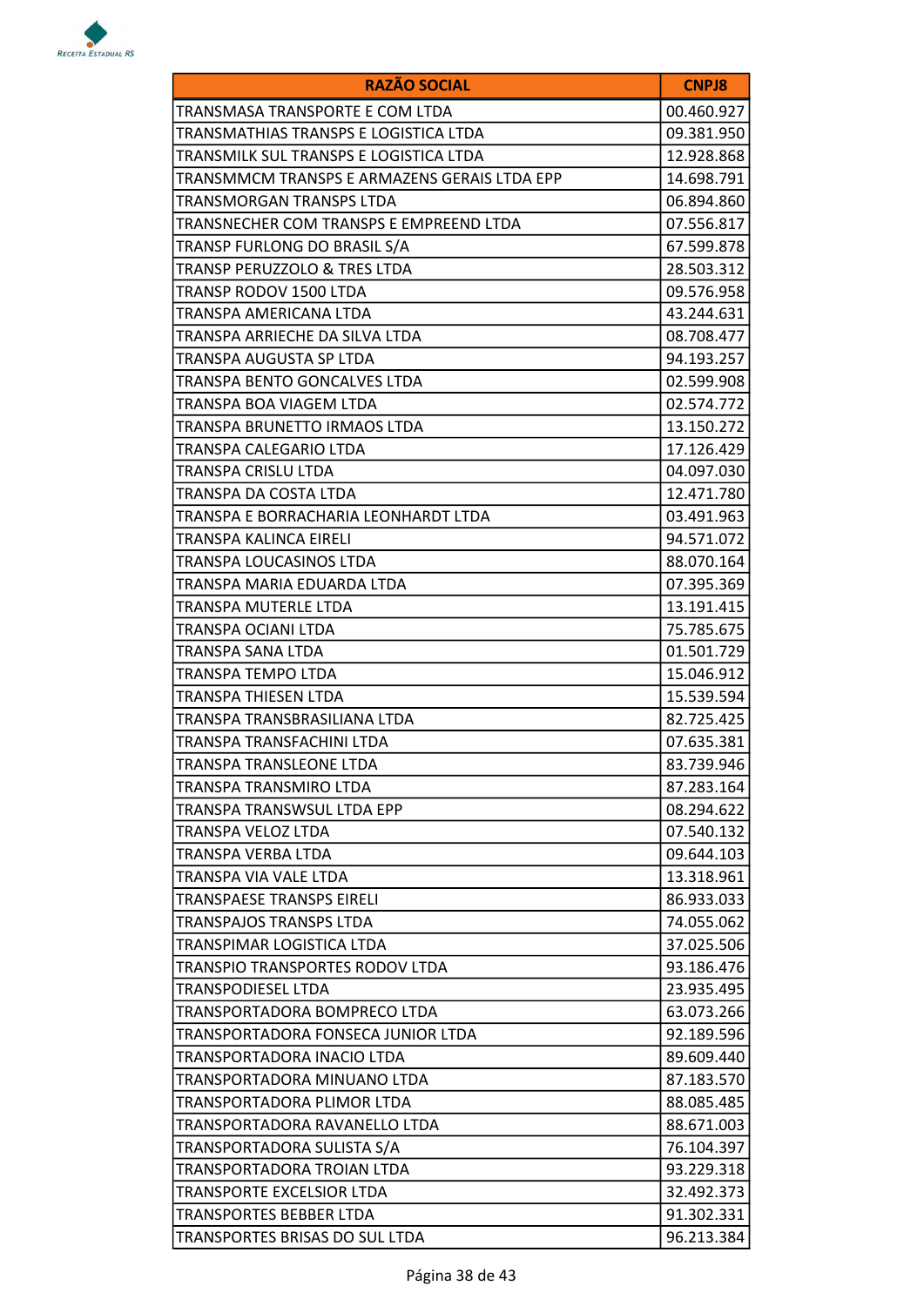| RAZÃO SOCIAL | CNPJ8 |
|---|---|
| TRANSMASA TRANSPORTE E COM LTDA | 00.460.927 |
| TRANSMATHIAS TRANSPS E LOGISTICA LTDA | 09.381.950 |
| TRANSMILK SUL TRANSPS E LOGISTICA LTDA | 12.928.868 |
| TRANSMMCM TRANSPS E ARMAZENS GERAIS LTDA EPP | 14.698.791 |
| TRANSMORGAN TRANSPS LTDA | 06.894.860 |
| TRANSNECHER COM TRANSPS E EMPREEND LTDA | 07.556.817 |
| TRANSP FURLONG DO BRASIL S/A | 67.599.878 |
| TRANSP PERUZZOLO & TRES LTDA | 28.503.312 |
| TRANSP RODOV 1500 LTDA | 09.576.958 |
| TRANSPA AMERICANA LTDA | 43.244.631 |
| TRANSPA ARRIECHE DA SILVA LTDA | 08.708.477 |
| TRANSPA AUGUSTA SP LTDA | 94.193.257 |
| TRANSPA BENTO GONCALVES LTDA | 02.599.908 |
| TRANSPA BOA VIAGEM LTDA | 02.574.772 |
| TRANSPA BRUNETTO IRMAOS LTDA | 13.150.272 |
| TRANSPA CALEGARIO LTDA | 17.126.429 |
| TRANSPA CRISLU LTDA | 04.097.030 |
| TRANSPA DA COSTA LTDA | 12.471.780 |
| TRANSPA E BORRACHARIA LEONHARDT LTDA | 03.491.963 |
| TRANSPA KALINCA EIRELI | 94.571.072 |
| TRANSPA LOUCASINOS LTDA | 88.070.164 |
| TRANSPA MARIA EDUARDA LTDA | 07.395.369 |
| TRANSPA MUTERLE LTDA | 13.191.415 |
| TRANSPA OCIANI LTDA | 75.785.675 |
| TRANSPA SANA LTDA | 01.501.729 |
| TRANSPA TEMPO LTDA | 15.046.912 |
| TRANSPA THIESEN LTDA | 15.539.594 |
| TRANSPA TRANSBRASILIANA LTDA | 82.725.425 |
| TRANSPA TRANSFACHINI LTDA | 07.635.381 |
| TRANSPA TRANSLEONE LTDA | 83.739.946 |
| TRANSPA TRANSMIRO LTDA | 87.283.164 |
| TRANSPA TRANSWSUL LTDA EPP | 08.294.622 |
| TRANSPA VELOZ LTDA | 07.540.132 |
| TRANSPA VERBA LTDA | 09.644.103 |
| TRANSPA VIA VALE LTDA | 13.318.961 |
| TRANSPAESE TRANSPS EIRELI | 86.933.033 |
| TRANSPAJOS TRANSPS LTDA | 74.055.062 |
| TRANSPIMAR LOGISTICA LTDA | 37.025.506 |
| TRANSPIO TRANSPORTES RODOV LTDA | 93.186.476 |
| TRANSPODIESEL LTDA | 23.935.495 |
| TRANSPORTADORA BOMPRECO LTDA | 63.073.266 |
| TRANSPORTADORA FONSECA JUNIOR LTDA | 92.189.596 |
| TRANSPORTADORA INACIO LTDA | 89.609.440 |
| TRANSPORTADORA MINUANO LTDA | 87.183.570 |
| TRANSPORTADORA PLIMOR LTDA | 88.085.485 |
| TRANSPORTADORA RAVANELLO LTDA | 88.671.003 |
| TRANSPORTADORA SULISTA S/A | 76.104.397 |
| TRANSPORTADORA TROIAN LTDA | 93.229.318 |
| TRANSPORTE EXCELSIOR LTDA | 32.492.373 |
| TRANSPORTES BEBBER LTDA | 91.302.331 |
| TRANSPORTES BRISAS DO SUL LTDA | 96.213.384 |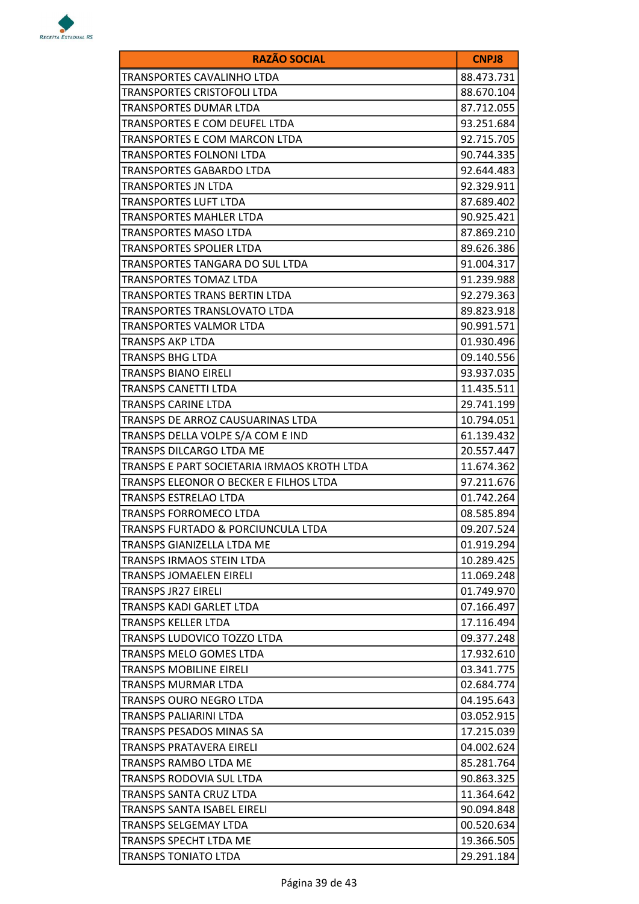| RAZÃO SOCIAL | CNPJ8 |
|---|---|
| TRANSPORTES CAVALINHO LTDA | 88.473.731 |
| TRANSPORTES CRISTOFOLI LTDA | 88.670.104 |
| TRANSPORTES DUMAR LTDA | 87.712.055 |
| TRANSPORTES E COM DEUFEL LTDA | 93.251.684 |
| TRANSPORTES E COM MARCON LTDA | 92.715.705 |
| TRANSPORTES FOLNONI LTDA | 90.744.335 |
| TRANSPORTES GABARDO LTDA | 92.644.483 |
| TRANSPORTES JN LTDA | 92.329.911 |
| TRANSPORTES LUFT LTDA | 87.689.402 |
| TRANSPORTES MAHLER LTDA | 90.925.421 |
| TRANSPORTES MASO LTDA | 87.869.210 |
| TRANSPORTES SPOLIER LTDA | 89.626.386 |
| TRANSPORTES TANGARA DO SUL LTDA | 91.004.317 |
| TRANSPORTES TOMAZ LTDA | 91.239.988 |
| TRANSPORTES TRANS BERTIN LTDA | 92.279.363 |
| TRANSPORTES TRANSLOVATO LTDA | 89.823.918 |
| TRANSPORTES VALMOR LTDA | 90.991.571 |
| TRANSPS AKP LTDA | 01.930.496 |
| TRANSPS BHG LTDA | 09.140.556 |
| TRANSPS BIANO EIRELI | 93.937.035 |
| TRANSPS CANETTI LTDA | 11.435.511 |
| TRANSPS CARINE LTDA | 29.741.199 |
| TRANSPS DE ARROZ CAUSUARINAS LTDA | 10.794.051 |
| TRANSPS DELLA VOLPE S/A COM E IND | 61.139.432 |
| TRANSPS DILCARGO LTDA ME | 20.557.447 |
| TRANSPS E PART SOCIETARIA IRMAOS KROTH LTDA | 11.674.362 |
| TRANSPS ELEONOR O BECKER E FILHOS LTDA | 97.211.676 |
| TRANSPS ESTRELAO LTDA | 01.742.264 |
| TRANSPS FORROMECO LTDA | 08.585.894 |
| TRANSPS FURTADO & PORCIUNCULA LTDA | 09.207.524 |
| TRANSPS GIANIZELLA LTDA ME | 01.919.294 |
| TRANSPS IRMAOS STEIN LTDA | 10.289.425 |
| TRANSPS JOMAELEN EIRELI | 11.069.248 |
| TRANSPS JR27 EIRELI | 01.749.970 |
| TRANSPS KADI GARLET LTDA | 07.166.497 |
| TRANSPS KELLER LTDA | 17.116.494 |
| TRANSPS LUDOVICO TOZZO LTDA | 09.377.248 |
| TRANSPS MELO GOMES LTDA | 17.932.610 |
| TRANSPS MOBILINE EIRELI | 03.341.775 |
| TRANSPS MURMAR LTDA | 02.684.774 |
| TRANSPS OURO NEGRO LTDA | 04.195.643 |
| TRANSPS PALIARINI LTDA | 03.052.915 |
| TRANSPS PESADOS MINAS SA | 17.215.039 |
| TRANSPS PRATAVERA EIRELI | 04.002.624 |
| TRANSPS RAMBO LTDA ME | 85.281.764 |
| TRANSPS RODOVIA SUL LTDA | 90.863.325 |
| TRANSPS SANTA CRUZ LTDA | 11.364.642 |
| TRANSPS SANTA ISABEL EIRELI | 90.094.848 |
| TRANSPS SELGEMAY LTDA | 00.520.634 |
| TRANSPS SPECHT LTDA ME | 19.366.505 |
| TRANSPS TONIATO LTDA | 29.291.184 |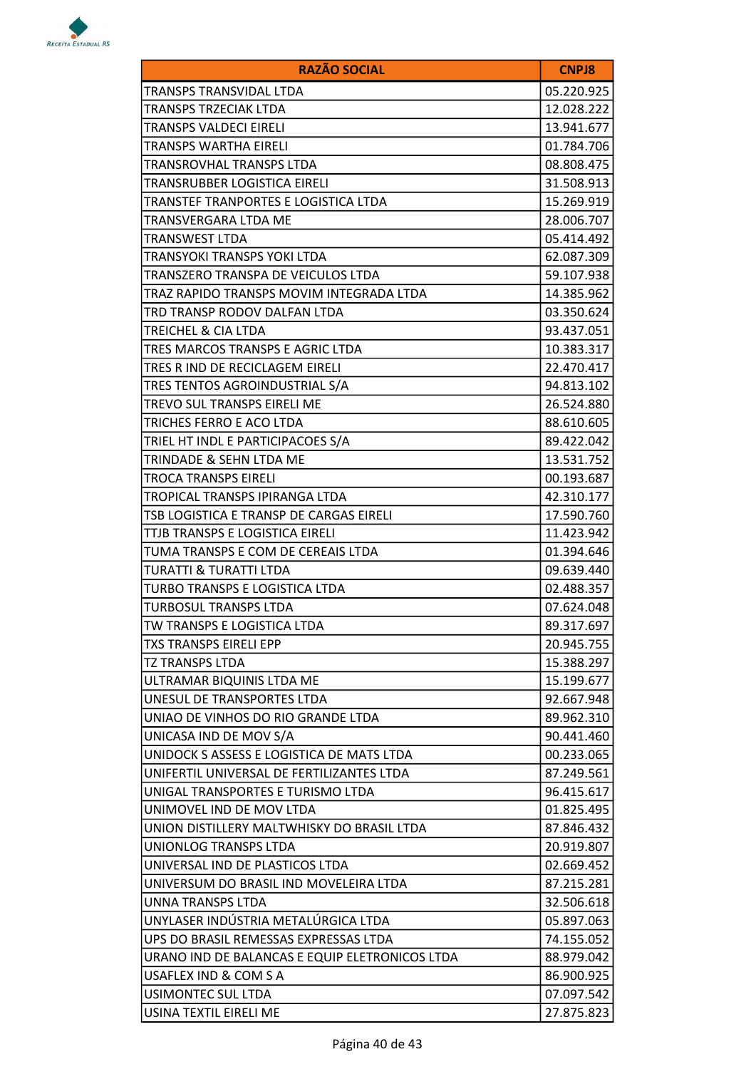| RAZÃO SOCIAL | CNPJ8 |
|---|---|
| TRANSPS TRANSVIDAL LTDA | 05.220.925 |
| TRANSPS TRZECIAK LTDA | 12.028.222 |
| TRANSPS VALDECI EIRELI | 13.941.677 |
| TRANSPS WARTHA EIRELI | 01.784.706 |
| TRANSROVHAL TRANSPS LTDA | 08.808.475 |
| TRANSRUBBER LOGISTICA EIRELI | 31.508.913 |
| TRANSTEF TRANPORTES E LOGISTICA LTDA | 15.269.919 |
| TRANSVERGARA LTDA ME | 28.006.707 |
| TRANSWEST LTDA | 05.414.492 |
| TRANSYOKI TRANSPS YOKI LTDA | 62.087.309 |
| TRANSZERO TRANSPA DE VEICULOS LTDA | 59.107.938 |
| TRAZ RAPIDO TRANSPS MOVIM INTEGRADA LTDA | 14.385.962 |
| TRD TRANSP RODOV DALFAN LTDA | 03.350.624 |
| TREICHEL & CIA LTDA | 93.437.051 |
| TRES MARCOS TRANSPS E AGRIC LTDA | 10.383.317 |
| TRES R IND DE RECICLAGEM EIRELI | 22.470.417 |
| TRES TENTOS AGROINDUSTRIAL S/A | 94.813.102 |
| TREVO SUL TRANSPS EIRELI ME | 26.524.880 |
| TRICHES FERRO E ACO LTDA | 88.610.605 |
| TRIEL HT INDL E PARTICIPACOES S/A | 89.422.042 |
| TRINDADE & SEHN LTDA ME | 13.531.752 |
| TROCA TRANSPS EIRELI | 00.193.687 |
| TROPICAL TRANSPS IPIRANGA LTDA | 42.310.177 |
| TSB LOGISTICA E TRANSP DE CARGAS EIRELI | 17.590.760 |
| TTJB TRANSPS E LOGISTICA EIRELI | 11.423.942 |
| TUMA TRANSPS E COM DE CEREAIS LTDA | 01.394.646 |
| TURATTI & TURATTI LTDA | 09.639.440 |
| TURBO TRANSPS E LOGISTICA LTDA | 02.488.357 |
| TURBOSUL TRANSPS LTDA | 07.624.048 |
| TW TRANSPS E LOGISTICA LTDA | 89.317.697 |
| TXS TRANSPS EIRELI EPP | 20.945.755 |
| TZ TRANSPS LTDA | 15.388.297 |
| ULTRAMAR BIQUINIS LTDA ME | 15.199.677 |
| UNESUL DE TRANSPORTES LTDA | 92.667.948 |
| UNIAO DE VINHOS DO RIO GRANDE LTDA | 89.962.310 |
| UNICASA IND DE MOV S/A | 90.441.460 |
| UNIDOCK S ASSESS E LOGISTICA DE MATS LTDA | 00.233.065 |
| UNIFERTIL UNIVERSAL DE FERTILIZANTES LTDA | 87.249.561 |
| UNIGAL TRANSPORTES E TURISMO LTDA | 96.415.617 |
| UNIMOVEL IND DE MOV LTDA | 01.825.495 |
| UNION DISTILLERY MALTWHISKY DO BRASIL LTDA | 87.846.432 |
| UNIONLOG TRANSPS LTDA | 20.919.807 |
| UNIVERSAL IND DE PLASTICOS LTDA | 02.669.452 |
| UNIVERSUM DO BRASIL IND MOVELEIRA LTDA | 87.215.281 |
| UNNA TRANSPS LTDA | 32.506.618 |
| UNYLASER INDÚSTRIA METALÚRGICA LTDA | 05.897.063 |
| UPS DO BRASIL REMESSAS EXPRESSAS LTDA | 74.155.052 |
| URANO IND DE BALANCAS E EQUIP ELETRONICOS LTDA | 88.979.042 |
| USAFLEX IND & COM S A | 86.900.925 |
| USIMONTEC SUL LTDA | 07.097.542 |
| USINA TEXTIL EIRELI ME | 27.875.823 |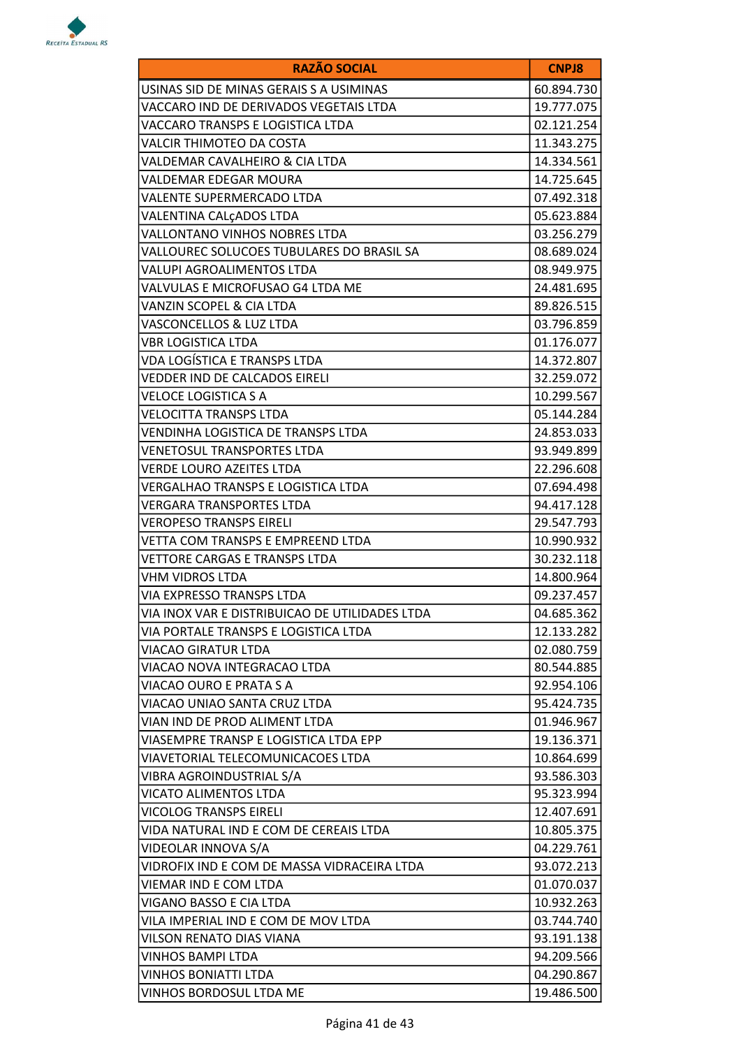| RAZÃO SOCIAL | CNPJ8 |
|---|---|
| USINAS SID DE MINAS GERAIS S A USIMINAS | 60.894.730 |
| VACCARO IND DE DERIVADOS VEGETAIS LTDA | 19.777.075 |
| VACCARO TRANSPS E LOGISTICA LTDA | 02.121.254 |
| VALCIR THIMOTEO DA COSTA | 11.343.275 |
| VALDEMAR CAVALHEIRO & CIA LTDA | 14.334.561 |
| VALDEMAR EDEGAR MOURA | 14.725.645 |
| VALENTE SUPERMERCADO LTDA | 07.492.318 |
| VALENTINA CALçADOS LTDA | 05.623.884 |
| VALLONTANO VINHOS NOBRES LTDA | 03.256.279 |
| VALLOUREC SOLUCOES TUBULARES DO BRASIL SA | 08.689.024 |
| VALUPI AGROALIMENTOS LTDA | 08.949.975 |
| VALVULAS E MICROFUSAO G4 LTDA ME | 24.481.695 |
| VANZIN SCOPEL & CIA LTDA | 89.826.515 |
| VASCONCELLOS & LUZ LTDA | 03.796.859 |
| VBR LOGISTICA LTDA | 01.176.077 |
| VDA LOGÍSTICA E TRANSPS LTDA | 14.372.807 |
| VEDDER IND DE CALCADOS EIRELI | 32.259.072 |
| VELOCE LOGISTICA S A | 10.299.567 |
| VELOCITTA TRANSPS LTDA | 05.144.284 |
| VENDINHA LOGISTICA DE TRANSPS LTDA | 24.853.033 |
| VENETOSUL TRANSPORTES LTDA | 93.949.899 |
| VERDE LOURO AZEITES LTDA | 22.296.608 |
| VERGALHAO TRANSPS E LOGISTICA LTDA | 07.694.498 |
| VERGARA TRANSPORTES LTDA | 94.417.128 |
| VEROPESO TRANSPS EIRELI | 29.547.793 |
| VETTA COM TRANSPS E EMPREEND LTDA | 10.990.932 |
| VETTORE CARGAS E TRANSPS LTDA | 30.232.118 |
| VHM VIDROS LTDA | 14.800.964 |
| VIA EXPRESSO TRANSPS LTDA | 09.237.457 |
| VIA INOX VAR E DISTRIBUICAO DE UTILIDADES LTDA | 04.685.362 |
| VIA PORTALE TRANSPS E LOGISTICA LTDA | 12.133.282 |
| VIACAO GIRATUR LTDA | 02.080.759 |
| VIACAO NOVA INTEGRACAO LTDA | 80.544.885 |
| VIACAO OURO E PRATA S A | 92.954.106 |
| VIACAO UNIAO SANTA CRUZ LTDA | 95.424.735 |
| VIAN IND DE PROD ALIMENT LTDA | 01.946.967 |
| VIASEMPRE TRANSP E LOGISTICA LTDA EPP | 19.136.371 |
| VIAVETORIAL TELECOMUNICACOES LTDA | 10.864.699 |
| VIBRA AGROINDUSTRIAL S/A | 93.586.303 |
| VICATO ALIMENTOS LTDA | 95.323.994 |
| VICOLOG TRANSPS EIRELI | 12.407.691 |
| VIDA NATURAL IND E COM DE CEREAIS LTDA | 10.805.375 |
| VIDEOLAR INNOVA S/A | 04.229.761 |
| VIDROFIX IND E COM DE MASSA VIDRACEIRA LTDA | 93.072.213 |
| VIEMAR IND E COM LTDA | 01.070.037 |
| VIGANO BASSO E CIA LTDA | 10.932.263 |
| VILA IMPERIAL IND E COM DE MOV LTDA | 03.744.740 |
| VILSON RENATO DIAS VIANA | 93.191.138 |
| VINHOS BAMPI LTDA | 94.209.566 |
| VINHOS BONIATTI LTDA | 04.290.867 |
| VINHOS BORDOSUL LTDA ME | 19.486.500 |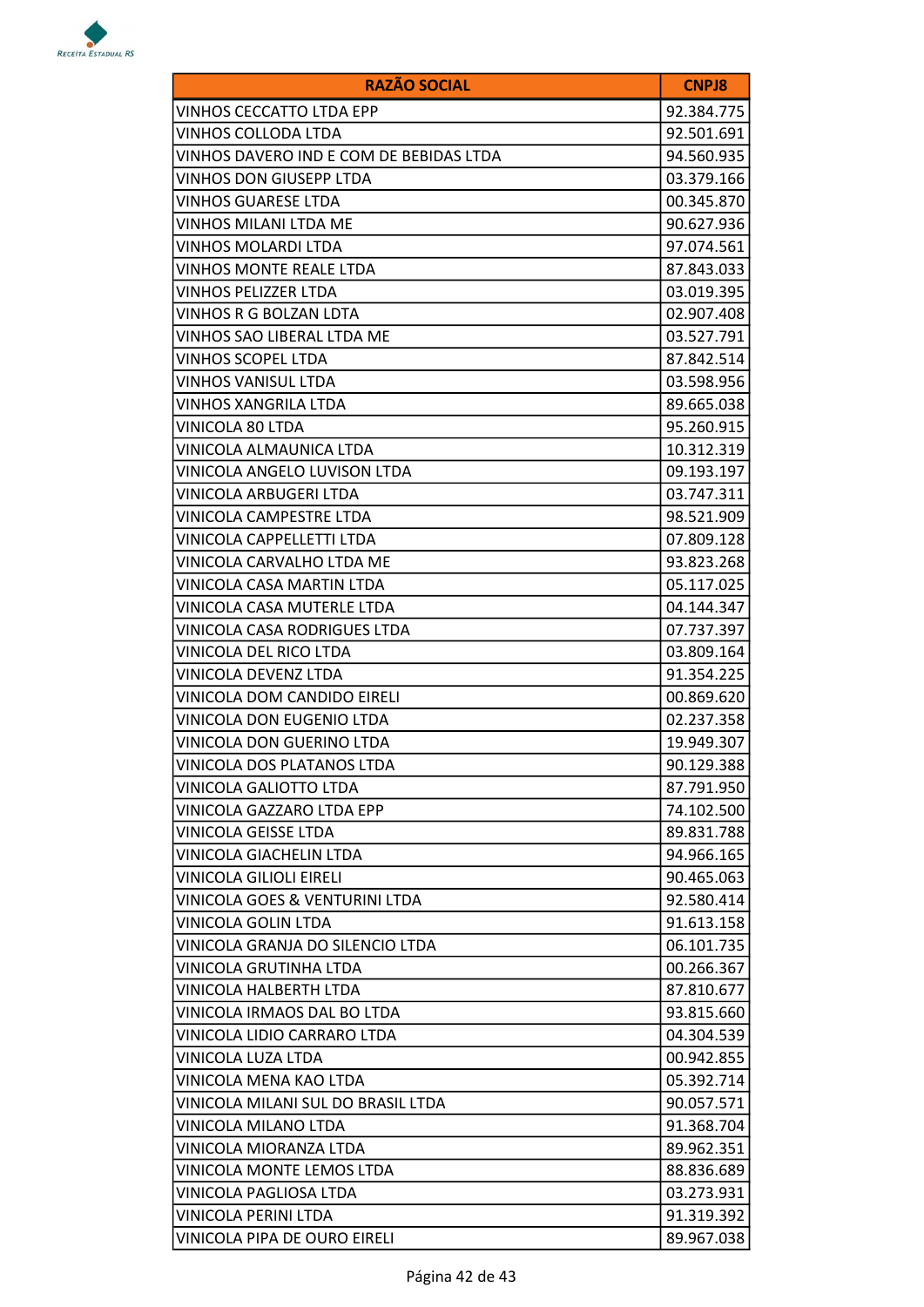| RAZÃO SOCIAL | CNPJ8 |
|---|---|
| VINHOS CECCATTO LTDA EPP | 92.384.775 |
| VINHOS COLLODA LTDA | 92.501.691 |
| VINHOS DAVERO IND E COM DE BEBIDAS LTDA | 94.560.935 |
| VINHOS DON GIUSEPP LTDA | 03.379.166 |
| VINHOS GUARESE LTDA | 00.345.870 |
| VINHOS MILANI LTDA ME | 90.627.936 |
| VINHOS MOLARDI LTDA | 97.074.561 |
| VINHOS MONTE REALE LTDA | 87.843.033 |
| VINHOS PELIZZER LTDA | 03.019.395 |
| VINHOS R G BOLZAN LDTA | 02.907.408 |
| VINHOS SAO LIBERAL LTDA ME | 03.527.791 |
| VINHOS SCOPEL LTDA | 87.842.514 |
| VINHOS VANISUL LTDA | 03.598.956 |
| VINHOS XANGRILA LTDA | 89.665.038 |
| VINICOLA 80 LTDA | 95.260.915 |
| VINICOLA ALMAUNICA LTDA | 10.312.319 |
| VINICOLA ANGELO LUVISON LTDA | 09.193.197 |
| VINICOLA ARBUGERI LTDA | 03.747.311 |
| VINICOLA CAMPESTRE LTDA | 98.521.909 |
| VINICOLA CAPPELLETTI LTDA | 07.809.128 |
| VINICOLA CARVALHO LTDA ME | 93.823.268 |
| VINICOLA CASA MARTIN LTDA | 05.117.025 |
| VINICOLA CASA MUTERLE LTDA | 04.144.347 |
| VINICOLA CASA RODRIGUES LTDA | 07.737.397 |
| VINICOLA DEL RICO LTDA | 03.809.164 |
| VINICOLA DEVENZ LTDA | 91.354.225 |
| VINICOLA DOM CANDIDO EIRELI | 00.869.620 |
| VINICOLA DON EUGENIO LTDA | 02.237.358 |
| VINICOLA DON GUERINO LTDA | 19.949.307 |
| VINICOLA DOS PLATANOS LTDA | 90.129.388 |
| VINICOLA GALIOTTO LTDA | 87.791.950 |
| VINICOLA GAZZARO LTDA EPP | 74.102.500 |
| VINICOLA GEISSE LTDA | 89.831.788 |
| VINICOLA GIACHELIN LTDA | 94.966.165 |
| VINICOLA GILIOLI EIRELI | 90.465.063 |
| VINICOLA GOES & VENTURINI LTDA | 92.580.414 |
| VINICOLA GOLIN LTDA | 91.613.158 |
| VINICOLA GRANJA DO SILENCIO LTDA | 06.101.735 |
| VINICOLA GRUTINHA LTDA | 00.266.367 |
| VINICOLA HALBERTH LTDA | 87.810.677 |
| VINICOLA IRMAOS DAL BO LTDA | 93.815.660 |
| VINICOLA LIDIO CARRARO LTDA | 04.304.539 |
| VINICOLA LUZA LTDA | 00.942.855 |
| VINICOLA MENA KAO LTDA | 05.392.714 |
| VINICOLA MILANI SUL DO BRASIL LTDA | 90.057.571 |
| VINICOLA MILANO LTDA | 91.368.704 |
| VINICOLA MIORANZA LTDA | 89.962.351 |
| VINICOLA MONTE LEMOS LTDA | 88.836.689 |
| VINICOLA PAGLIOSA LTDA | 03.273.931 |
| VINICOLA PERINI LTDA | 91.319.392 |
| VINICOLA PIPA DE OURO EIRELI | 89.967.038 |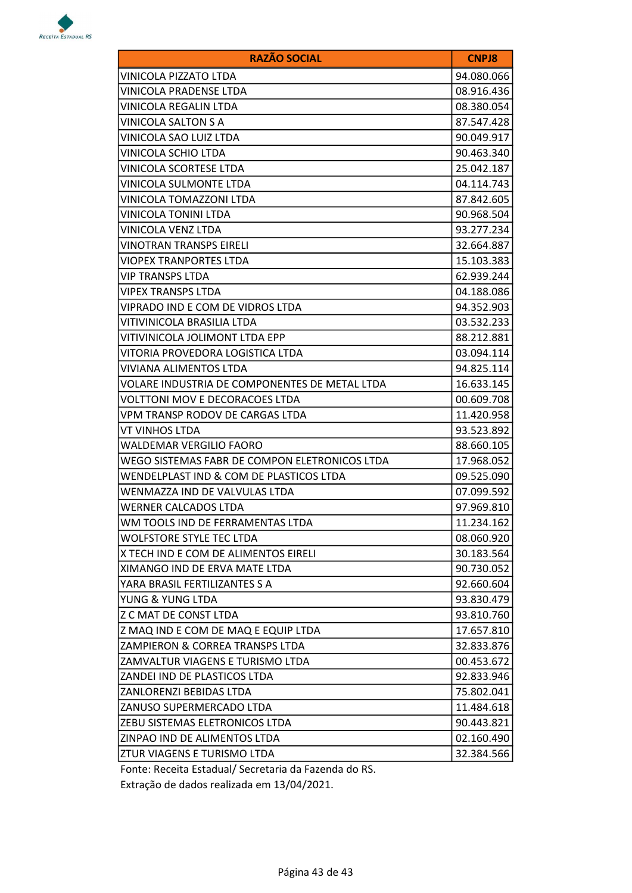| RAZÃO SOCIAL | CNPJ8 |
|---|---|
| VINICOLA PIZZATO LTDA | 94.080.066 |
| VINICOLA PRADENSE LTDA | 08.916.436 |
| VINICOLA REGALIN LTDA | 08.380.054 |
| VINICOLA SALTON S A | 87.547.428 |
| VINICOLA SAO LUIZ LTDA | 90.049.917 |
| VINICOLA SCHIO LTDA | 90.463.340 |
| VINICOLA SCORTESE LTDA | 25.042.187 |
| VINICOLA SULMONTE LTDA | 04.114.743 |
| VINICOLA TOMAZZONI LTDA | 87.842.605 |
| VINICOLA TONINI LTDA | 90.968.504 |
| VINICOLA VENZ LTDA | 93.277.234 |
| VINOTRAN TRANSPS EIRELI | 32.664.887 |
| VIOPEX TRANPORTES LTDA | 15.103.383 |
| VIP TRANSPS LTDA | 62.939.244 |
| VIPEX TRANSPS LTDA | 04.188.086 |
| VIPRADO IND E COM DE VIDROS LTDA | 94.352.903 |
| VITIVINICOLA BRASILIA LTDA | 03.532.233 |
| VITIVINICOLA JOLIMONT LTDA EPP | 88.212.881 |
| VITORIA PROVEDORA LOGISTICA LTDA | 03.094.114 |
| VIVIANA ALIMENTOS LTDA | 94.825.114 |
| VOLARE INDUSTRIA DE COMPONENTES DE METAL LTDA | 16.633.145 |
| VOLTTONI MOV E DECORACOES LTDA | 00.609.708 |
| VPM TRANSP RODOV DE CARGAS LTDA | 11.420.958 |
| VT VINHOS LTDA | 93.523.892 |
| WALDEMAR VERGILIO FAORO | 88.660.105 |
| WEGO SISTEMAS FABR DE COMPON ELETRONICOS LTDA | 17.968.052 |
| WENDELPLAST IND & COM DE PLASTICOS LTDA | 09.525.090 |
| WENMAZZA IND DE VALVULAS LTDA | 07.099.592 |
| WERNER CALCADOS LTDA | 97.969.810 |
| WM TOOLS IND DE FERRAMENTAS LTDA | 11.234.162 |
| WOLFSTORE STYLE TEC LTDA | 08.060.920 |
| X TECH IND E COM DE ALIMENTOS EIRELI | 30.183.564 |
| XIMANGO IND DE ERVA MATE LTDA | 90.730.052 |
| YARA BRASIL FERTILIZANTES S A | 92.660.604 |
| YUNG & YUNG LTDA | 93.830.479 |
| Z C MAT DE CONST LTDA | 93.810.760 |
| Z MAQ IND E COM DE MAQ E EQUIP LTDA | 17.657.810 |
| ZAMPIERON & CORREA TRANSPS LTDA | 32.833.876 |
| ZAMVALTUR VIAGENS E TURISMO LTDA | 00.453.672 |
| ZANDEI IND DE PLASTICOS LTDA | 92.833.946 |
| ZANLORENZI BEBIDAS LTDA | 75.802.041 |
| ZANUSO SUPERMERCADO LTDA | 11.484.618 |
| ZEBU SISTEMAS ELETRONICOS LTDA | 90.443.821 |
| ZINPAO IND DE ALIMENTOS LTDA | 02.160.490 |
| ZTUR VIAGENS E TURISMO LTDA | 32.384.566 |

Fonte: Receita Estadual/ Secretaria da Fazenda do RS.

Extração de dados realizada em 13/04/2021.